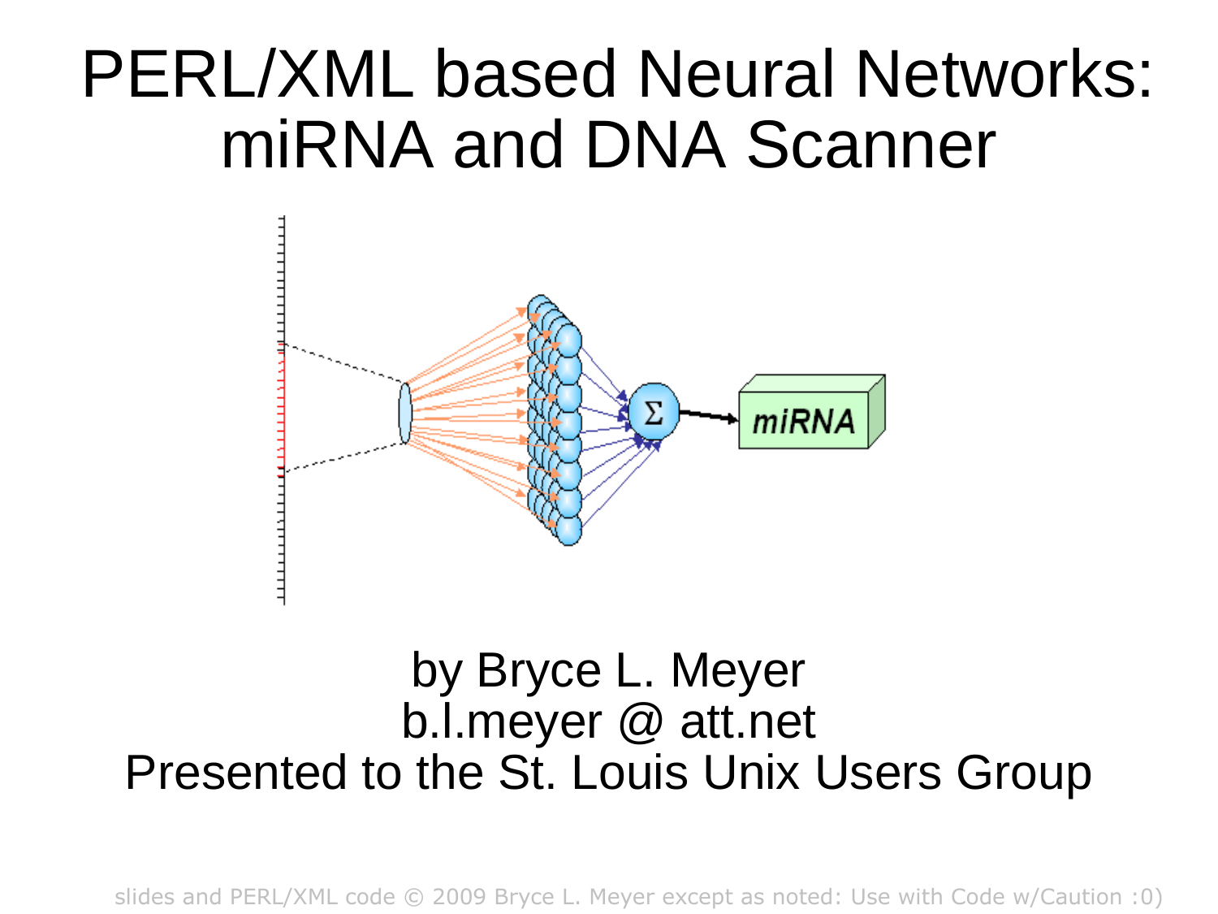# PERL/XML based Neural Networks: miRNA and DNA Scanner

by Bryce L. Meyer
b.l.meyer @ att.net
Presented to the St. Louis Unix Users Group

slides and PERL/XML code © 2009 Bryce L. Meyer except as noted: Use with Code w/Caution :0)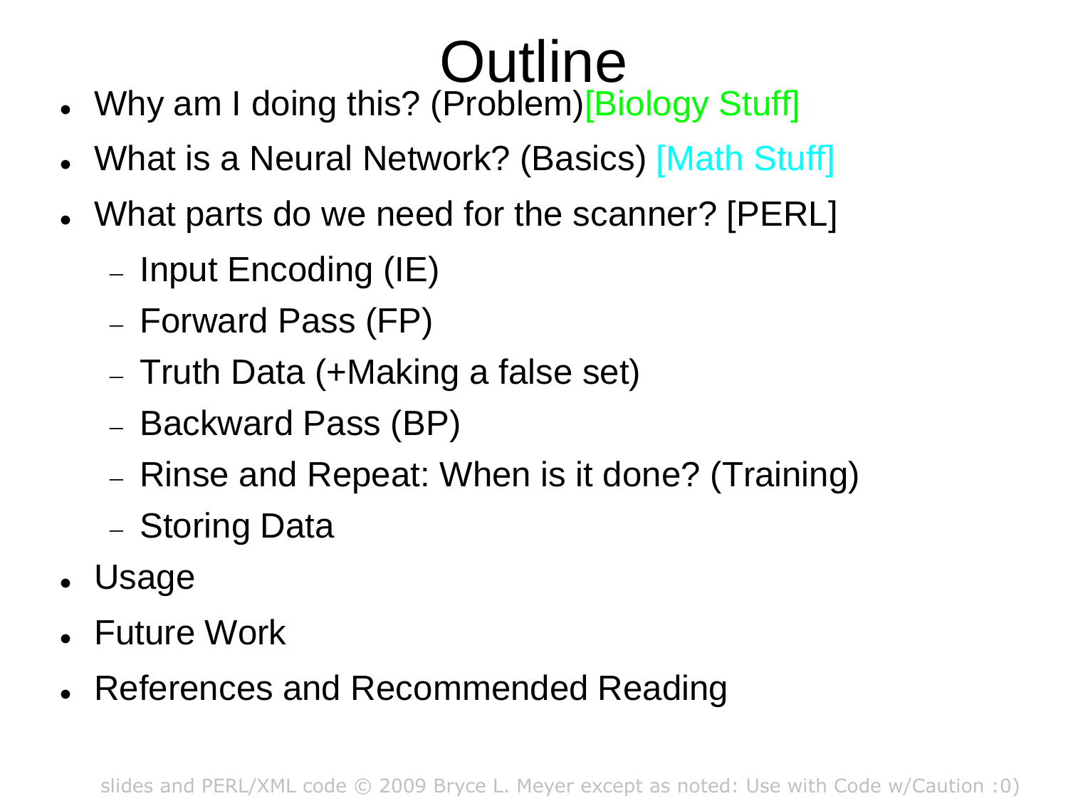# Outline

- Why am I doing this? (Problem)[Biology Stuff]
- What is a Neural Network? (Basics) [Math Stuff]
- What parts do we need for the scanner? [PERL]
  - Input Encoding (IE)
  - Forward Pass (FP)
  - Truth Data (+Making a false set)
  - Backward Pass (BP)
  - Rinse and Repeat: When is it done? (Training)
  - Storing Data
- Usage
- Future Work
- References and Recommended Reading

slides and PERL/XML code © 2009 Bryce L. Meyer except as noted: Use with Code w/Caution :0)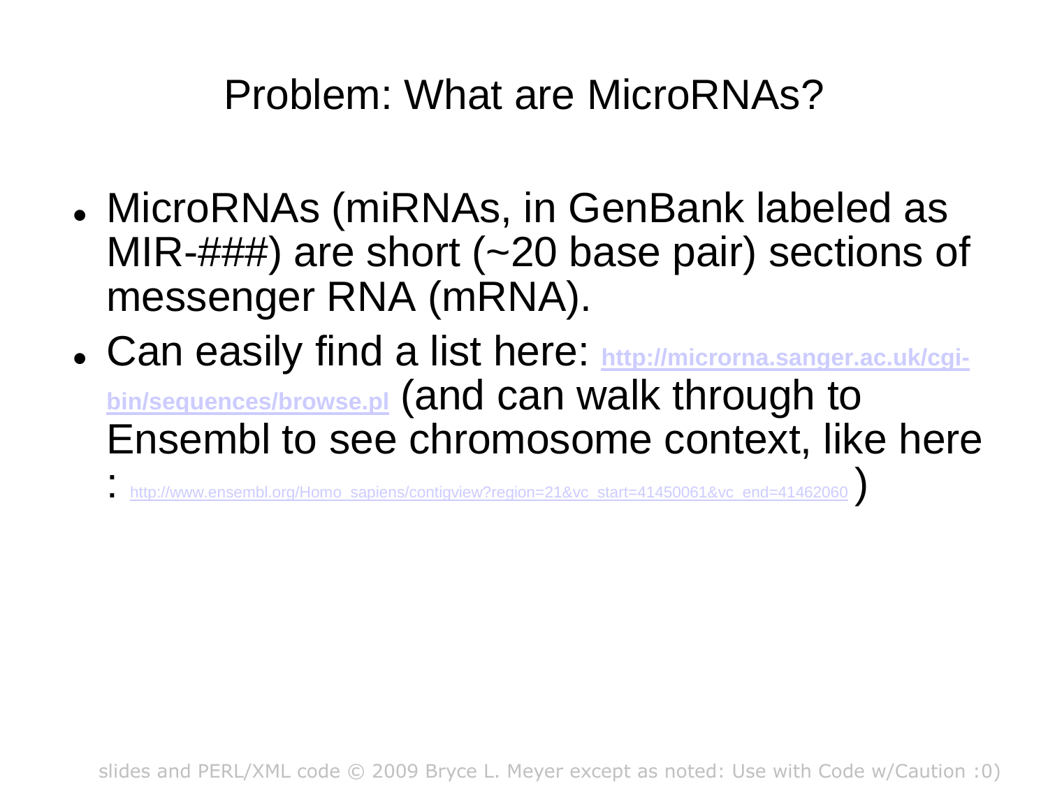# Problem: What are MicroRNAs?

- MicroRNAs (miRNAs, in GenBank labeled as MIR-###) are short (~20 base pair) sections of messenger RNA (mRNA).
- Can easily find a list here: **http://microrna.sanger.ac.uk/cgi-bin/sequences/browse.pl** (and can walk through to Ensembl to see chromosome context, like here : http://www.ensembl.org/Homo_sapiens/contigview?region=21&vc_start=41450061&vc_end=41462060 )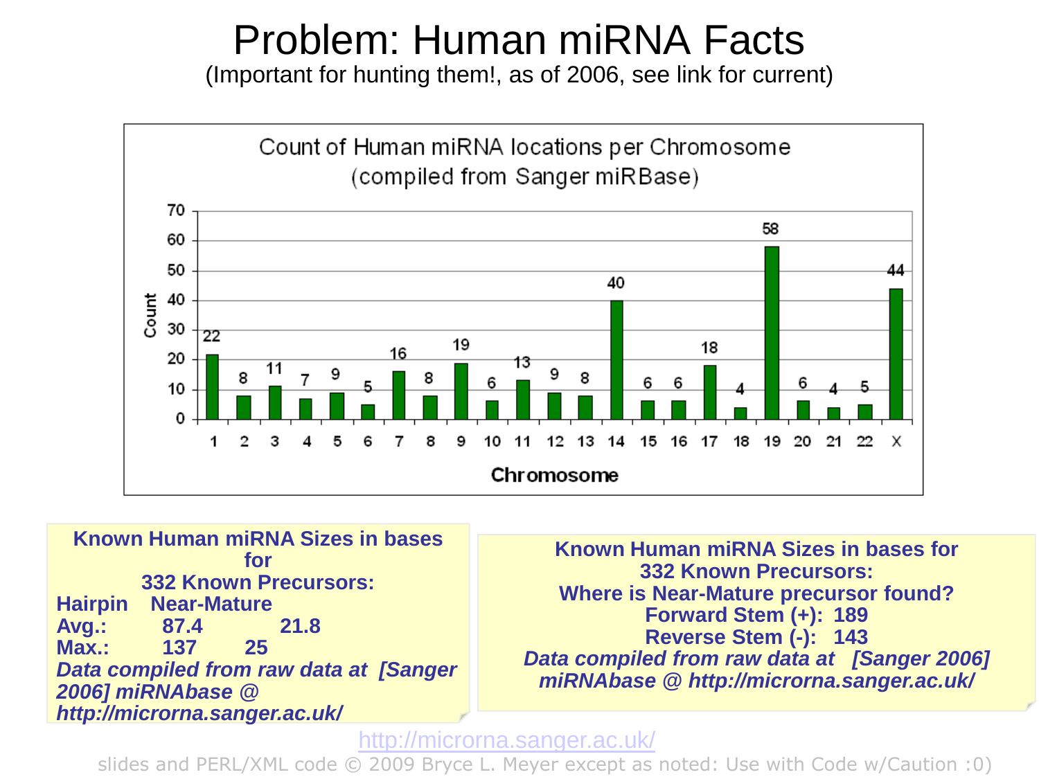# Problem: Human miRNA Facts

(Important for hunting them!, as of 2006, see link for current)

**Count of Human miRNA locations per Chromosome (compiled from Sanger miRBase)**

| Chromosome | 1 | 2 | 3 | 4 | 5 | 6 | 7 | 8 | 9 | 10 | 11 | 12 | 13 | 14 | 15 | 16 | 17 | 18 | 19 | 20 | 21 | 22 | X |
|---|---|---|---|---|---|---|---|---|---|---|---|---|---|---|---|---|---|---|---|---|---|---|---|
| Count | 22 | 8 | 11 | 7 | 9 | 5 | 16 | 8 | 19 | 6 | 13 | 9 | 8 | 40 | 6 | 6 | 18 | 4 | 58 | 6 | 4 | 5 | 44 |

**Known Human miRNA Sizes in bases for 332 Known Precursors:**

| | Hairpin | Near-Mature |
|---|---|---|
| **Avg.:** | 87.4 | 21.8 |
| **Max.:** | 137 | 25 |

***Data compiled from raw data at [Sanger 2006] miRNAbase @ http://microrna.sanger.ac.uk/***

**Known Human miRNA Sizes in bases for 332 Known Precursors:**
**Where is Near-Mature precursor found?**
**Forward Stem (+): 189**
**Reverse Stem (-): 143**

***Data compiled from raw data at [Sanger 2006] miRNAbase @ http://microrna.sanger.ac.uk/***

http://microrna.sanger.ac.uk/

slides and PERL/XML code © 2009 Bryce L. Meyer except as noted: Use with Code w/Caution :0)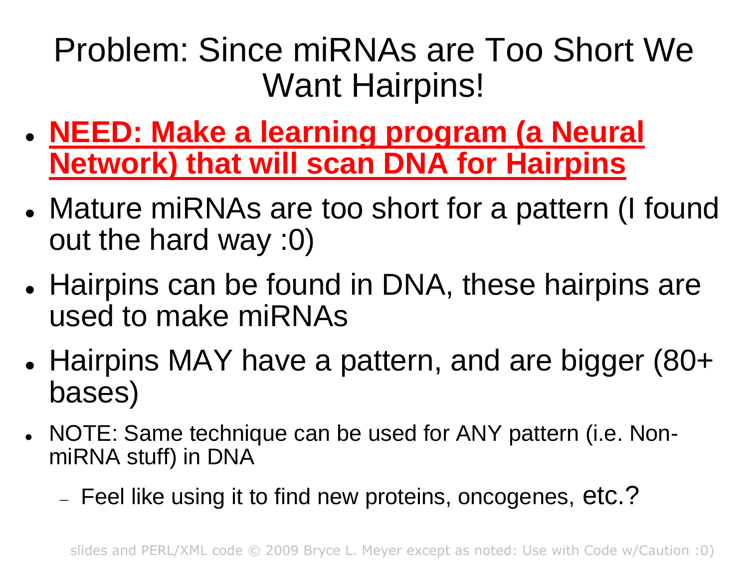# Problem: Since miRNAs are Too Short We Want Hairpins!

- **NEED: Make a learning program (a Neural Network) that will scan DNA for Hairpins**
- Mature miRNAs are too short for a pattern (I found out the hard way :0)
- Hairpins can be found in DNA, these hairpins are used to make miRNAs
- Hairpins MAY have a pattern, and are bigger (80+ bases)
- NOTE: Same technique can be used for ANY pattern (i.e. Non-miRNA stuff) in DNA
  - Feel like using it to find new proteins, oncogenes, etc.?

slides and PERL/XML code © 2009 Bryce L. Meyer except as noted: Use with Code w/Caution :0)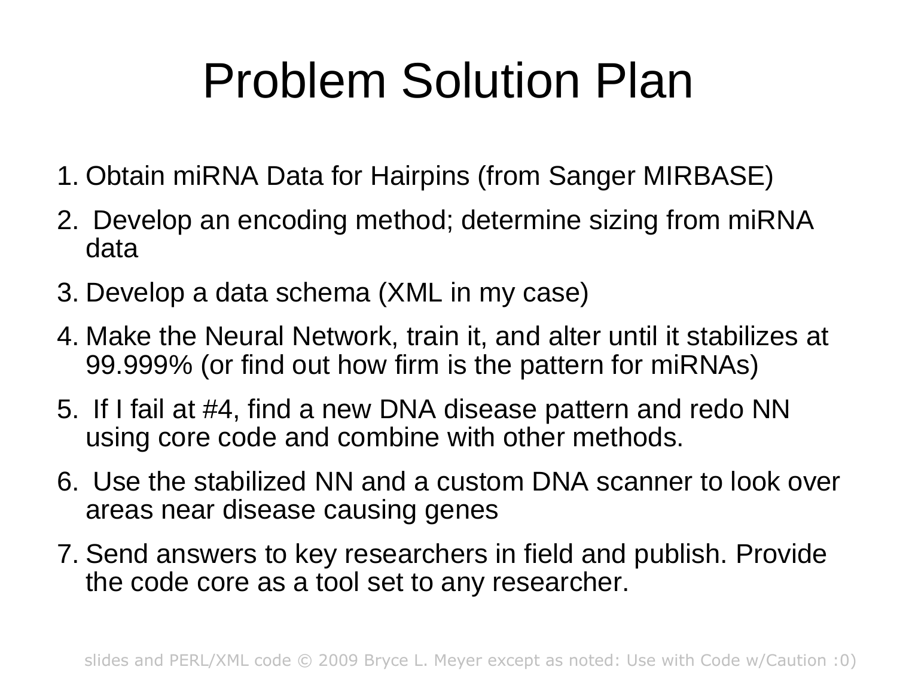# Problem Solution Plan

1. Obtain miRNA Data for Hairpins (from Sanger MIRBASE)
2. Develop an encoding method; determine sizing from miRNA data
3. Develop a data schema (XML in my case)
4. Make the Neural Network, train it, and alter until it stabilizes at 99.999% (or find out how firm is the pattern for miRNAs)
5. If I fail at #4, find a new DNA disease pattern and redo NN using core code and combine with other methods.
6. Use the stabilized NN and a custom DNA scanner to look over areas near disease causing genes
7. Send answers to key researchers in field and publish. Provide the code core as a tool set to any researcher.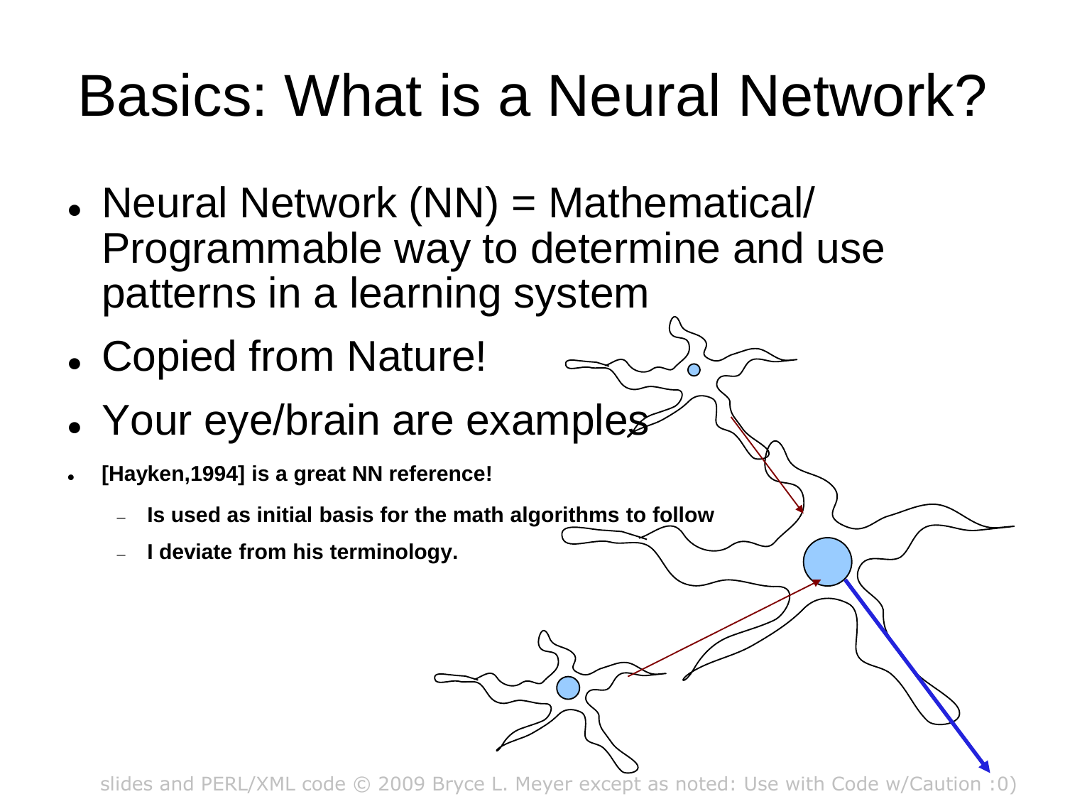# Basics: What is a Neural Network?

- Neural Network (NN) = Mathematical/ Programmable way to determine and use patterns in a learning system
- Copied from Nature!
- Your eye/brain are examples
- **[Hayken,1994] is a great NN reference!**
  - **Is used as initial basis for the math algorithms to follow**
  - **I deviate from his terminology.**

slides and PERL/XML code © 2009 Bryce L. Meyer except as noted: Use with Code w/Caution :0)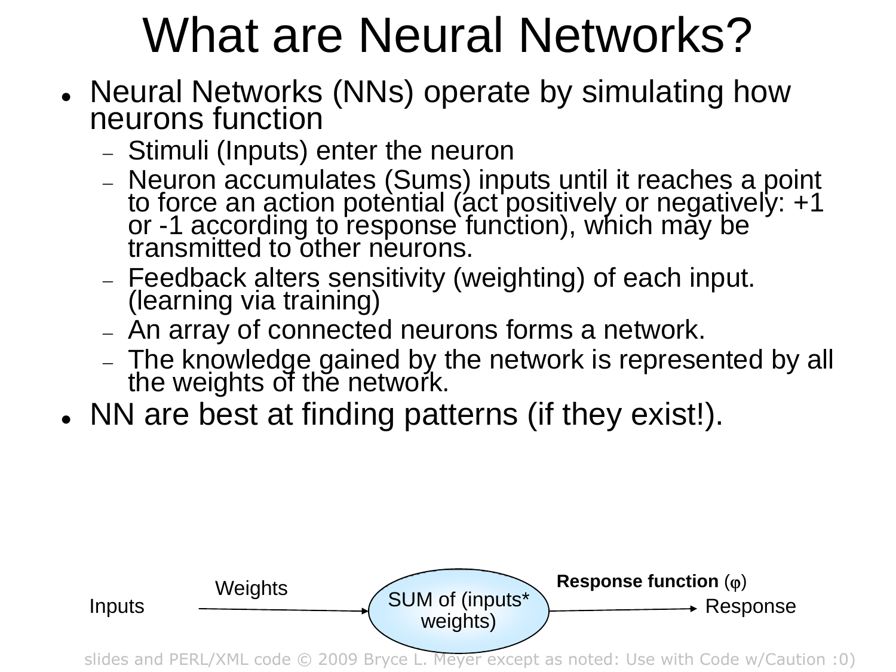# What are Neural Networks?

- Neural Networks (NNs) operate by simulating how neurons function
  - Stimuli (Inputs) enter the neuron
  - Neuron accumulates (Sums) inputs until it reaches a point to force an action potential (act positively or negatively: +1 or -1 according to response function), which may be transmitted to other neurons.
  - Feedback alters sensitivity (weighting) of each input. (learning via training)
  - An array of connected neurons forms a network.
  - The knowledge gained by the network is represented by all the weights of the network.
- NN are best at finding patterns (if they exist!).

Inputs → Weights → SUM of (inputs* weights) → **Response function** ($\varphi$) → Response

slides and PERL/XML code © 2009 Bryce L. Meyer except as noted: Use with Code w/Caution :0)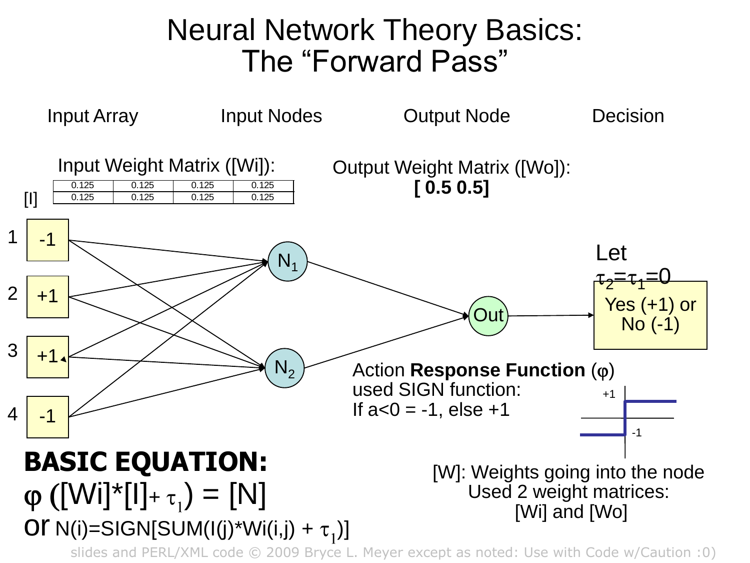# Neural Network Theory Basics: The "Forward Pass"

Input Array | Input Nodes | Output Node | Decision

Input Weight Matrix ([Wi]):

| 0.125 | 0.125 | 0.125 | 0.125 |
|---|---|---|---|
| 0.125 | 0.125 | 0.125 | 0.125 |

Output Weight Matrix ([Wo]):
**[ 0.5 0.5]**

[I]

1. -1
2. +1
3. +1
4. -1

$N_1$, $N_2$ → Out → Yes (+1) or No (-1)

Let $\tau_2 = \tau_1 = 0$

Action **Response Function** ($\varphi$) used SIGN function:
If a<0 = -1, else +1

[W]: Weights going into the node
Used 2 weight matrices:
[Wi] and [Wo]

**BASIC EQUATION:**

$$\varphi([Wi]*[I] + \tau_1) = [N]$$

or $N(i) = SIGN[SUM(I(j)*Wi(i,j) + \tau_1)]$

slides and PERL/XML code © 2009 Bryce L. Meyer except as noted: Use with Code w/Caution :0)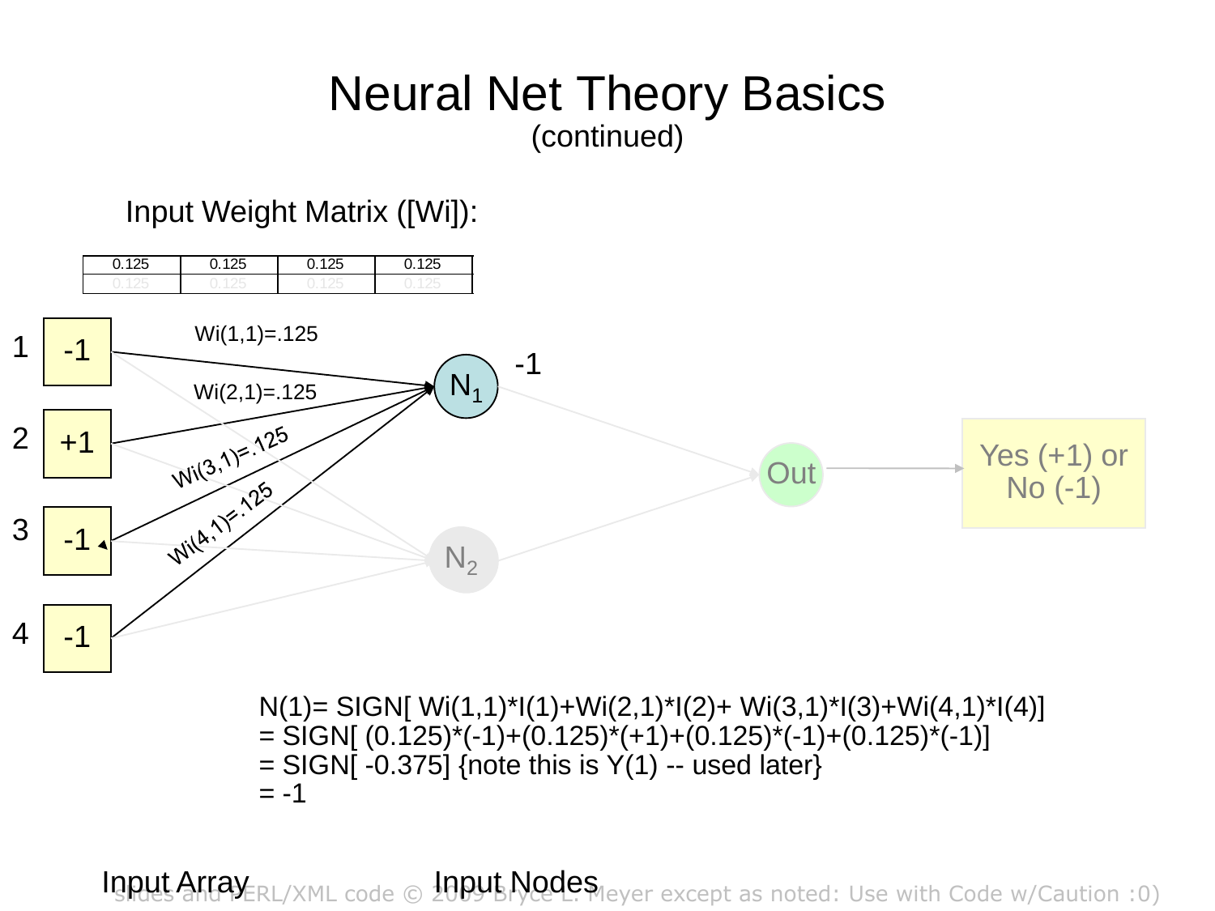# Neural Net Theory Basics

(continued)

Input Weight Matrix ([Wi]):

| 0.125 | 0.125 | 0.125 | 0.125 |
|---|---|---|---|
| 0.125 | 0.125 | 0.125 | 0.125 |

Input Array:

1. -1
2. +1
3. -1
4. -1

Input Nodes: $N_1$, $N_2$

Wi(1,1)=.125

Wi(2,1)=.125

Wi(3,1)=.125

Wi(4,1)=.125

$N_1$ output: -1

Out → Yes (+1) or No (-1)

N(1)= SIGN[ Wi(1,1)*I(1)+Wi(2,1)*I(2)+ Wi(3,1)*I(3)+Wi(4,1)*I(4)]
= SIGN[ (0.125)*(-1)+(0.125)*(+1)+(0.125)*(-1)+(0.125)*(-1)]
= SIGN[ -0.375] {note this is Y(1) -- used later}
= -1

slides and PERL/XML code © 2009 Bryce L. Meyer except as noted: Use with Code w/Caution :0)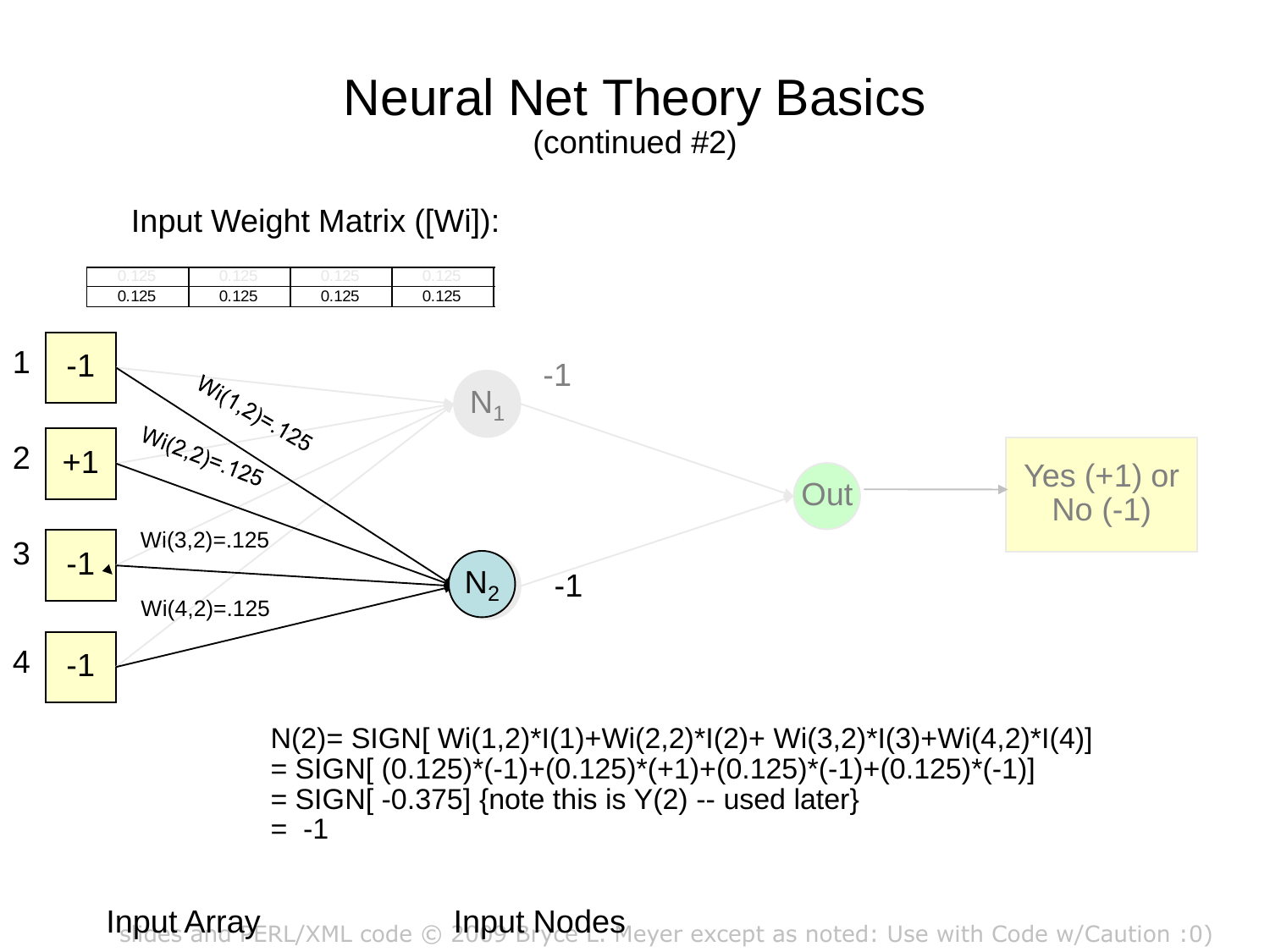# Neural Net Theory Basics

(continued #2)

Input Weight Matrix ([Wi]):

| 0.125 | 0.125 | 0.125 | 0.125 |
| --- | --- | --- | --- |
| 0.125 | 0.125 | 0.125 | 0.125 |

1 -1

2 +1

3 -1

4 -1

Wi(1,2)=.125

Wi(2,2)=.125

Wi(3,2)=.125

Wi(4,2)=.125

$N_1$ -1

$N_2$ -1

Out

Yes (+1) or No (-1)

N(2)= SIGN[ Wi(1,2)*I(1)+Wi(2,2)*I(2)+ Wi(3,2)*I(3)+Wi(4,2)*I(4)]
= SIGN[ (0.125)*(-1)+(0.125)*(+1)+(0.125)*(-1)+(0.125)*(-1)]
= SIGN[ -0.375] {note this is Y(2) -- used later}
= -1

Input Array

Input Nodes

Slides and PERL/XML code © 2009 Bryce L. Meyer except as noted: Use with Code w/Caution :0)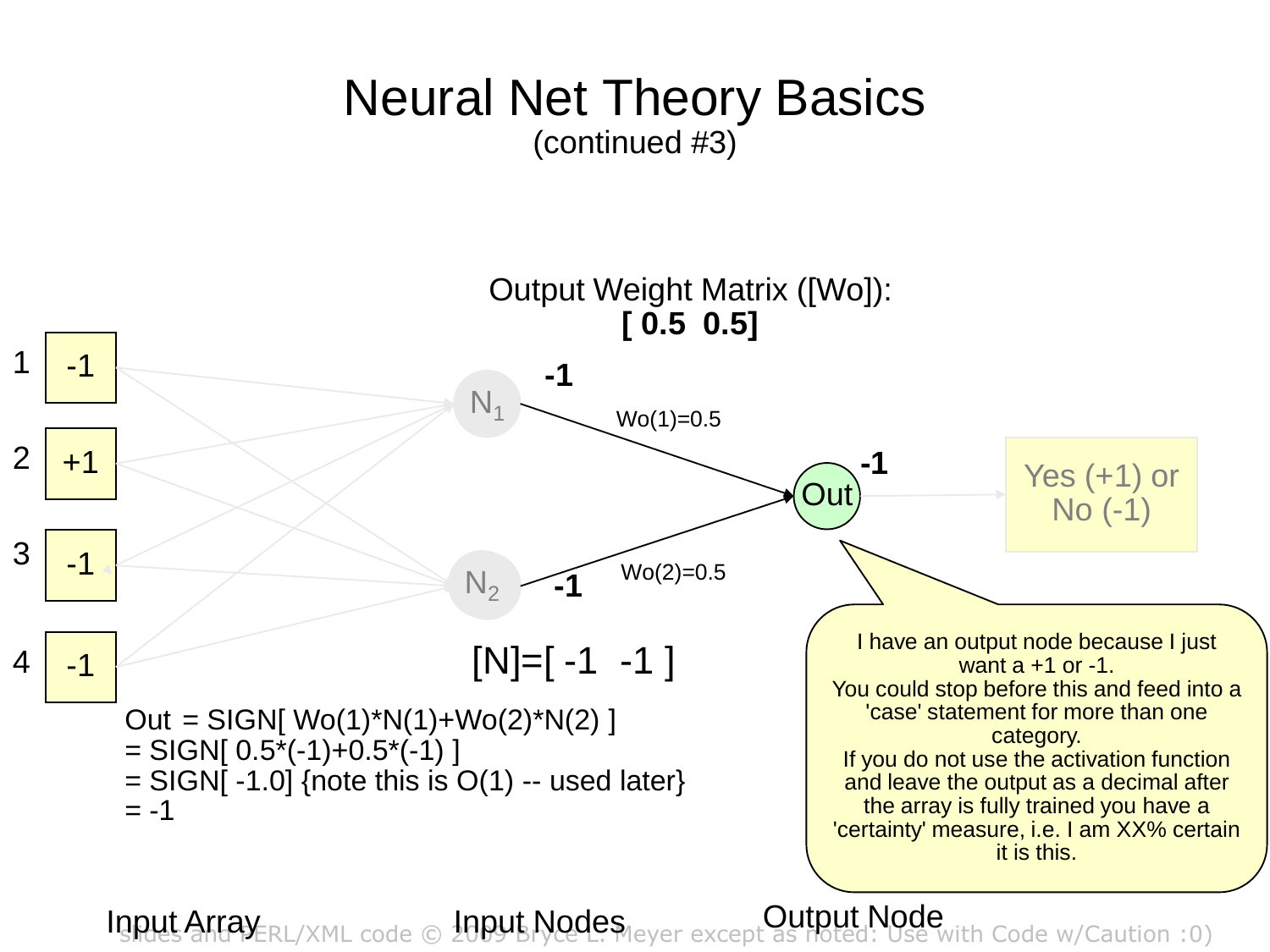# Neural Net Theory Basics

(continued #3)

Output Weight Matrix ([Wo]):
**[ 0.5  0.5]**

| | Input Array |
|---|---|
| 1 | -1 |
| 2 | +1 |
| 3 | -1 |
| 4 | -1 |

$N_1$: **-1**  Wo(1)=0.5

$N_2$: **-1**  Wo(2)=0.5

Out: **-1**

Yes (+1) or No (-1)

[N]=[ -1  -1 ]

Out = SIGN[ Wo(1)*N(1)+Wo(2)*N(2) ]
= SIGN[ 0.5*(-1)+0.5*(-1) ]
= SIGN[ -1.0] {note this is O(1) -- used later}
= -1

I have an output node because I just want a +1 or -1.
You could stop before this and feed into a 'case' statement for more than one category.
If you do not use the activation function and leave the output as a decimal after the array is fully trained you have a 'certainty' measure, i.e. I am XX% certain it is this.

Input Array    Input Nodes    Output Node

slides and PERL/XML code © 2009 Bryce L. Meyer except as noted: Use with Code w/Caution :0)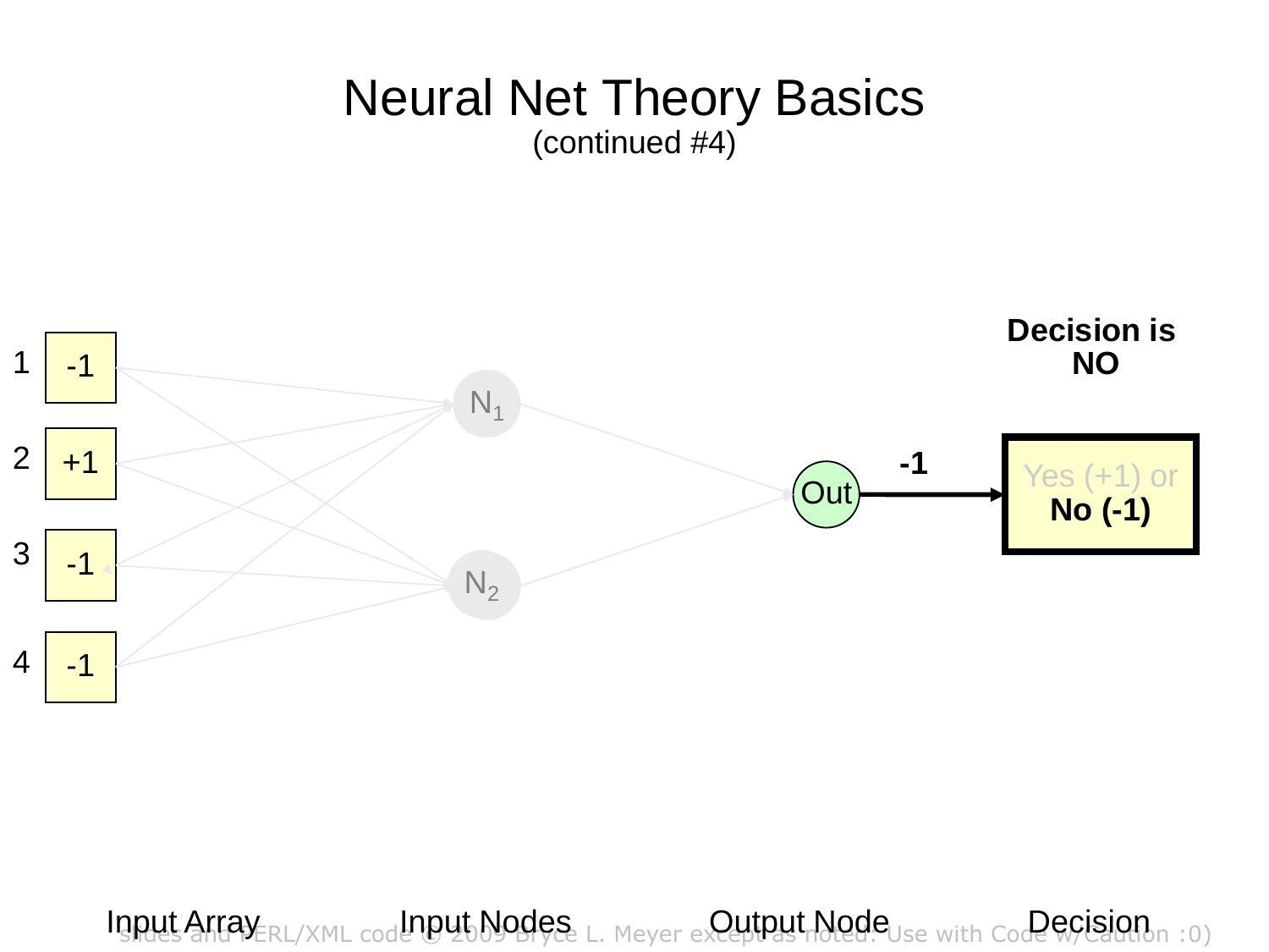# Neural Net Theory Basics

(continued #4)

Decision is NO

1 -1

2 +1

3 -1

4 -1

$N_1$

$N_2$

Out

-1

Yes (+1) or **No (-1)**

Input Array

Input Nodes

Output Node

Decision

slides and PERL/XML code © 2009 Bryce L. Meyer except as noted. Use with Code w/Caution :0)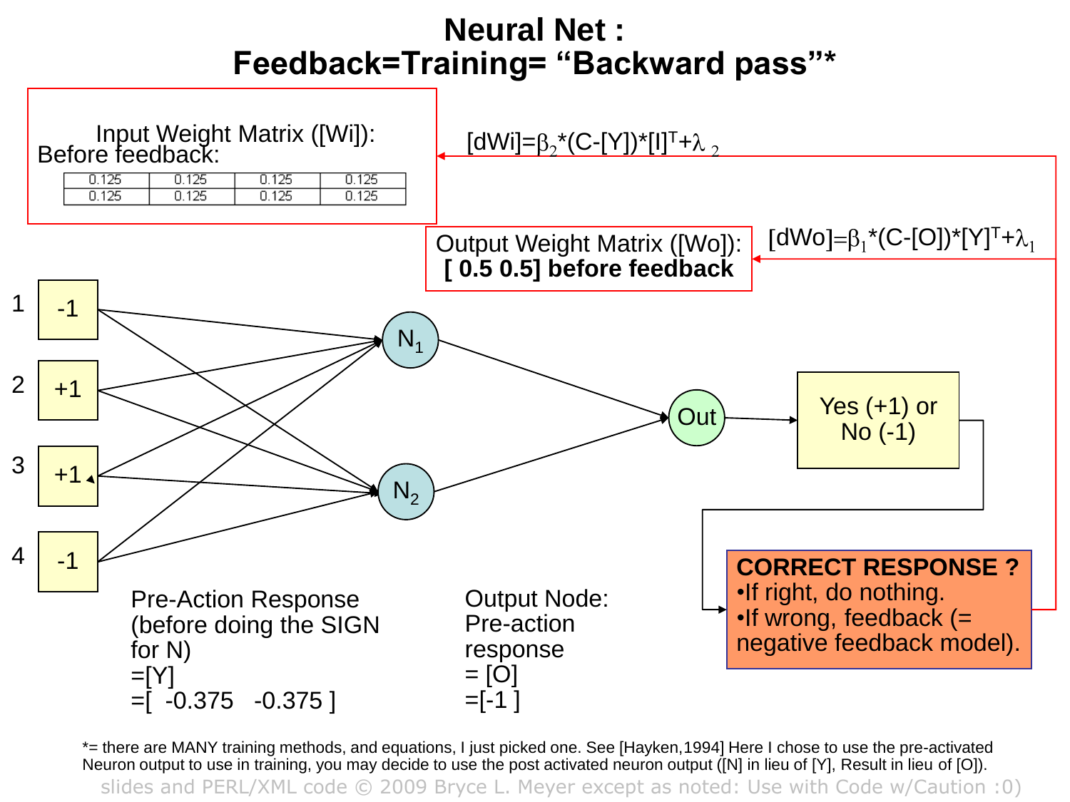# Neural Net : Feedback=Training= "Backward pass"*

Input Weight Matrix ([Wi]):
Before feedback:

| 0.125 | 0.125 | 0.125 | 0.125 |
|---|---|---|---|
| 0.125 | 0.125 | 0.125 | 0.125 |

$[dWi]=\beta_2*(C-[Y])*[I]^T+\lambda_2$

Output Weight Matrix ([Wo]):
**[ 0.5 0.5] before feedback**

$[dWo]=\beta_1*(C-[O])*[Y]^T+\lambda_1$

1 | -1

2 | +1

3 | +1

4 | -1

$N_1$

$N_2$

Out

Yes (+1) or No (-1)

**CORRECT RESPONSE ?**

- If right, do nothing.
- If wrong, feedback (= negative feedback model).

Pre-Action Response (before doing the SIGN for N)
=[Y]
=[ -0.375 -0.375 ]

Output Node:
Pre-action response
= [O]
=[-1 ]

*= there are MANY training methods, and equations, I just picked one. See [Hayken,1994] Here I chose to use the pre-activated Neuron output to use in training, you may decide to use the post activated neuron output ([N] in lieu of [Y], Result in lieu of [O]).

slides and PERL/XML code © 2009 Bryce L. Meyer except as noted: Use with Code w/Caution :0)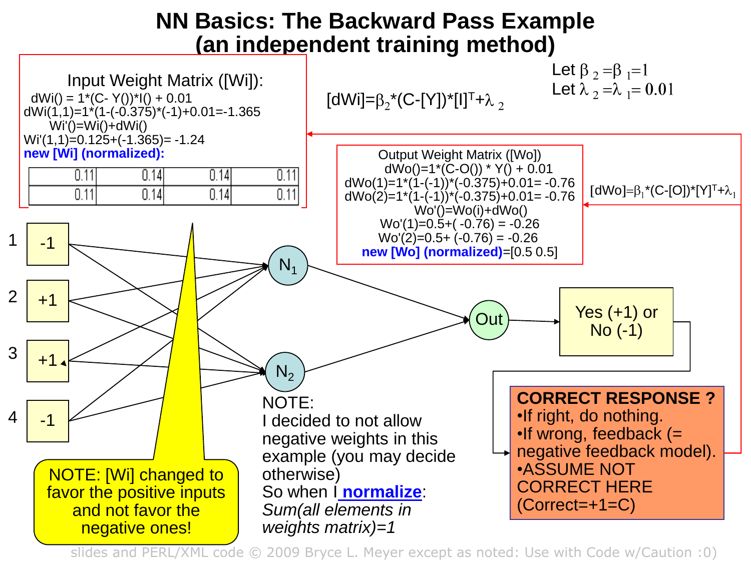# NN Basics: The Backward Pass Example (an independent training method)

Let $\beta_2 = \beta_1 = 1$

Let $\lambda_2 = \lambda_1 = 0.01$

$[dWi] = \beta_2 * (C - [Y]) * [I]^T + \lambda_2$

**Input Weight Matrix ([Wi]):**

dWi() = 1*(C- Y())*I() + 0.01

dWi(1,1)=1*(1-(-0.375)*(-1)+0.01=-1.365

Wi'()=Wi()+dWi()

Wi'(1,1)=0.125+(-1.365)= -1.24

**new [Wi] (normalized):**

| | | | |
|---|---|---|---|
| 0.11 | 0.14 | 0.14 | 0.11 |
| 0.11 | 0.14 | 0.14 | 0.11 |

$[dWo] = \beta_1 * (C - [O]) * [Y]^T + \lambda_1$

**Output Weight Matrix ([Wo])**

dWo()=1*(C-O()) * Y() + 0.01

dWo(1)=1*(1-(-1))*(-0.375)+0.01= -0.76

dWo(2)=1*(1-(-1))*(-0.375)+0.01= -0.76

Wo'()=Wo(i)+dWo()

Wo'(1)=0.5+( -0.76) = -0.26

Wo'(2)=0.5+ (-0.76) = -0.26

**new [Wo] (normalized)**=[0.5 0.5]

Inputs: 1: -1, 2: +1, 3: +1, 4: -1 → $N_1$, $N_2$ → Out → Yes (+1) or No (-1)

**CORRECT RESPONSE ?**
- If right, do nothing.
- If wrong, feedback (= negative feedback model).
- ASSUME NOT CORRECT HERE (Correct=+1=C)

NOTE: [Wi] changed to favor the positive inputs and not favor the negative ones!

NOTE:
I decided to not allow negative weights in this example (you may decide otherwise)
So when I **normalize**:
*Sum(all elements in weights matrix)=1*

slides and PERL/XML code © 2009 Bryce L. Meyer except as noted: Use with Code w/Caution :0)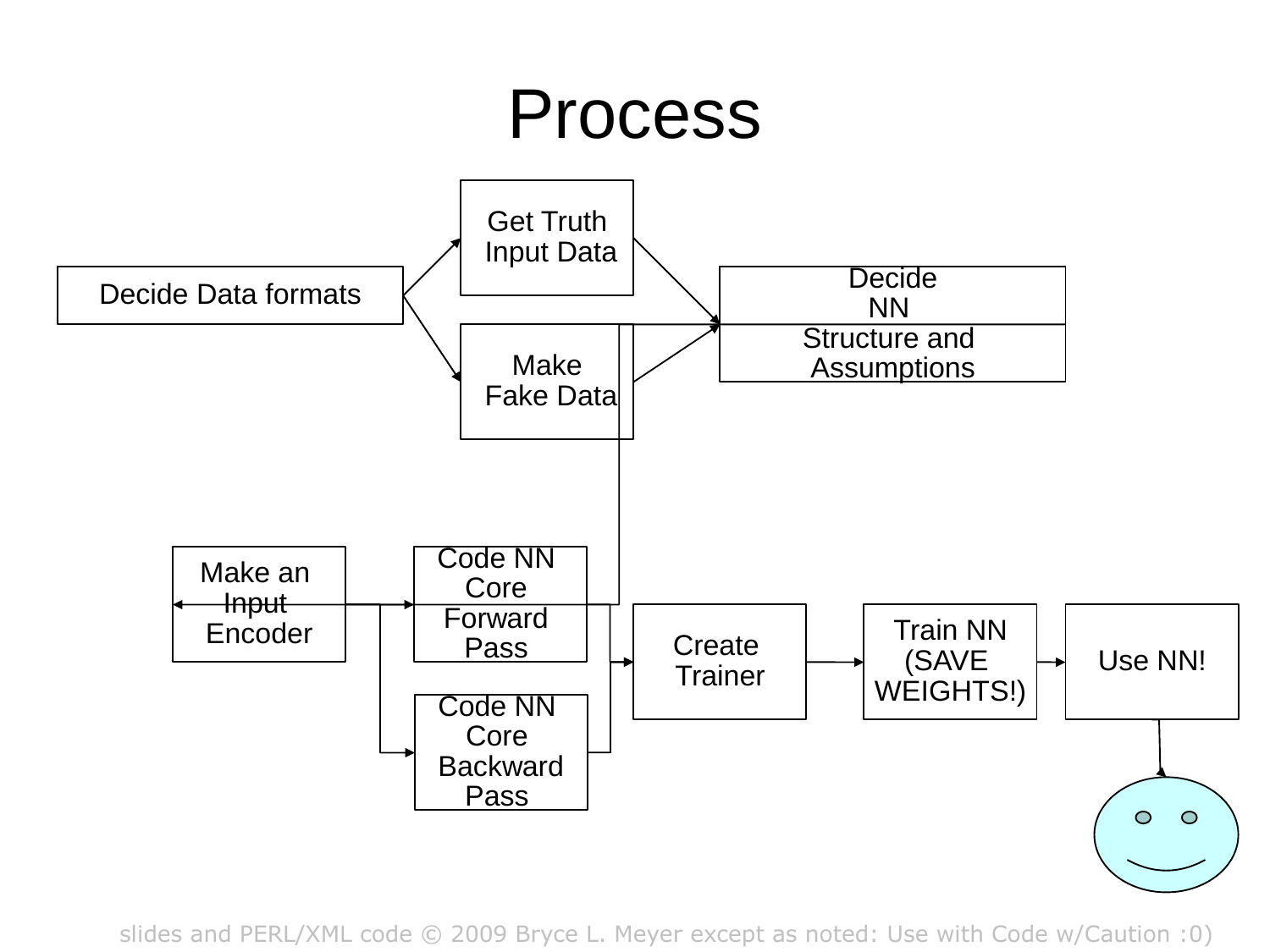# Process

Decide Data formats

Get Truth Input Data

Make Fake Data

Decide NN Structure and Assumptions

Make an Input Encoder

Code NN Core Forward Pass

Code NN Core Backward Pass

Create Trainer

Train NN (SAVE WEIGHTS!)

Use NN!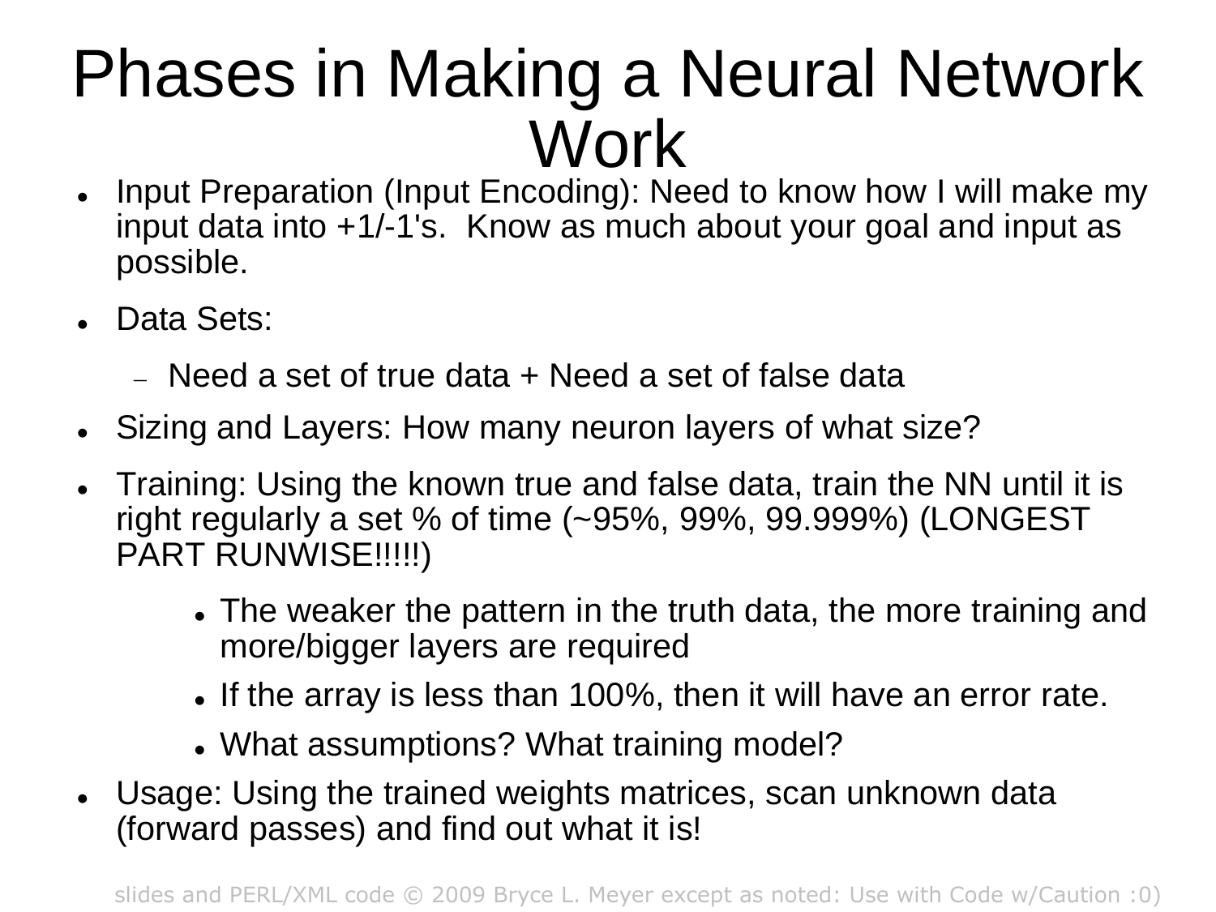# Phases in Making a Neural Network Work

- Input Preparation (Input Encoding): Need to know how I will make my input data into +1/-1's.  Know as much about your goal and input as possible.
- Data Sets:
  - Need a set of true data + Need a set of false data
- Sizing and Layers: How many neuron layers of what size?
- Training: Using the known true and false data, train the NN until it is right regularly a set % of time (~95%, 99%, 99.999%) (LONGEST PART RUNWISE!!!!!)
  - The weaker the pattern in the truth data, the more training and more/bigger layers are required
  - If the array is less than 100%, then it will have an error rate.
  - What assumptions? What training model?
- Usage: Using the trained weights matrices, scan unknown data (forward passes) and find out what it is!

slides and PERL/XML code © 2009 Bryce L. Meyer except as noted: Use with Code w/Caution :0)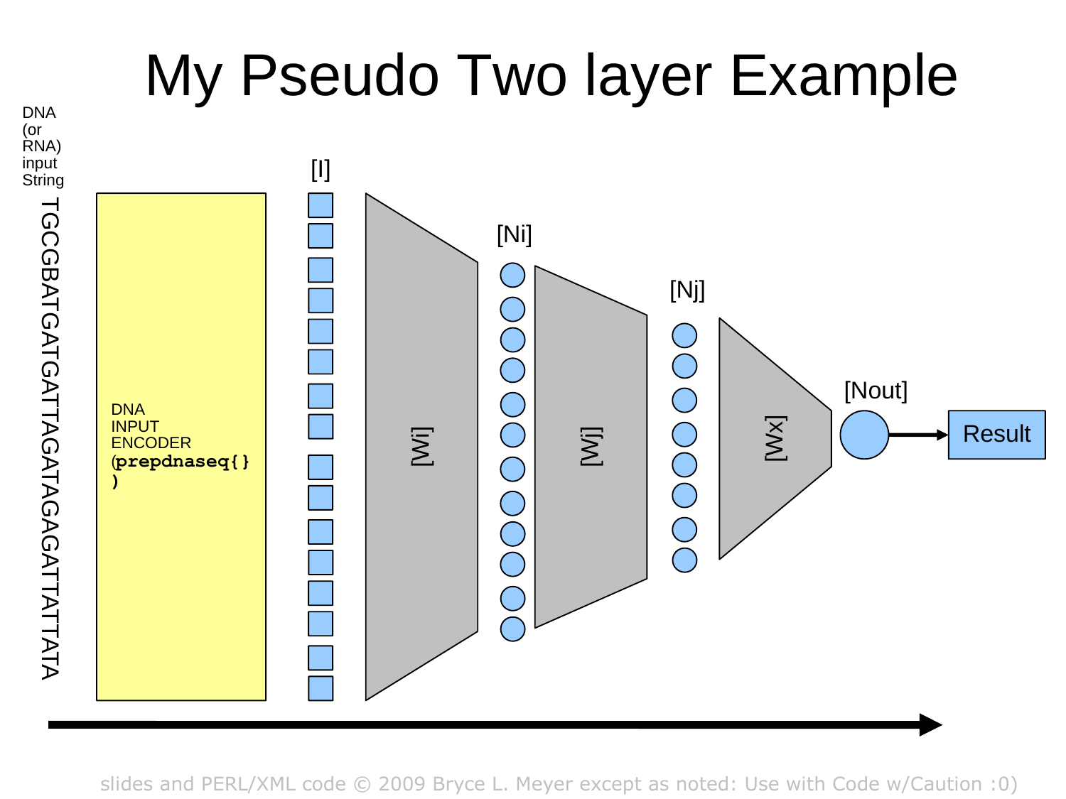# My Pseudo Two layer Example

DNA (or RNA) input String

TGCGBATGATGATTAGATAGAGATTATTATA

DNA INPUT ENCODER (**prepdnaseq{}**)

[I]

[Wi]

[Ni]

[Wj]

[Nj]

[Wx]

[Nout]

Result

slides and PERL/XML code © 2009 Bryce L. Meyer except as noted: Use with Code w/Caution :0)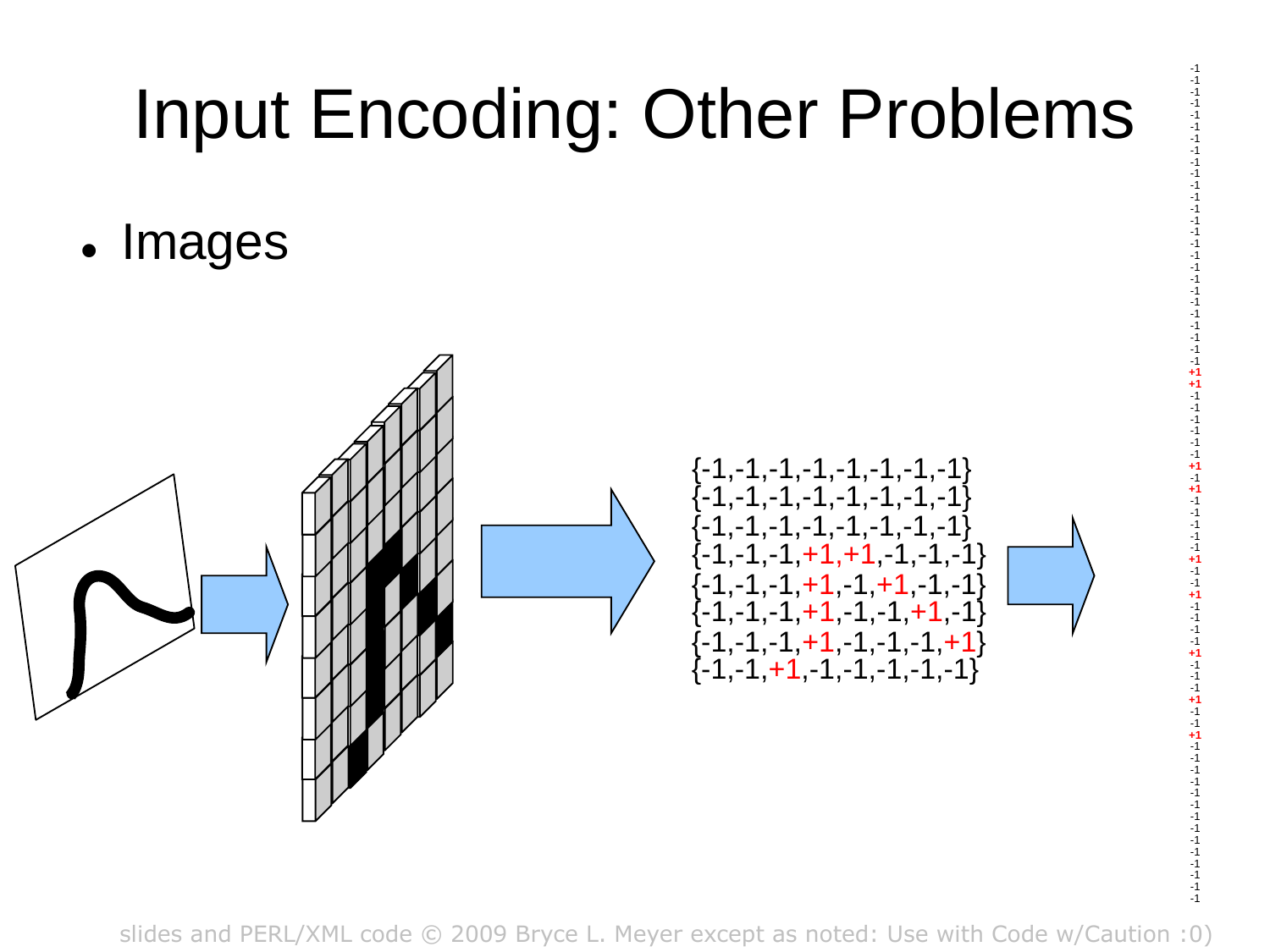# Input Encoding: Other Problems

- Images

```
{-1,-1,-1,-1,-1,-1,-1,-1}
{-1,-1,-1,-1,-1,-1,-1,-1}
{-1,-1,-1,-1,-1,-1,-1,-1}
{-1,-1,-1,+1,+1,-1,-1,-1}
{-1,-1,-1,+1,-1,+1,-1,-1}
{-1,-1,-1,+1,-1,-1,+1,-1}
{-1,-1,-1,+1,-1,-1,-1,+1}
{-1,-1,+1,-1,-1,-1,-1,-1}
```

```
-1
-1
-1
-1
-1
-1
-1
-1
-1
-1
-1
-1
-1
-1
-1
-1
-1
-1
-1
-1
-1
-1
-1
-1
-1
-1
-1
+1
+1
-1
-1
-1
-1
-1
-1
-1
+1
-1
+1
-1
-1
-1
-1
-1
-1
+1
-1
-1
+1
-1
-1
-1
-1
+1
-1
-1
-1
+1
-1
-1
+1
-1
-1
-1
-1
-1
-1
-1
-1
-1
-1
-1
-1
-1
-1
-1
```

slides and PERL/XML code © 2009 Bryce L. Meyer except as noted: Use with Code w/Caution :0)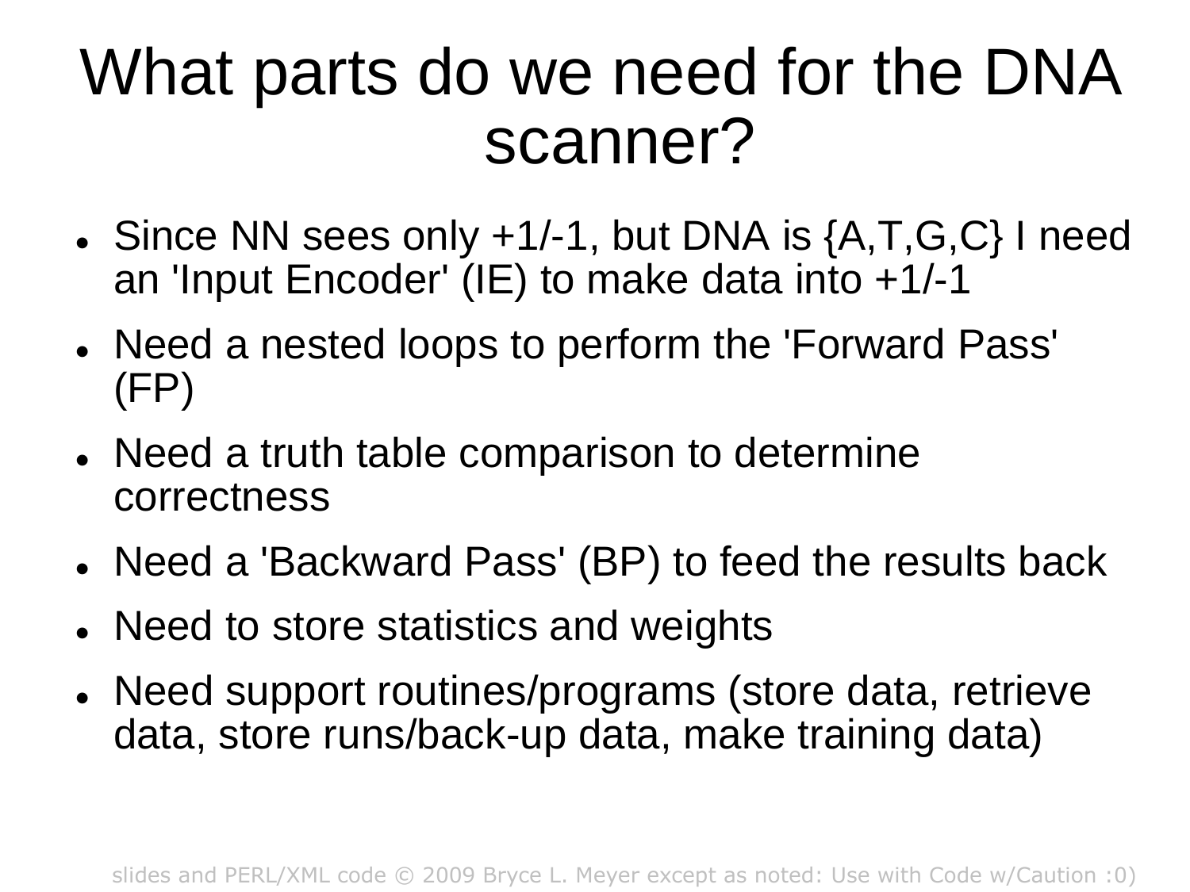# What parts do we need for the DNA scanner?

- Since NN sees only +1/-1, but DNA is {A,T,G,C} I need an 'Input Encoder' (IE) to make data into +1/-1
- Need a nested loops to perform the 'Forward Pass' (FP)
- Need a truth table comparison to determine correctness
- Need a 'Backward Pass' (BP) to feed the results back
- Need to store statistics and weights
- Need support routines/programs (store data, retrieve data, store runs/back-up data, make training data)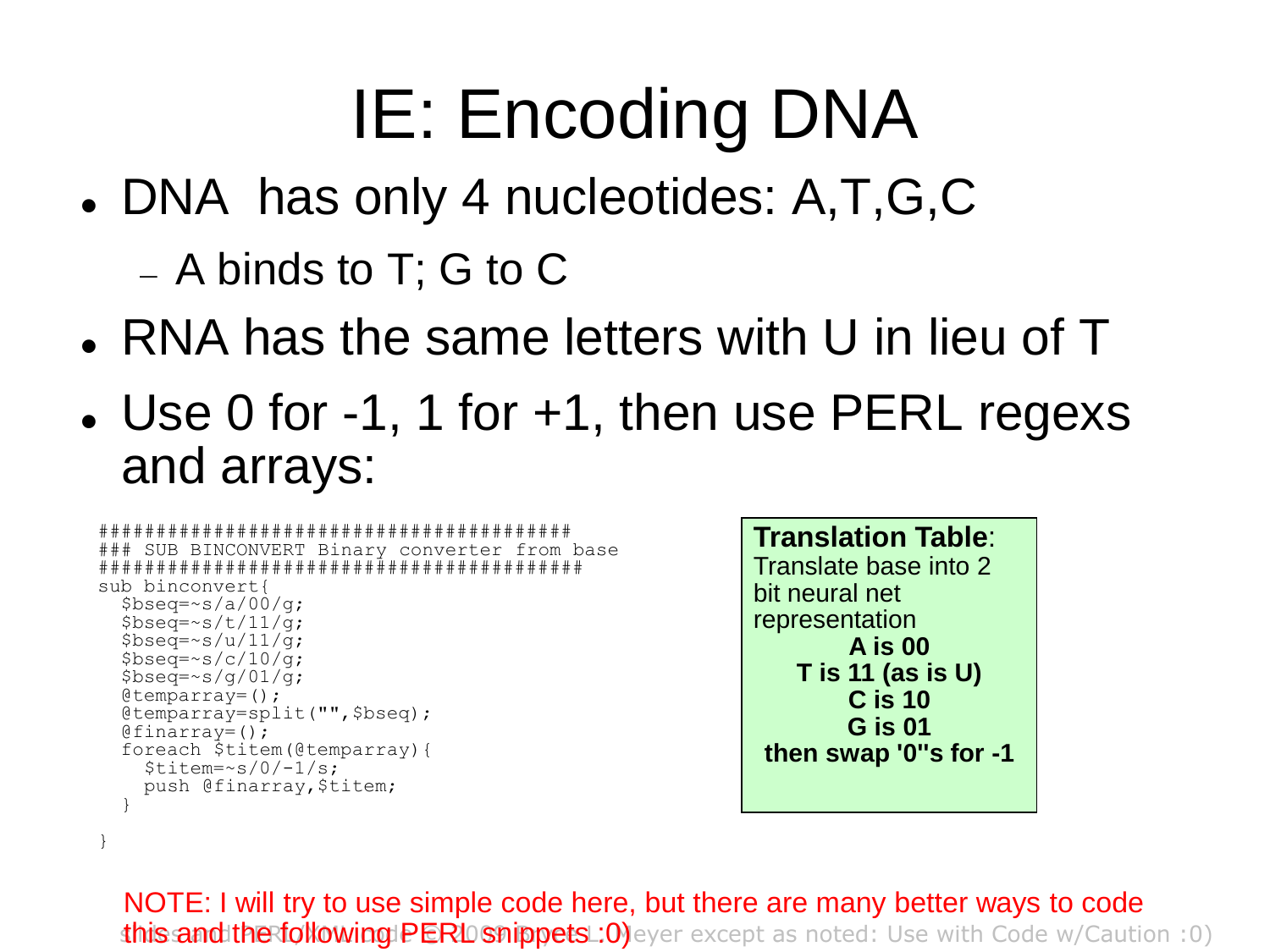# IE: Encoding DNA

- DNA has only 4 nucleotides: A,T,G,C
  - A binds to T; G to C
- RNA has the same letters with U in lieu of T
- Use 0 for -1, 1 for +1, then use PERL regexs and arrays:

```
#########################################
### SUB BINCONVERT Binary converter from base
#########################################
sub binconvert{
  $bseq=~s/a/00/g;
  $bseq=~s/t/11/g;
  $bseq=~s/u/11/g;
  $bseq=~s/c/10/g;
  $bseq=~s/g/01/g;
  @temparray=();
  @temparray=split("",$bseq);
  @finarray=();
  foreach $titem(@temparray){
    $titem=~s/0/-1/s;
    push @finarray,$titem;
  }

}
```

**Translation Table**:
Translate base into 2 bit neural net representation

**A is 00**
**T is 11 (as is U)**
**C is 10**
**G is 01**
**then swap '0''s for -1**

NOTE: I will try to use simple code here, but there are many better ways to code this and the following PERL snippets :0)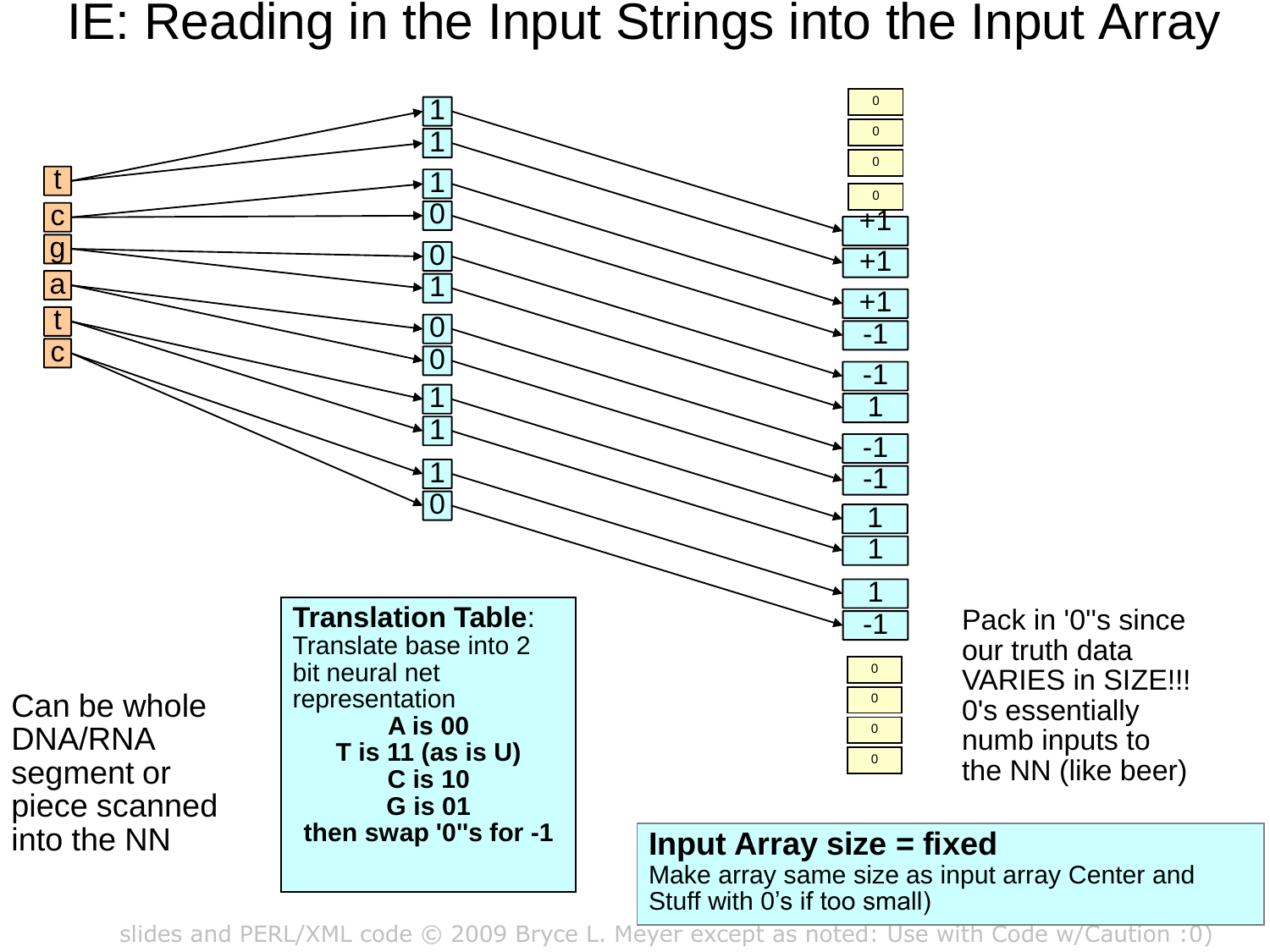# IE: Reading in the Input Strings into the Input Array

t c g a t c

1 1 1 0 0 1 0 0 1 1 1 0

0 0 0 0 +1 +1 +1 -1 -1 1 -1 -1 1 1 1 -1 0 0 0 0

**Translation Table**: Translate base into 2 bit neural net representation

**A is 00**
**T is 11 (as is U)**
**C is 10**
**G is 01**
**then swap '0"s for -1**

Can be whole DNA/RNA segment or piece scanned into the NN

Pack in '0"s since our truth data VARIES in SIZE!!! 0's essentially numb inputs to the NN (like beer)

**Input Array size = fixed**
Make array same size as input array Center and Stuff with 0's if too small)

slides and PERL/XML code © 2009 Bryce L. Meyer except as noted: Use with Code w/Caution :0)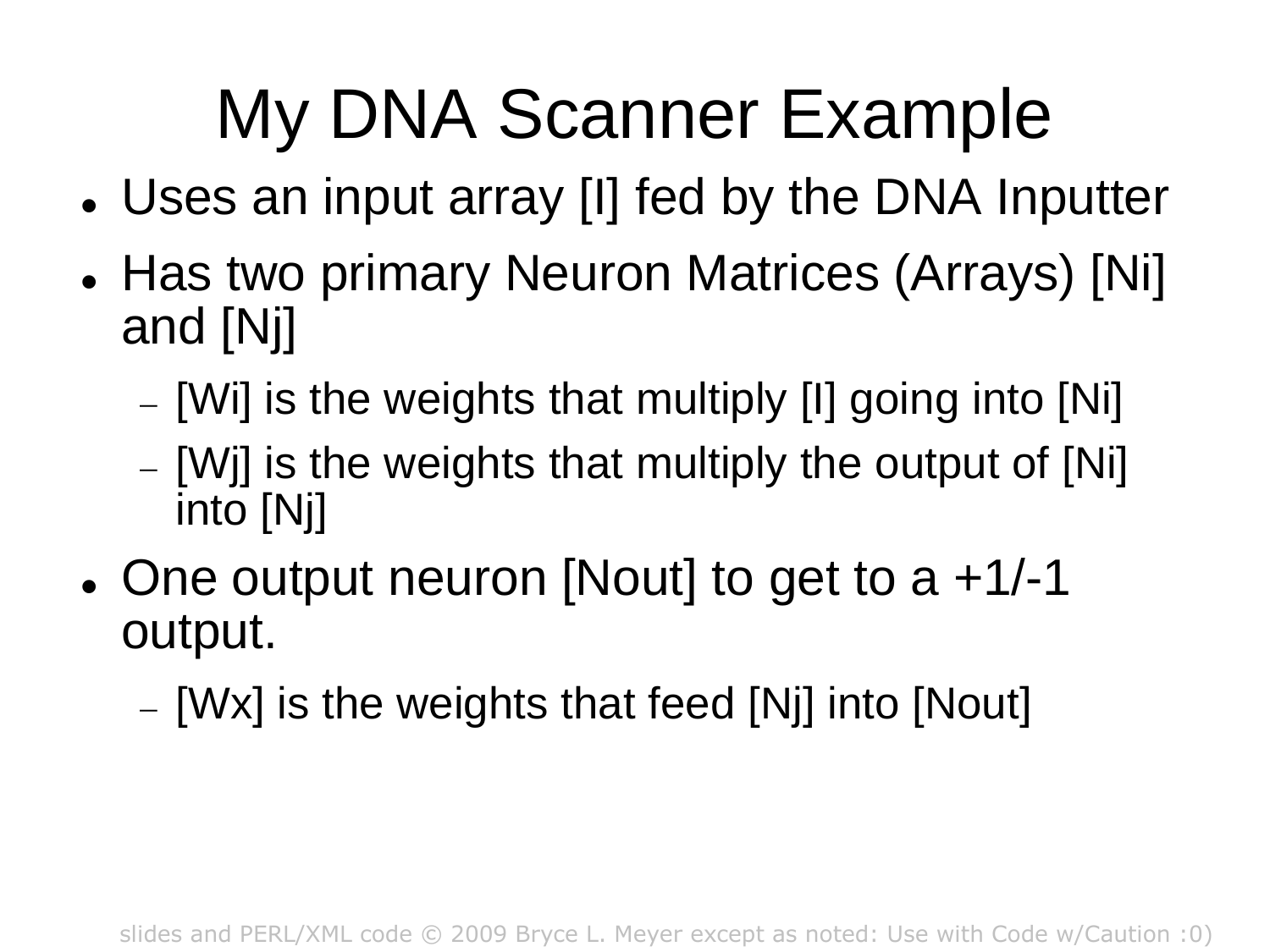# My DNA Scanner Example

- Uses an input array [I] fed by the DNA Inputter
- Has two primary Neuron Matrices (Arrays) [Ni] and [Nj]
  - [Wi] is the weights that multiply [I] going into [Ni]
  - [Wj] is the weights that multiply the output of [Ni] into [Nj]
- One output neuron [Nout] to get to a +1/-1 output.
  - [Wx] is the weights that feed [Nj] into [Nout]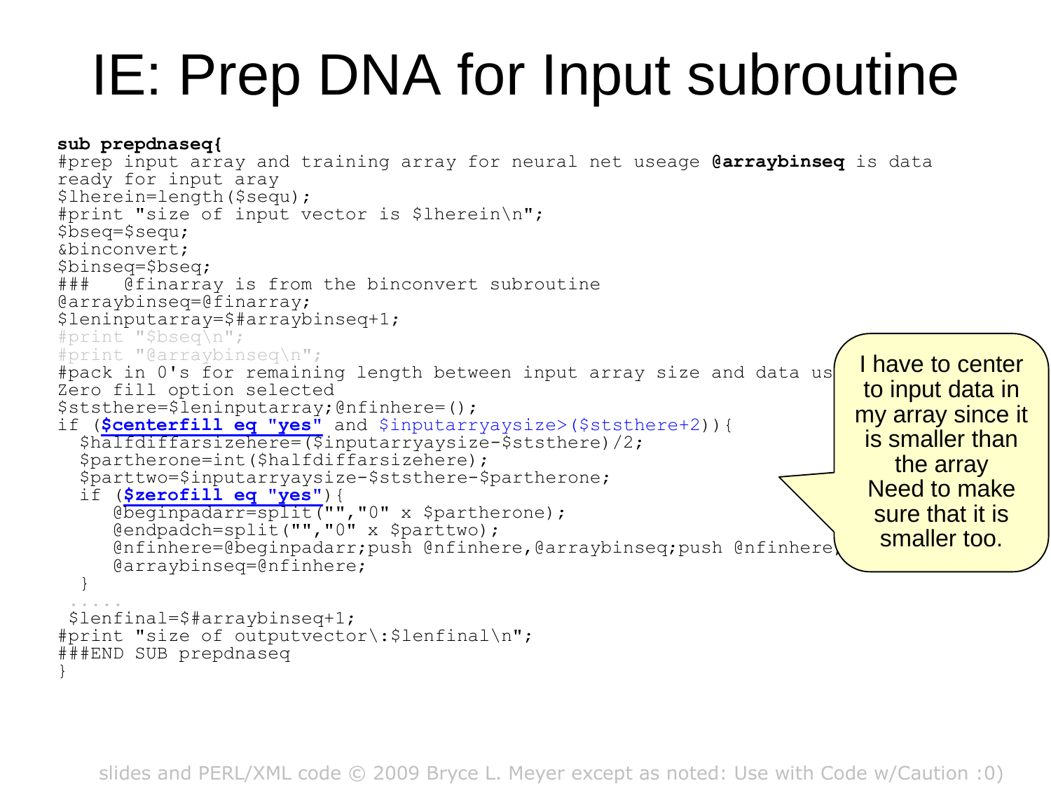# IE: Prep DNA for Input subroutine

```
sub prepdnaseq{
#prep input array and training array for neural net useage @arraybinseq is data
ready for input aray
$lherein=length($sequ);
#print "size of input vector is $lherein\n";
$bseq=$sequ;
&binconvert;
$binseq=$bseq;
###   @finarray is from the binconvert subroutine
@arraybinseq=@finarray;
$leninputarray=$#arraybinseq+1;
#print "$bseq\n";
#print "@arraybinseq\n";
#pack in 0's for remaining length between input array size and data us
Zero fill option selected
$ststhere=$leninputarray;@nfinhere=();
if ($centerfill eq "yes" and $inputarryaysize>($ststhere+2)){
  $halfdiffarsizehere=($inputarryaysize-$ststhere)/2;
  $partherone=int($halfdiffarsizehere);
  $parttwo=$inputarryaysize-$ststhere-$partherone;
  if ($zerofill eq "yes"){
     @beginpadarr=split("","0" x $partherone);
     @endpadch=split("","0" x $parttwo);
     @nfinhere=@beginpadarr;push @nfinhere,@arraybinseq;push @nfinhere
     @arraybinseq=@nfinhere;
  }
 .....
 $lenfinal=$#arraybinseq+1;
#print "size of outputvector\:$lenfinal\n";
###END SUB prepdnaseq
}
```

I have to center to input data in my array since it is smaller than the array Need to make sure that it is smaller too.

slides and PERL/XML code © 2009 Bryce L. Meyer except as noted: Use with Code w/Caution :0)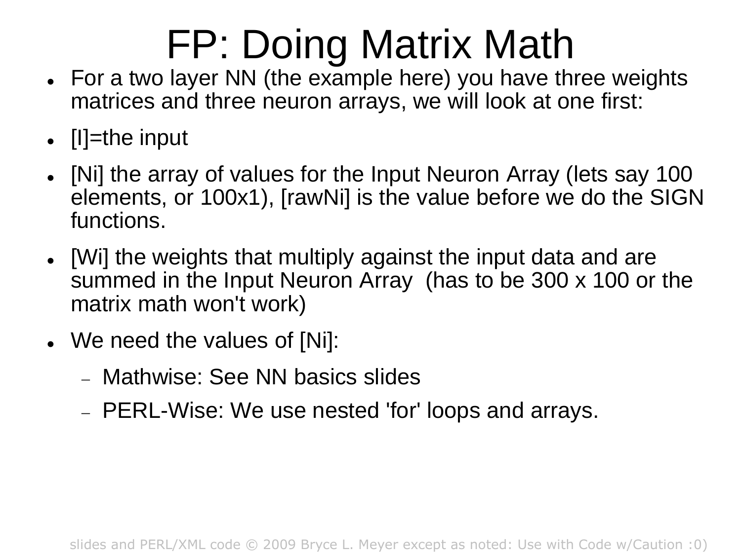# FP: Doing Matrix Math

- For a two layer NN (the example here) you have three weights matrices and three neuron arrays, we will look at one first:
- [I]=the input
- [Ni] the array of values for the Input Neuron Array (lets say 100 elements, or 100x1), [rawNi] is the value before we do the SIGN functions.
- [Wi] the weights that multiply against the input data and are summed in the Input Neuron Array  (has to be 300 x 100 or the matrix math won't work)
- We need the values of [Ni]:
  - Mathwise: See NN basics slides
  - PERL-Wise: We use nested 'for' loops and arrays.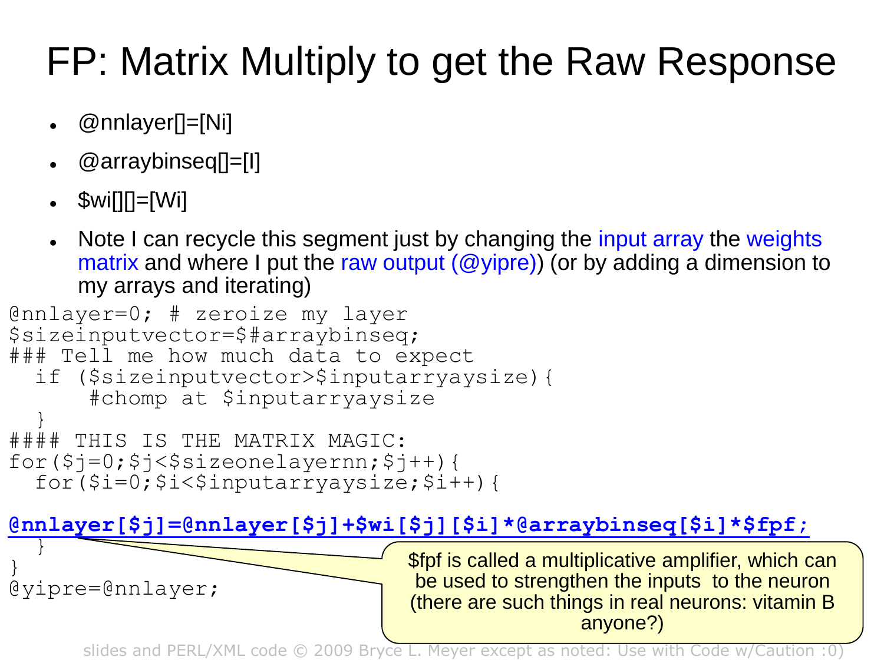# FP: Matrix Multiply to get the Raw Response

- @nnlayer[]=[Ni]
- @arraybinseq[]=[I]
- $wi[][]=[Wi]
- Note I can recycle this segment just by changing the input array the weights matrix and where I put the raw output (@yipre)) (or by adding a dimension to my arrays and iterating)

```
@nnlayer=0; # zeroize my layer
$sizeinputvector=$#arraybinseq;
### Tell me how much data to expect
  if ($sizeinputvector>$inputarryaysize){
      #chomp at $inputarryaysize
  }
#### THIS IS THE MATRIX MAGIC:
for($j=0;$j<$sizeonelayernn;$j++){
  for($i=0;$i<$inputarryaysize;$i++){

@nnlayer[$j]=@nnlayer[$j]+$wi[$j][$i]*@arraybinseq[$i]*$fpf;
  }
}
@yipre=@nnlayer;
```

$fpf is called a multiplicative amplifier, which can be used to strengthen the inputs to the neuron (there are such things in real neurons: vitamin B anyone?)

slides and PERL/XML code © 2009 Bryce L. Meyer except as noted: Use with Code w/Caution :0)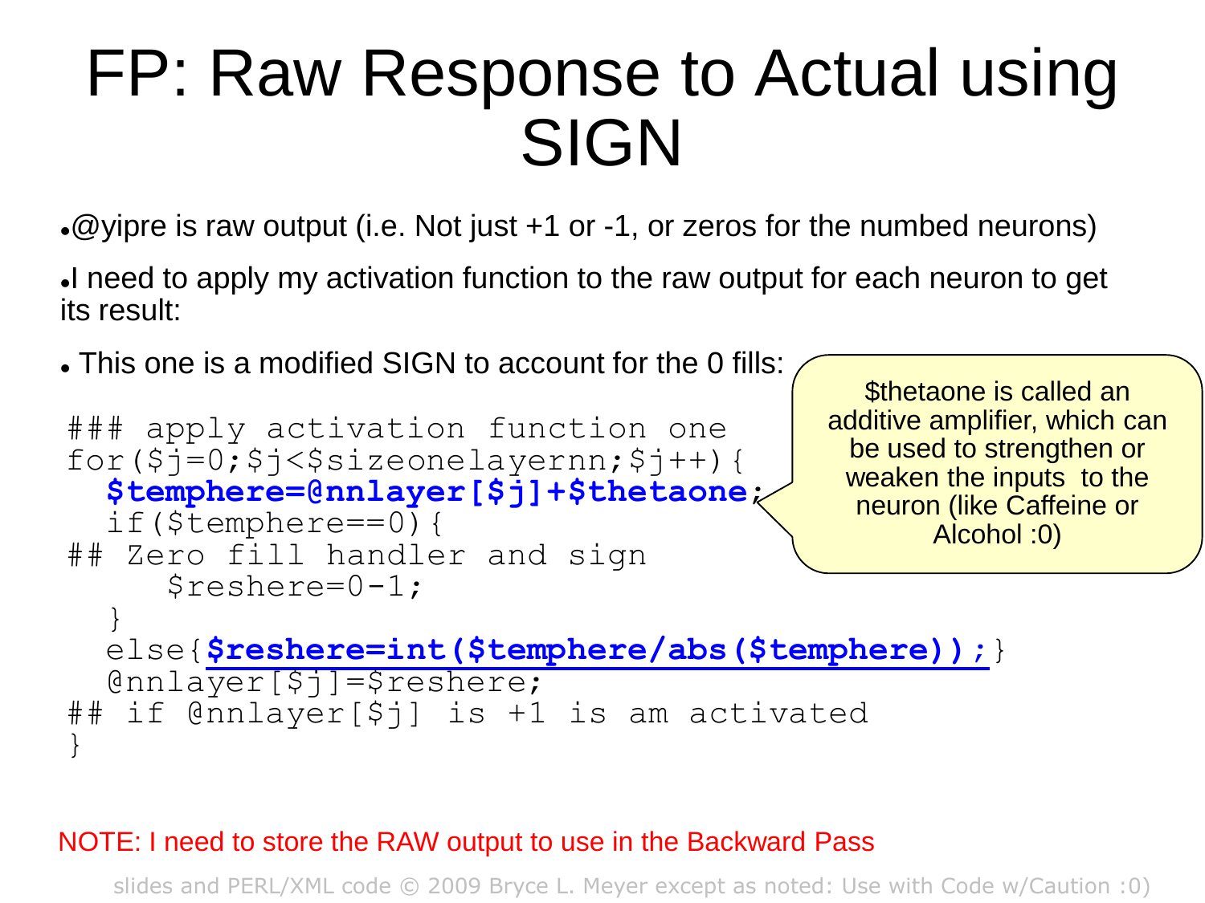# FP: Raw Response to Actual using SIGN

- @yipre is raw output (i.e. Not just +1 or -1, or zeros for the numbed neurons)
- I need to apply my activation function to the raw output for each neuron to get its result:
- This one is a modified SIGN to account for the 0 fills:

```
### apply activation function one
for($j=0;$j<$sizeonelayernn;$j++){
  $temphere=@nnlayer[$j]+$thetaone;
  if($temphere==0){
## Zero fill handler and sign
     $reshere=0-1;
  }
  else{$reshere=int($temphere/abs($temphere));}
  @nnlayer[$j]=$reshere;
## if @nnlayer[$j] is +1 is am activated
}
```

$thetaone is called an additive amplifier, which can be used to strengthen or weaken the inputs to the neuron (like Caffeine or Alcohol :0)

NOTE: I need to store the RAW output to use in the Backward Pass

slides and PERL/XML code © 2009 Bryce L. Meyer except as noted: Use with Code w/Caution :0)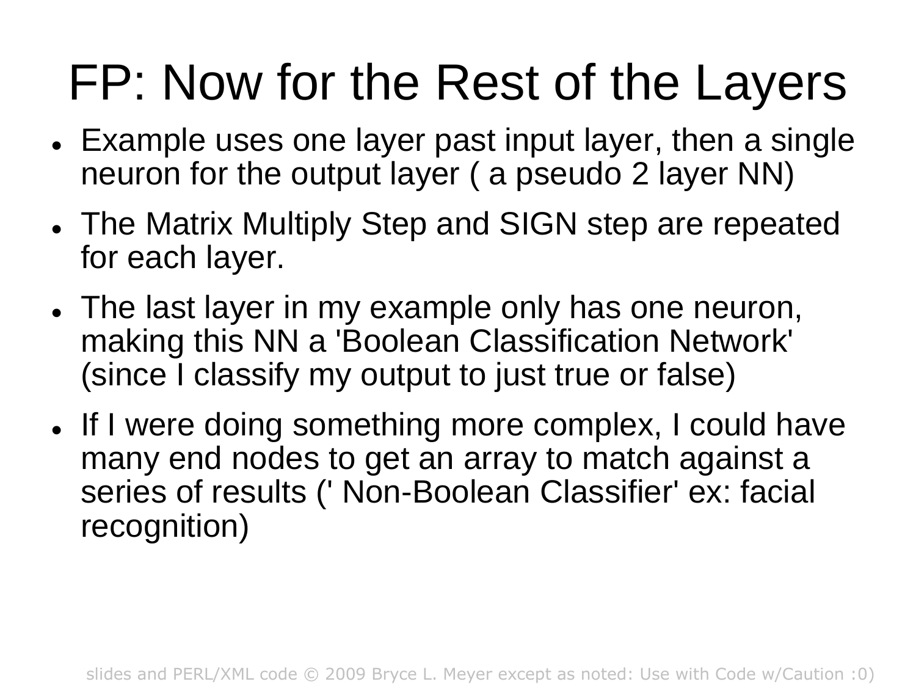# FP: Now for the Rest of the Layers

- Example uses one layer past input layer, then a single neuron for the output layer ( a pseudo 2 layer NN)
- The Matrix Multiply Step and SIGN step are repeated for each layer.
- The last layer in my example only has one neuron, making this NN a 'Boolean Classification Network' (since I classify my output to just true or false)
- If I were doing something more complex, I could have many end nodes to get an array to match against a series of results (' Non-Boolean Classifier' ex: facial recognition)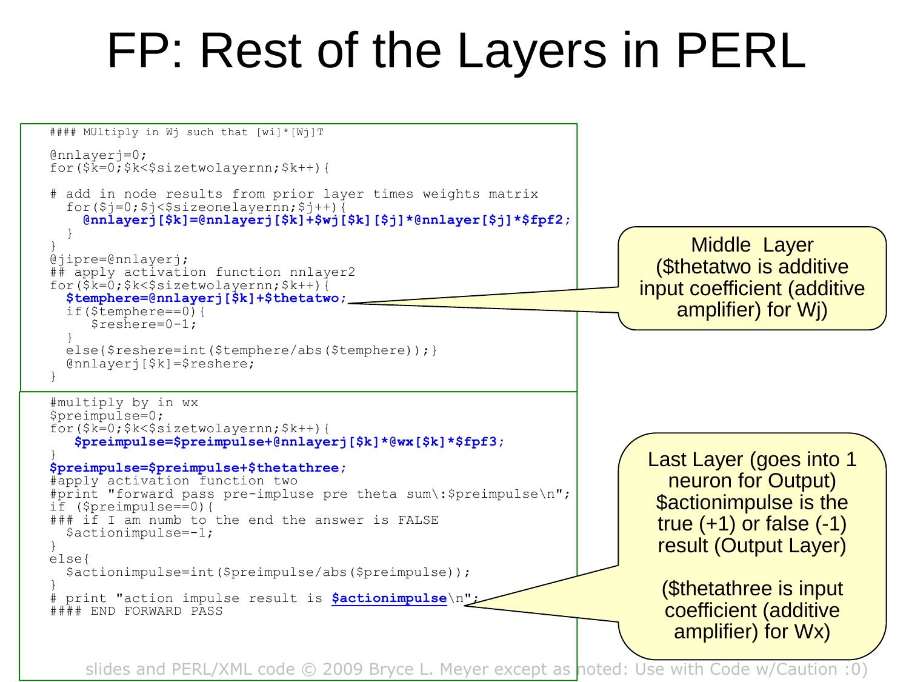# FP: Rest of the Layers in PERL

```
#### MUltiply in Wj such that [wi]*[Wj]T

@nnlayerj=0;
for($k=0;$k<$sizetwolayernn;$k++){

# add in node results from prior layer times weights matrix
  for($j=0;$j<$sizeonelayernn;$j++){
    @nnlayerj[$k]=@nnlayerj[$k]+$wj[$k][$j]*@nnlayer[$j]*$fpf2;
  }
}
@jipre=@nnlayerj;
## apply activation function nnlayer2
for($k=0;$k<$sizetwolayernn;$k++){
  $temphere=@nnlayerj[$k]+$thetatwo;
  if($temphere==0){
     $reshere=0-1;
  }
  else{$reshere=int($temphere/abs($temphere));}
  @nnlayerj[$k]=$reshere;
}
```

Middle Layer ($thetatwo is additive input coefficient (additive amplifier) for Wj)

```
#multiply by in wx
$preimpulse=0;
for($k=0;$k<$sizetwolayernn;$k++){
   $preimpulse=$preimpulse+@nnlayerj[$k]*@wx[$k]*$fpf3;
}
$preimpulse=$preimpulse+$thetathree;
#apply activation function two
#print "forward pass pre-impluse pre theta sum\:$preimpulse\n";
if ($preimpulse==0){
### if I am numb to the end the answer is FALSE
  $actionimpulse=-1;
}
else{
  $actionimpulse=int($preimpulse/abs($preimpulse));
}
# print "action impulse result is $actionimpulse\n";
#### END FORWARD PASS
```

Last Layer (goes into 1 neuron for Output) $actionimpulse is the true (+1) or false (-1) result (Output Layer)

($thetathree is input coefficient (additive amplifier) for Wx)

slides and PERL/XML code © 2009 Bryce L. Meyer except as noted: Use with Code w/Caution :0)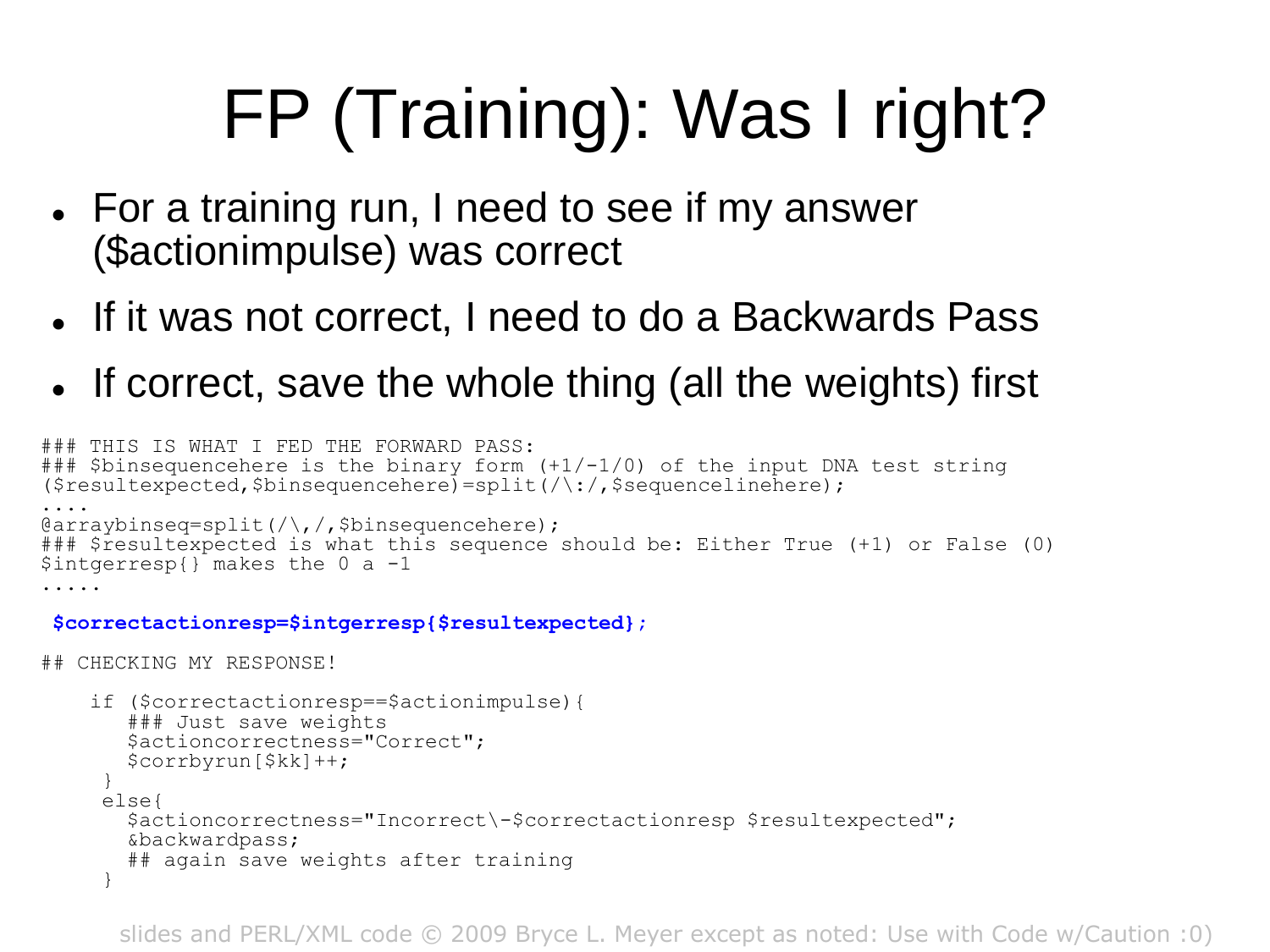# FP (Training): Was I right?

- For a training run, I need to see if my answer ($actionimpulse) was correct
- If it was not correct, I need to do a Backwards Pass
- If correct, save the whole thing (all the weights) first

```
### THIS IS WHAT I FED THE FORWARD PASS:
### $binsequencehere is the binary form (+1/-1/0) of the input DNA test string
($resultexpected,$binsequencehere)=split(/\:/,$sequencelinehere);
....
@arraybinseq=split(/\,/,$binsequencehere);
### $resultexpected is what this sequence should be: Either True (+1) or False (0)
$intgerresp{} makes the 0 a -1
.....

 $correctactionresp=$intgerresp{$resultexpected};

## CHECKING MY RESPONSE!

    if ($correctactionresp==$actionimpulse){
       ### Just save weights
       $actioncorrectness="Correct";
       $corrbyrun[$kk]++;
     }
     else{
       $actioncorrectness="Incorrect\-$correctactionresp $resultexpected";
       &backwardpass;
       ## again save weights after training
     }
```

slides and PERL/XML code © 2009 Bryce L. Meyer except as noted: Use with Code w/Caution :0)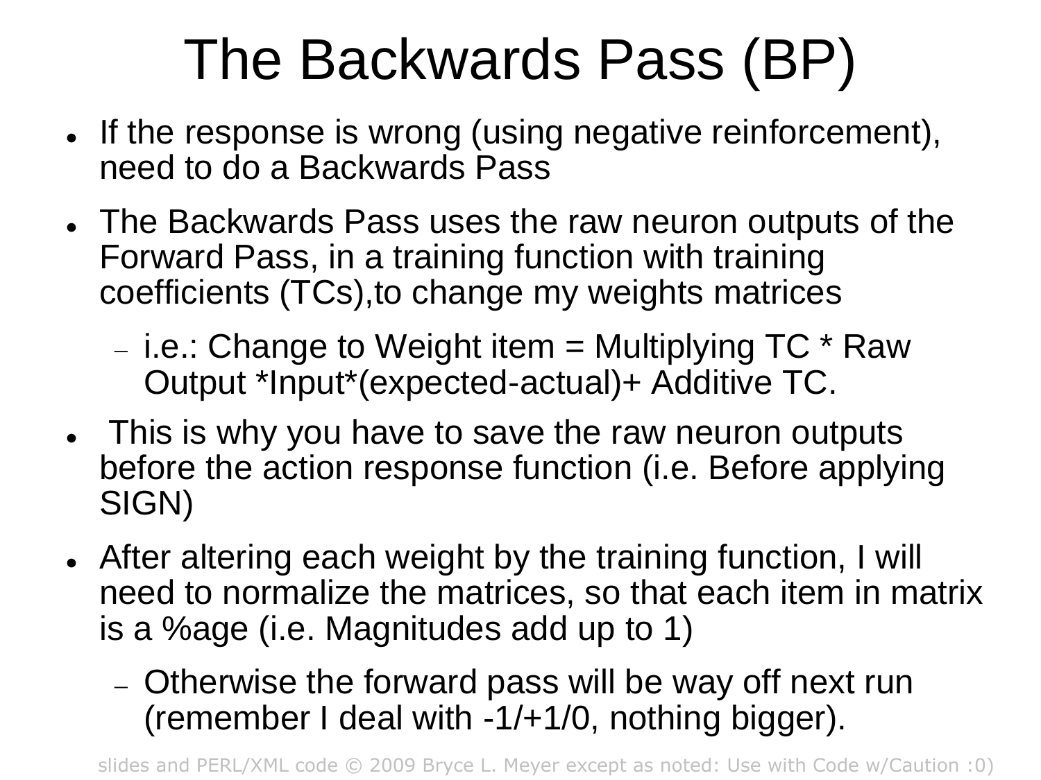# The Backwards Pass (BP)

- If the response is wrong (using negative reinforcement), need to do a Backwards Pass
- The Backwards Pass uses the raw neuron outputs of the Forward Pass, in a training function with training coefficients (TCs),to change my weights matrices
  - i.e.: Change to Weight item = Multiplying TC * Raw Output *Input*(expected-actual)+ Additive TC.
- This is why you have to save the raw neuron outputs before the action response function (i.e. Before applying SIGN)
- After altering each weight by the training function, I will need to normalize the matrices, so that each item in matrix is a %age (i.e. Magnitudes add up to 1)
  - Otherwise the forward pass will be way off next run (remember I deal with -1/+1/0, nothing bigger).

slides and PERL/XML code © 2009 Bryce L. Meyer except as noted: Use with Code w/Caution :0)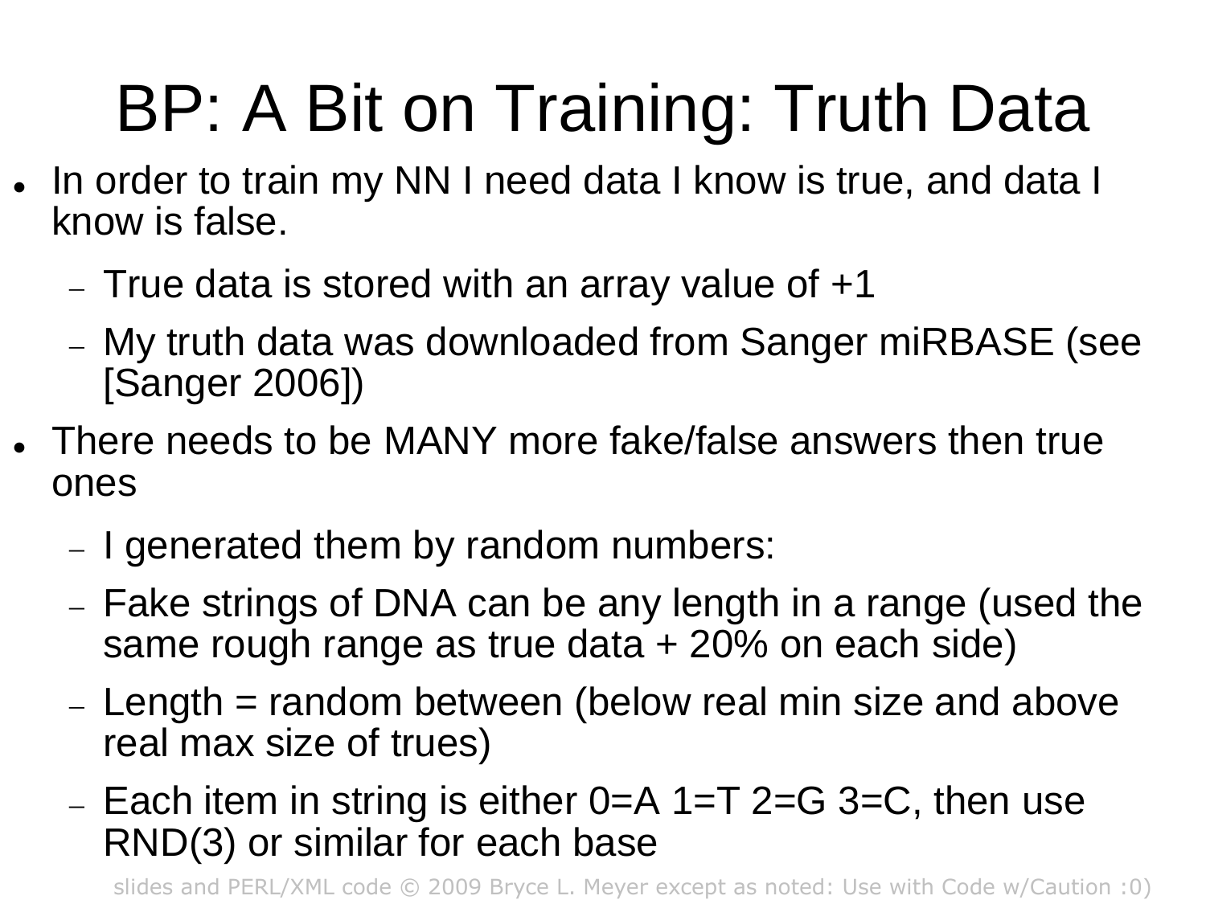# BP: A Bit on Training: Truth Data

- In order to train my NN I need data I know is true, and data I know is false.
  - True data is stored with an array value of +1
  - My truth data was downloaded from Sanger miRBASE (see [Sanger 2006])
- There needs to be MANY more fake/false answers then true ones
  - I generated them by random numbers:
  - Fake strings of DNA can be any length in a range (used the same rough range as true data + 20% on each side)
  - Length = random between (below real min size and above real max size of trues)
  - Each item in string is either 0=A 1=T 2=G 3=C, then use RND(3) or similar for each base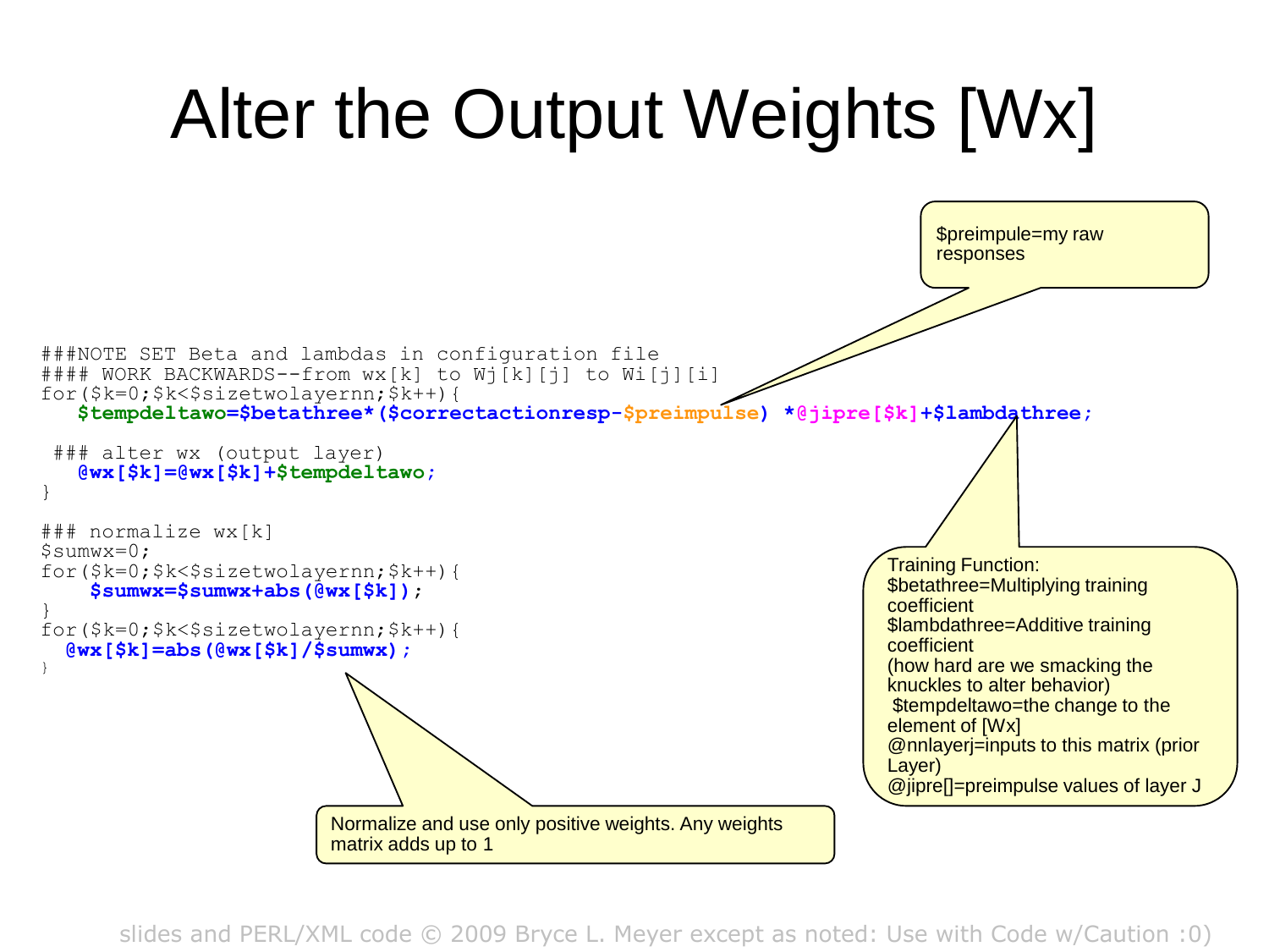# Alter the Output Weights [Wx]

```
###NOTE SET Beta and lambdas in configuration file
#### WORK BACKWARDS--from wx[k] to Wj[k][j] to Wi[j][i]
for($k=0;$k<$sizetwolayernn;$k++){
   $tempdeltawo=$betathree*($correctactionresp-$preimpulse) *@jipre[$k]+$lambdathree;

 ### alter wx (output layer)
   @wx[$k]=@wx[$k]+$tempdeltawo;
}

### normalize wx[k]
$sumwx=0;
for($k=0;$k<$sizetwolayernn;$k++){
    $sumwx=$sumwx+abs(@wx[$k]);
}
for($k=0;$k<$sizetwolayernn;$k++){
  @wx[$k]=abs(@wx[$k]/$sumwx);
}
```

$preimpule=my raw responses

Training Function:
$betathree=Multiplying training coefficient
$lambdathree=Additive training coefficient
(how hard are we smacking the knuckles to alter behavior)
$tempdeltawo=the change to the element of [Wx]
@nnlayerj=inputs to this matrix (prior Layer)
@jipre[]=preimpulse values of layer J

Normalize and use only positive weights. Any weights matrix adds up to 1

slides and PERL/XML code © 2009 Bryce L. Meyer except as noted: Use with Code w/Caution :0)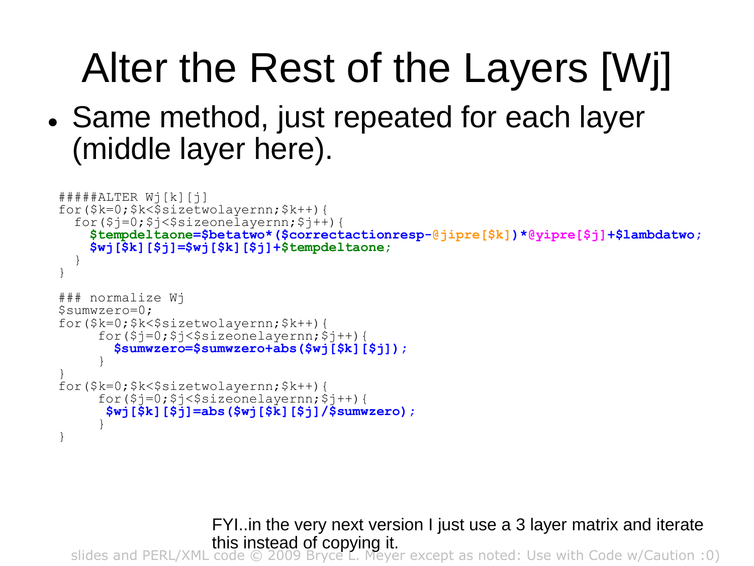# Alter the Rest of the Layers [Wj]

- Same method, just repeated for each layer (middle layer here).

```
#####ALTER Wj[k][j]
for($k=0;$k<$sizetwolayernn;$k++){
  for($j=0;$j<$sizeonelayernn;$j++){
    $tempdeltaone=$betatwo*($correctactionresp-@jipre[$k])*@yipre[$j]+$lambdatwo;
    $wj[$k][$j]=$wj[$k][$j]+$tempdeltaone;
  }
}

### normalize Wj
$sumwzero=0;
for($k=0;$k<$sizetwolayernn;$k++){
     for($j=0;$j<$sizeonelayernn;$j++){
       $sumwzero=$sumwzero+abs($wj[$k][$j]);
     }
}
for($k=0;$k<$sizetwolayernn;$k++){
     for($j=0;$j<$sizeonelayernn;$j++){
      $wj[$k][$j]=abs($wj[$k][$j]/$sumwzero);
     }
}
```

FYI..in the very next version I just use a 3 layer matrix and iterate this instead of copying it.

slides and PERL/XML code © 2009 Bryce L. Meyer except as noted: Use with Code w/Caution :0)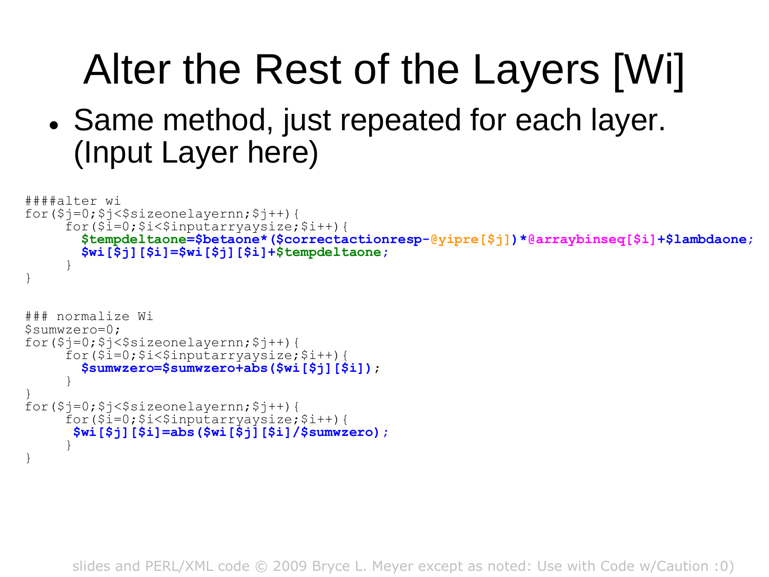# Alter the Rest of the Layers [Wi]

- Same method, just repeated for each layer. (Input Layer here)

```
####alter wi
for($j=0;$j<$sizeonelayernn;$j++){
     for($i=0;$i<$inputarryaysize;$i++){
       $tempdeltaone=$betaone*($correctactionresp-@yipre[$j])*@arraybinseq[$i]+$lambdaone;
       $wi[$j][$i]=$wi[$j][$i]+$tempdeltaone;
     }
}


### normalize Wi
$sumwzero=0;
for($j=0;$j<$sizeonelayernn;$j++){
     for($i=0;$i<$inputarryaysize;$i++){
       $sumwzero=$sumwzero+abs($wi[$j][$i]);
     }
}
for($j=0;$j<$sizeonelayernn;$j++){
     for($i=0;$i<$inputarryaysize;$i++){
      $wi[$j][$i]=abs($wi[$j][$i]/$sumwzero);
     }
}
```

slides and PERL/XML code © 2009 Bryce L. Meyer except as noted: Use with Code w/Caution :0)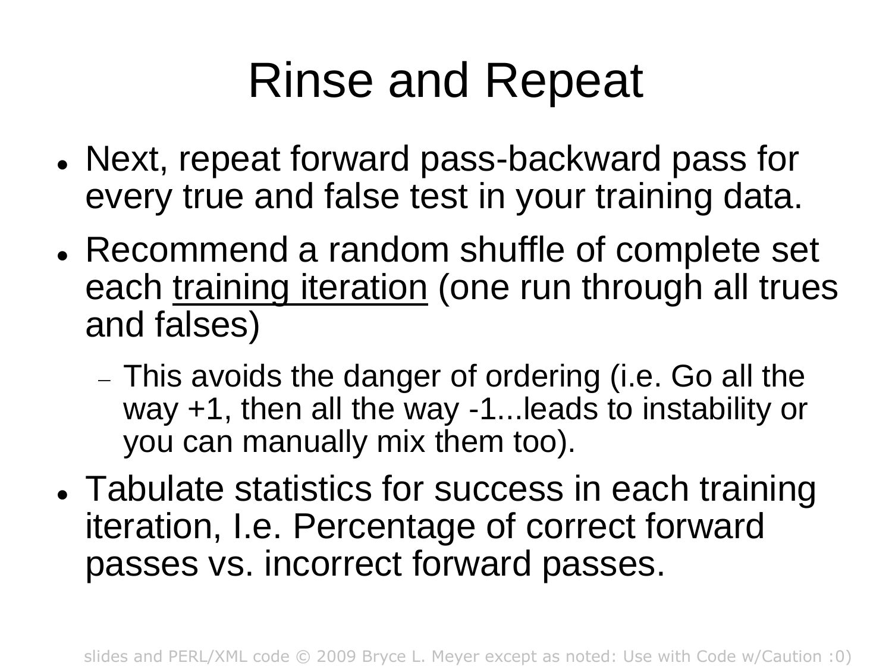# Rinse and Repeat

- Next, repeat forward pass-backward pass for every true and false test in your training data.
- Recommend a random shuffle of complete set each <u>training iteration</u> (one run through all trues and falses)
  - This avoids the danger of ordering (i.e. Go all the way +1, then all the way -1...leads to instability or you can manually mix them too).
- Tabulate statistics for success in each training iteration, I.e. Percentage of correct forward passes vs. incorrect forward passes.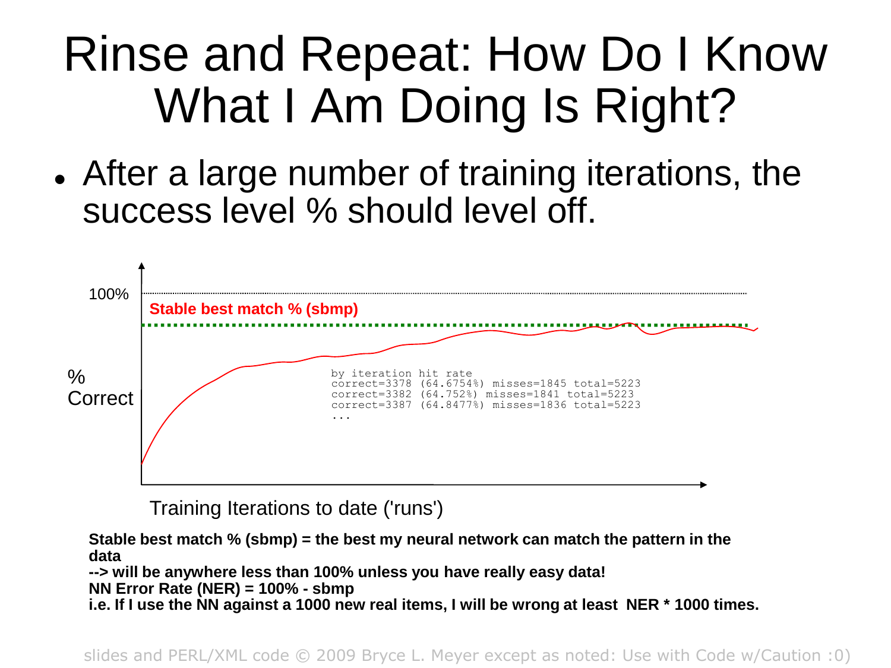# Rinse and Repeat: How Do I Know What I Am Doing Is Right?

- After a large number of training iterations, the success level % should level off.

100%

**Stable best match % (sbmp)**

% Correct

```
by iteration hit rate
correct=3378 (64.6754%) misses=1845 total=5223
correct=3382 (64.752%) misses=1841 total=5223
correct=3387 (64.8477%) misses=1836 total=5223
...
```

Training Iterations to date ('runs')

**Stable best match % (sbmp) = the best my neural network can match the pattern in the data**
**--> will be anywhere less than 100% unless you have really easy data!**
**NN Error Rate (NER) = 100% - sbmp**
**i.e. If I use the NN against a 1000 new real items, I will be wrong at least NER * 1000 times.**

slides and PERL/XML code © 2009 Bryce L. Meyer except as noted: Use with Code w/Caution :0)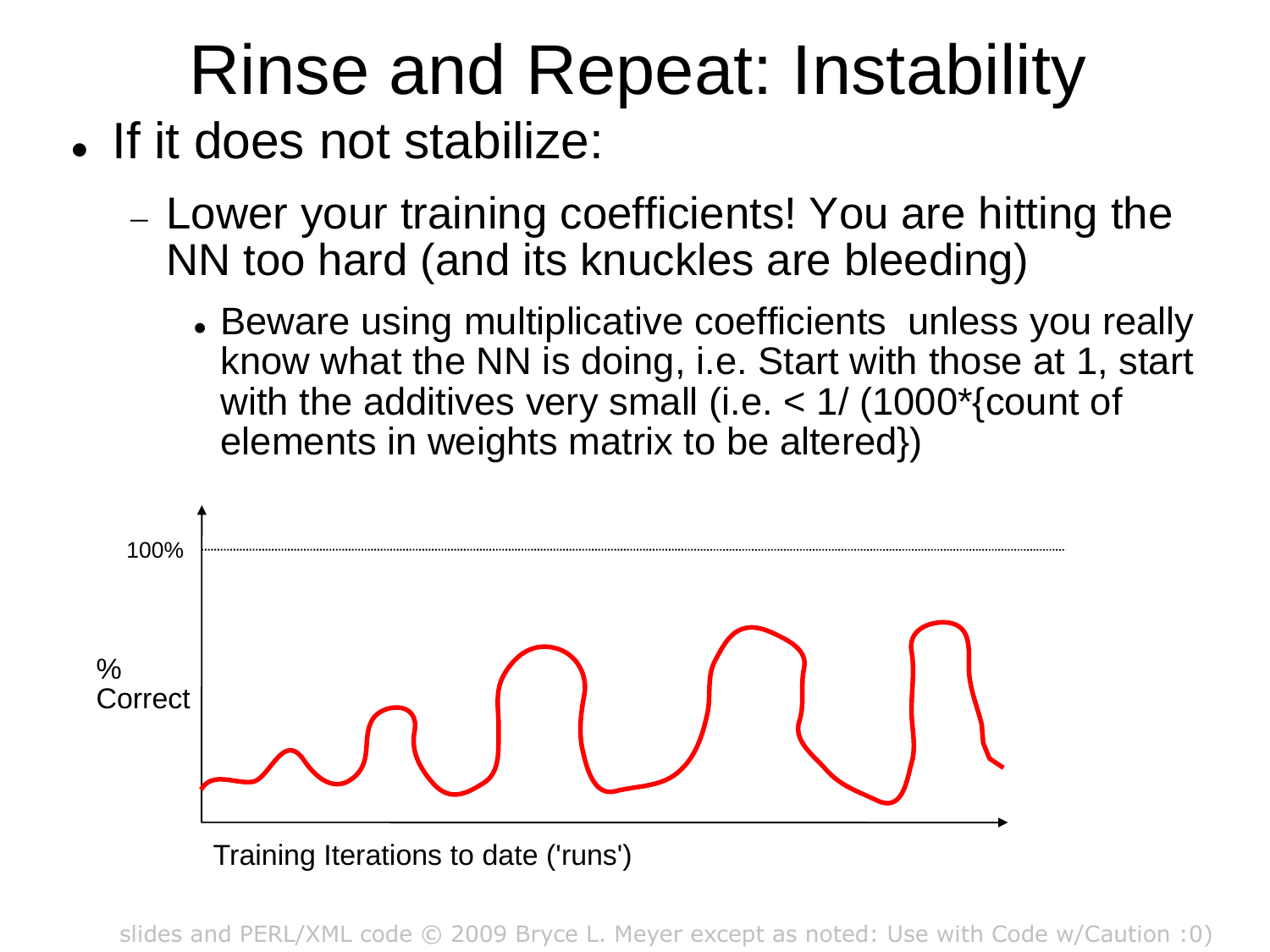# Rinse and Repeat: Instability

- If it does not stabilize:
  - Lower your training coefficients! You are hitting the NN too hard (and its knuckles are bleeding)
    - Beware using multiplicative coefficients  unless you really know what the NN is doing, i.e. Start with those at 1, start with the additives very small (i.e. < 1/ (1000*{count of elements in weights matrix to be altered})

100%

% Correct

Training Iterations to date ('runs')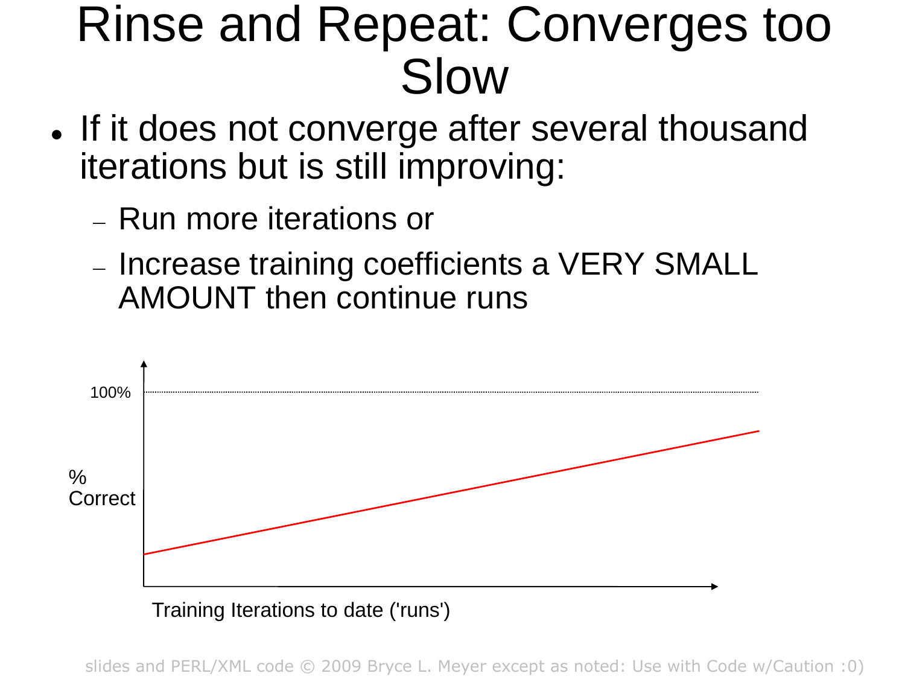# Rinse and Repeat: Converges too Slow

- If it does not converge after several thousand iterations but is still improving:
  - Run more iterations or
  - Increase training coefficients a VERY SMALL AMOUNT then continue runs

100%

% Correct

Training Iterations to date ('runs')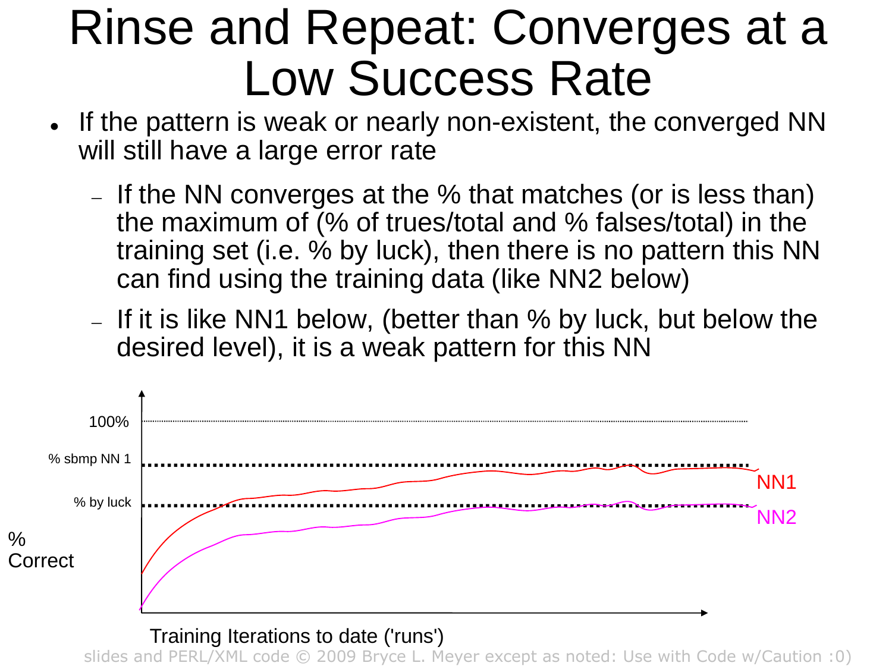# Rinse and Repeat: Converges at a Low Success Rate

- If the pattern is weak or nearly non-existent, the converged NN will still have a large error rate
  - If the NN converges at the % that matches (or is less than) the maximum of (% of trues/total and % falses/total) in the training set (i.e. % by luck), then there is no pattern this NN can find using the training data (like NN2 below)
  - If it is like NN1 below, (better than % by luck, but below the desired level), it is a weak pattern for this NN

100%

% sbmp NN 1

% by luck

% Correct

NN1

NN2

Training Iterations to date ('runs')

slides and PERL/XML code © 2009 Bryce L. Meyer except as noted: Use with Code w/Caution :0)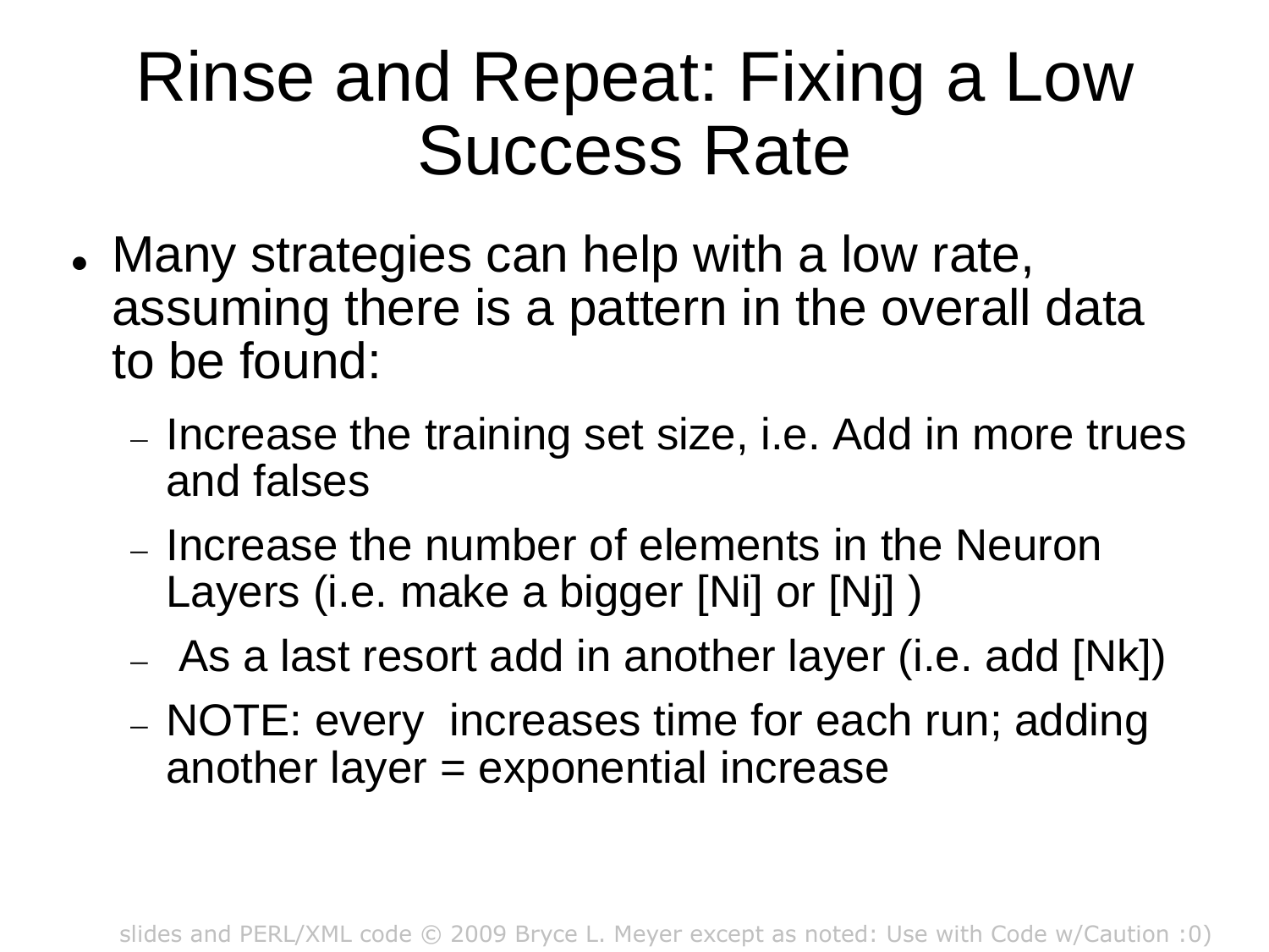# Rinse and Repeat: Fixing a Low Success Rate

- Many strategies can help with a low rate, assuming there is a pattern in the overall data to be found:
  - Increase the training set size, i.e. Add in more trues and falses
  - Increase the number of elements in the Neuron Layers (i.e. make a bigger [Ni] or [Nj] )
  - As a last resort add in another layer (i.e. add [Nk])
  - NOTE: every  increases time for each run; adding another layer = exponential increase

slides and PERL/XML code © 2009 Bryce L. Meyer except as noted: Use with Code w/Caution :0)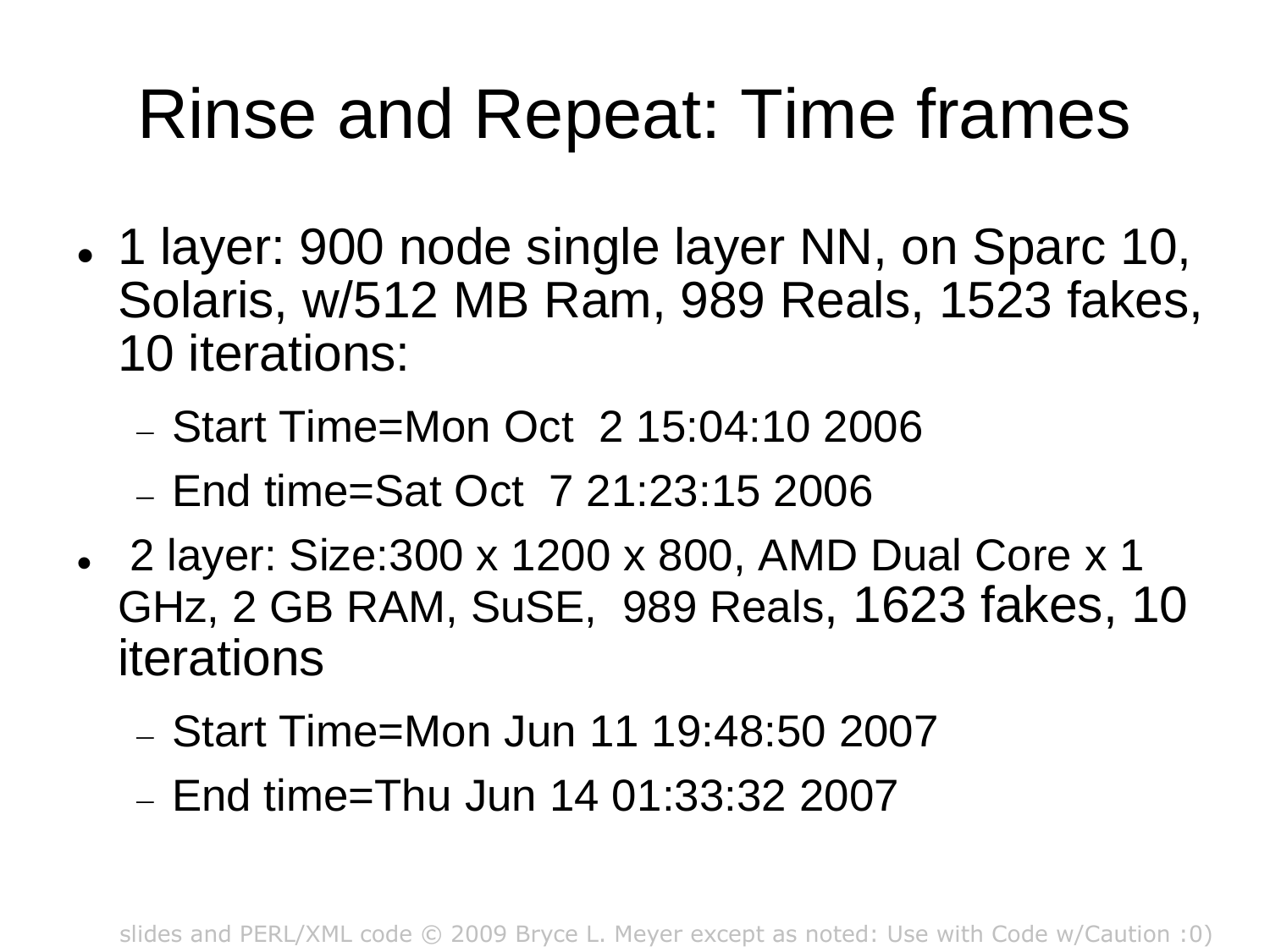# Rinse and Repeat: Time frames

- 1 layer: 900 node single layer NN, on Sparc 10, Solaris, w/512 MB Ram, 989 Reals, 1523 fakes, 10 iterations:
  - Start Time=Mon Oct 2 15:04:10 2006
  - End time=Sat Oct 7 21:23:15 2006
- 2 layer: Size:300 x 1200 x 800, AMD Dual Core x 1 GHz, 2 GB RAM, SuSE, 989 Reals, 1623 fakes, 10 iterations
  - Start Time=Mon Jun 11 19:48:50 2007
  - End time=Thu Jun 14 01:33:32 2007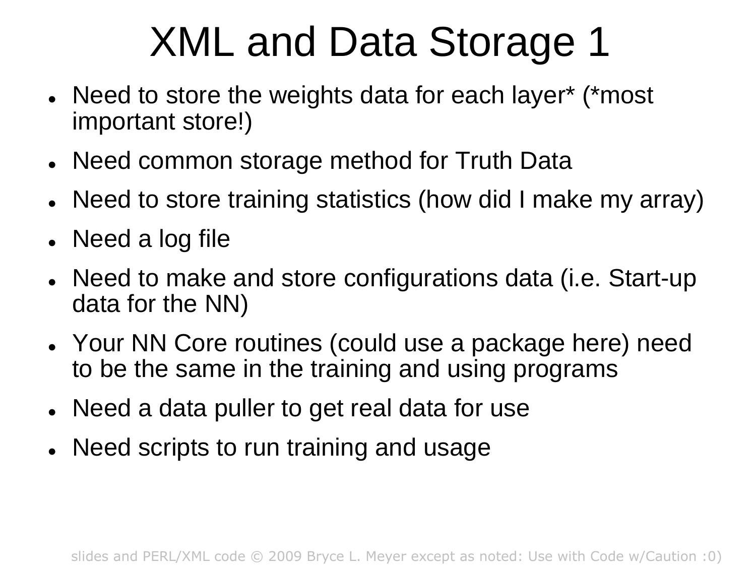# XML and Data Storage 1

- Need to store the weights data for each layer* (*most important store!)
- Need common storage method for Truth Data
- Need to store training statistics (how did I make my array)
- Need a log file
- Need to make and store configurations data (i.e. Start-up data for the NN)
- Your NN Core routines (could use a package here) need to be the same in the training and using programs
- Need a data puller to get real data for use
- Need scripts to run training and usage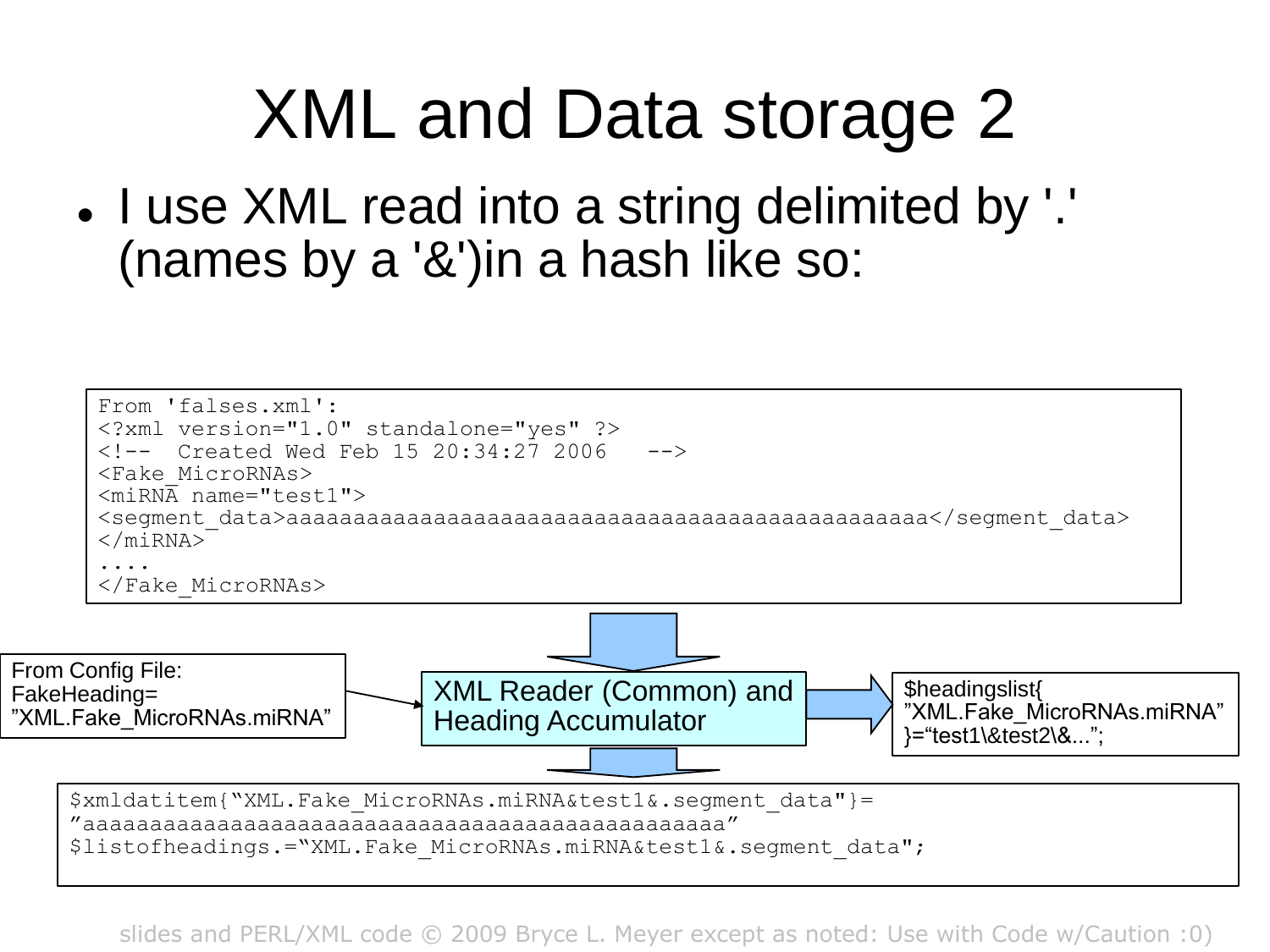# XML and Data storage 2

- I use XML read into a string delimited by '.' (names by a '&')in a hash like so:

```
From 'falses.xml':
<?xml version="1.0" standalone="yes" ?>
<!--  Created Wed Feb 15 20:34:27 2006   -->
<Fake_MicroRNAs>
<miRNA name="test1">
<segment_data>aaaaaaaaaaaaaaaaaaaaaaaaaaaaaaaaaaaaaaaaaaaaaaaa</segment_data>
</miRNA>
....
</Fake_MicroRNAs>
```

From Config File:
FakeHeading=
"XML.Fake_MicroRNAs.miRNA"

XML Reader (Common) and Heading Accumulator

$headingslist{
"XML.Fake_MicroRNAs.miRNA"
}="test1\&test2\&...";

```
$xmldatitem{"XML.Fake_MicroRNAs.miRNA&test1&.segment_data"}=
"aaaaaaaaaaaaaaaaaaaaaaaaaaaaaaaaaaaaaaaaaaaaaaaa"
$listofheadings.="XML.Fake_MicroRNAs.miRNA&test1&.segment_data";
```

slides and PERL/XML code © 2009 Bryce L. Meyer except as noted: Use with Code w/Caution :0)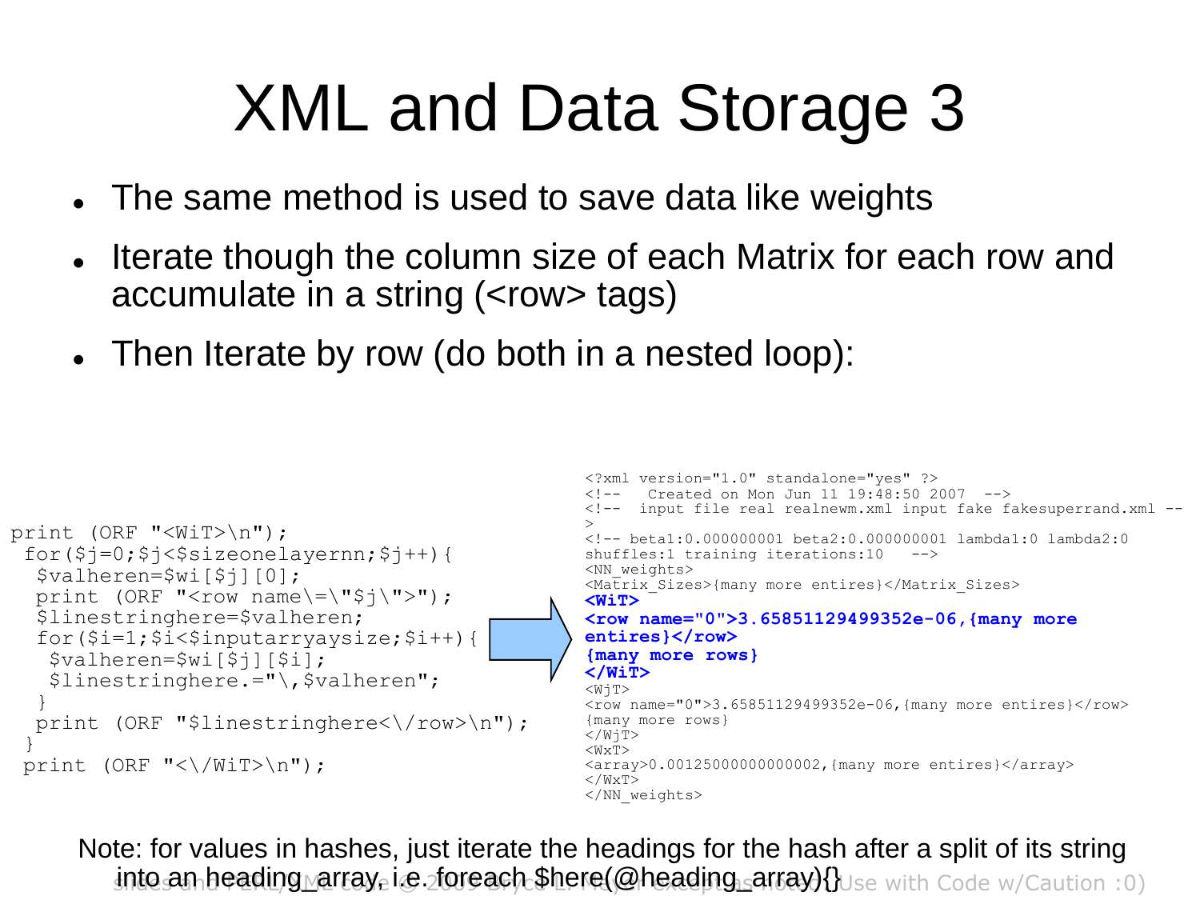# XML and Data Storage 3

- The same method is used to save data like weights
- Iterate though the column size of each Matrix for each row and accumulate in a string (<row> tags)
- Then Iterate by row (do both in a nested loop):

```
print (ORF "<WiT>\n");
 for($j=0;$j<$sizeonelayernn;$j++){
  $valheren=$wi[$j][0];
  print (ORF "<row name\=\"$j\">");
  $linestringhere=$valheren;
  for($i=1;$i<$inputarryaysize;$i++){
   $valheren=$wi[$j][$i];
   $linestringhere.="\,$valheren";
  }
  print (ORF "$linestringhere<\/row>\n");
 }
 print (ORF "<\/WiT>\n");
```

```
<?xml version="1.0" standalone="yes" ?>
<!--   Created on Mon Jun 11 19:48:50 2007  -->
<!--  input file real realnewm.xml input fake fakesuperrand.xml -->
<!-- beta1:0.000000001 beta2:0.000000001 lambda1:0 lambda2:0 shuffles:1 training iterations:10   -->
<NN_weights>
<Matrix_Sizes>{many more entires}</Matrix_Sizes>
<WiT>
<row name="0">3.65851129499352e-06,{many more entires}</row>
{many more rows}
</WiT>
<WjT>
<row name="0">3.65851129499352e-06,{many more entires}</row>
{many more rows}
</WjT>
<WxT>
<array>0.00125000000000002,{many more entires}</array>
</WxT>
</NN_weights>
```

Note: for values in hashes, just iterate the headings for the hash after a split of its string into an heading_array, i.e. foreach $here(@heading_array){}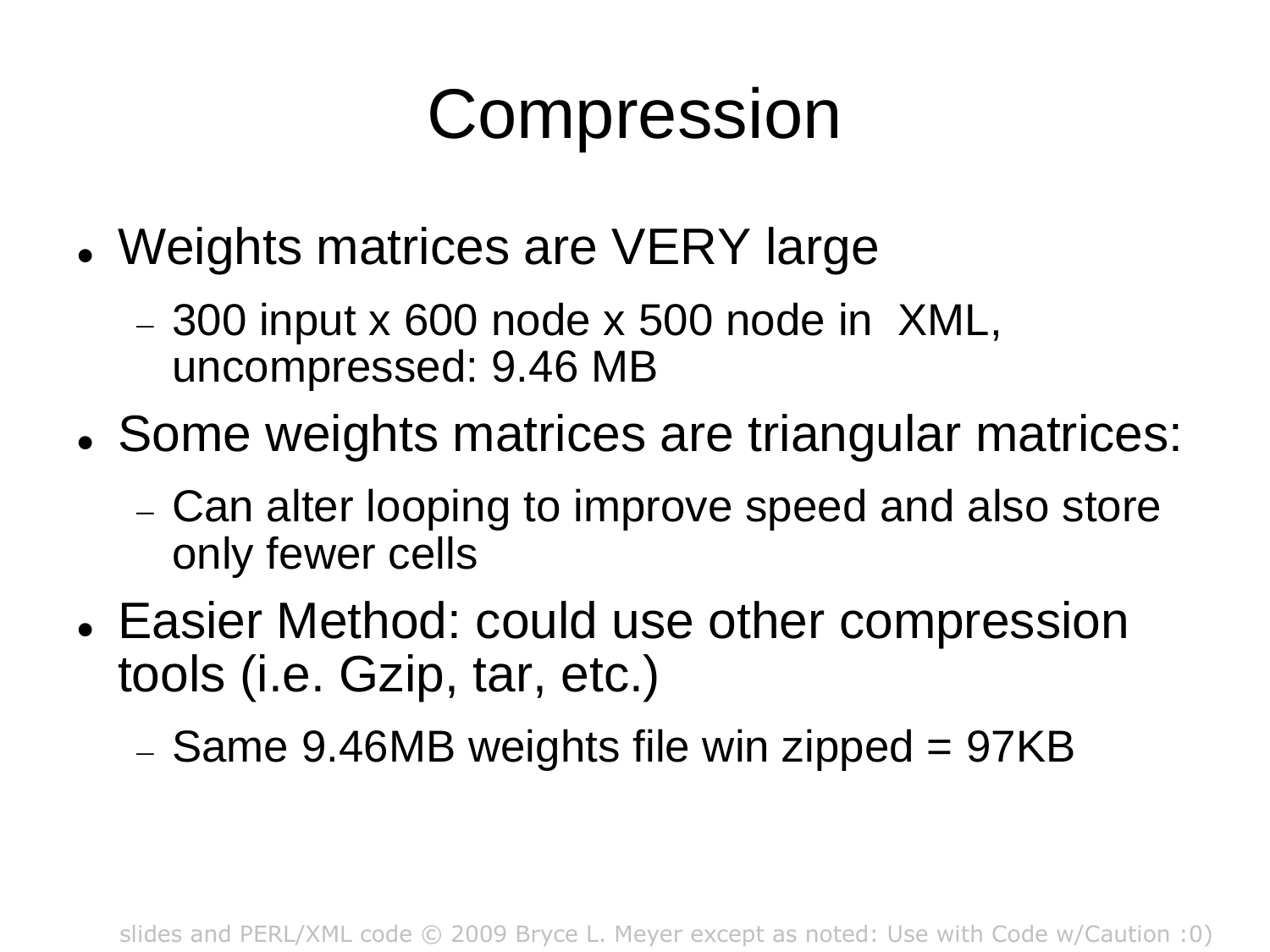# Compression

- Weights matrices are VERY large
  - 300 input x 600 node x 500 node in XML, uncompressed: 9.46 MB
- Some weights matrices are triangular matrices:
  - Can alter looping to improve speed and also store only fewer cells
- Easier Method: could use other compression tools (i.e. Gzip, tar, etc.)
  - Same 9.46MB weights file win zipped = 97KB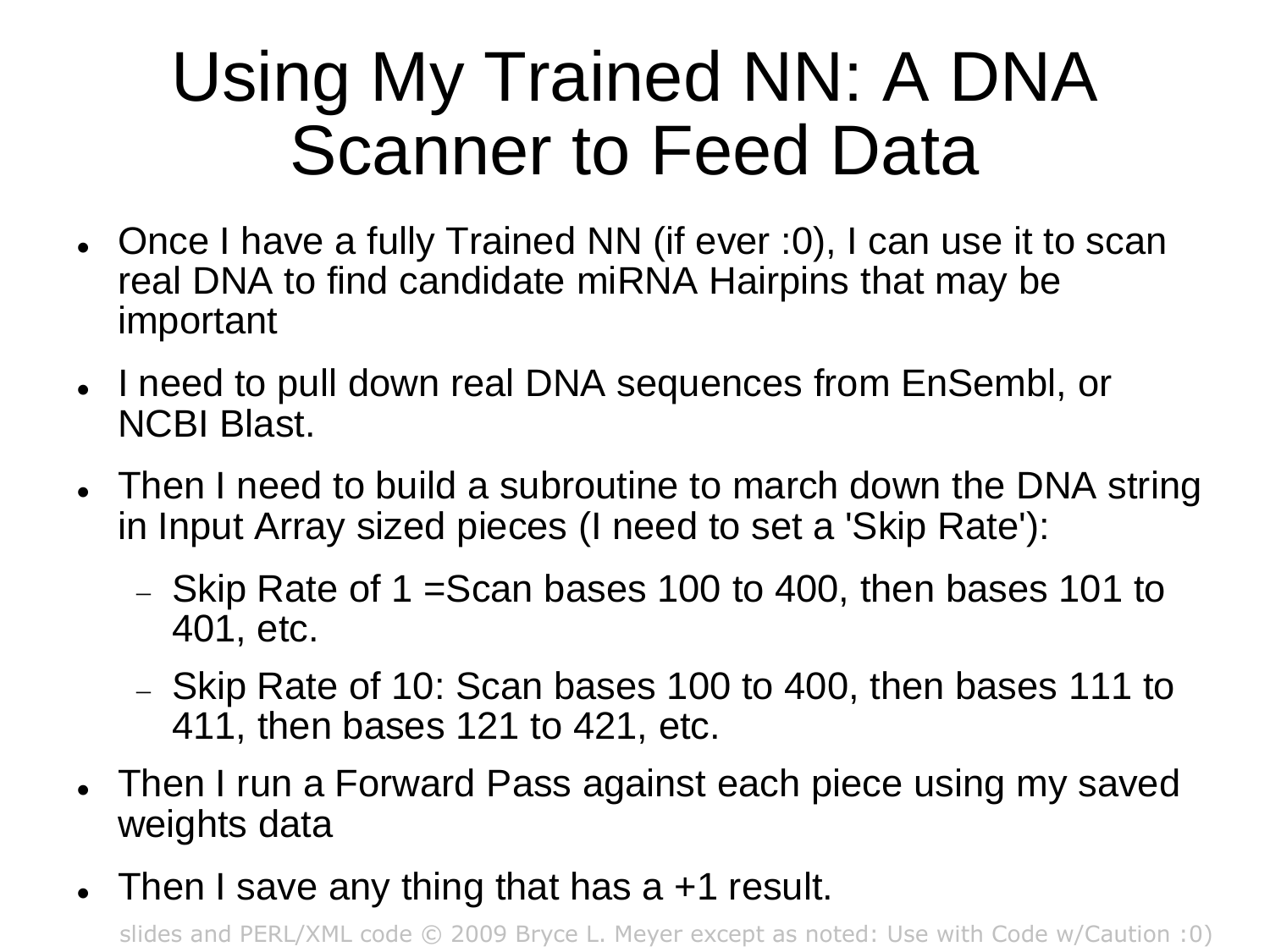# Using My Trained NN: A DNA Scanner to Feed Data

- Once I have a fully Trained NN (if ever :0), I can use it to scan real DNA to find candidate miRNA Hairpins that may be important
- I need to pull down real DNA sequences from EnSembl, or NCBI Blast.
- Then I need to build a subroutine to march down the DNA string in Input Array sized pieces (I need to set a 'Skip Rate'):
  - Skip Rate of 1 =Scan bases 100 to 400, then bases 101 to 401, etc.
  - Skip Rate of 10: Scan bases 100 to 400, then bases 111 to 411, then bases 121 to 421, etc.
- Then I run a Forward Pass against each piece using my saved weights data
- Then I save any thing that has a +1 result.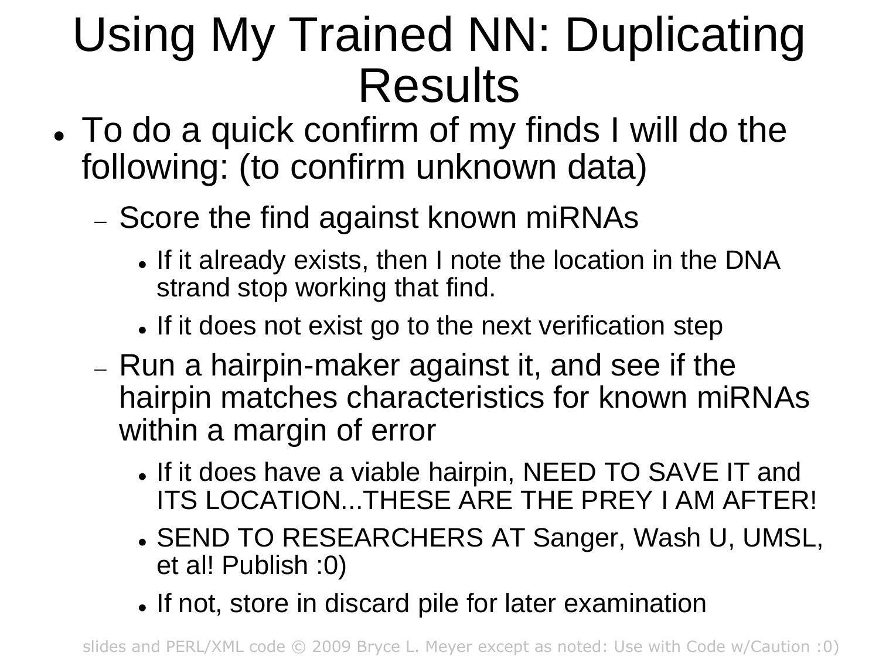# Using My Trained NN: Duplicating Results

- To do a quick confirm of my finds I will do the following: (to confirm unknown data)
  - Score the find against known miRNAs
    - If it already exists, then I note the location in the DNA strand stop working that find.
    - If it does not exist go to the next verification step
  - Run a hairpin-maker against it, and see if the hairpin matches characteristics for known miRNAs within a margin of error
    - If it does have a viable hairpin, NEED TO SAVE IT and ITS LOCATION...THESE ARE THE PREY I AM AFTER!
    - SEND TO RESEARCHERS AT Sanger, Wash U, UMSL, et al! Publish :0)
    - If not, store in discard pile for later examination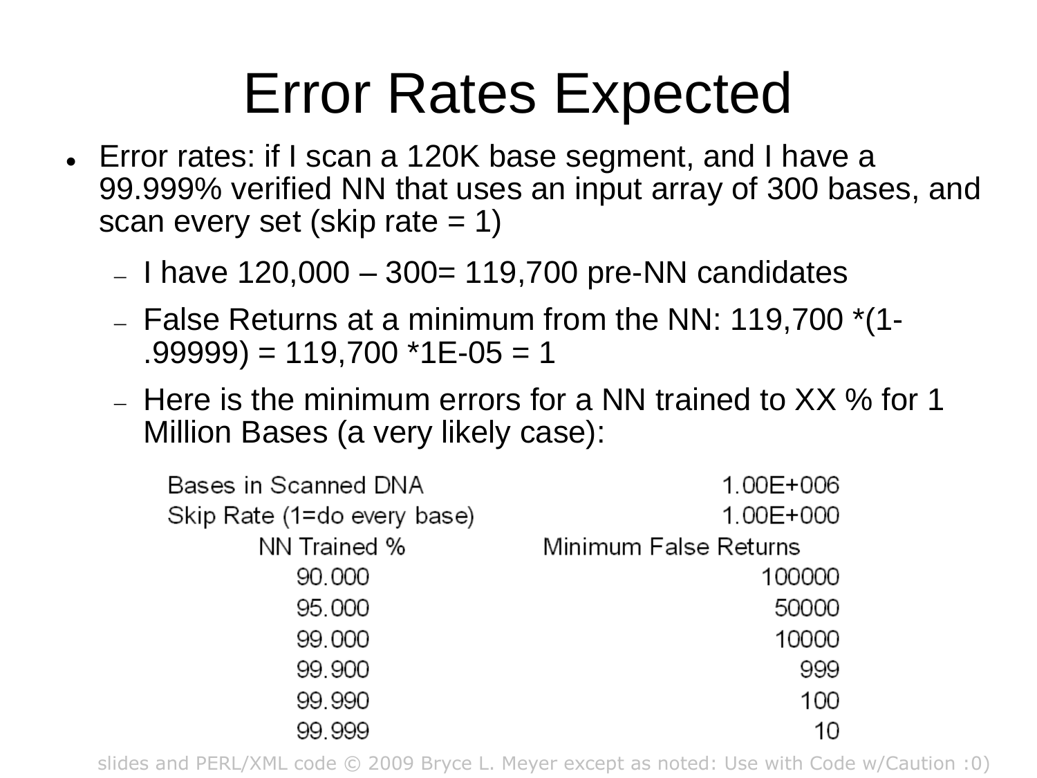# Error Rates Expected

- Error rates: if I scan a 120K base segment, and I have a 99.999% verified NN that uses an input array of 300 bases, and scan every set (skip rate = 1)
  - I have 120,000 – 300= 119,700 pre-NN candidates
  - False Returns at a minimum from the NN: 119,700 *(1-.99999) = 119,700 *1E-05 = 1
  - Here is the minimum errors for a NN trained to XX % for 1 Million Bases (a very likely case):

| Bases in Scanned DNA | 1.00E+006 |
|---|---|
| Skip Rate (1=do every base) | 1.00E+000 |
| NN Trained % | Minimum False Returns |
| 90.000 | 100000 |
| 95.000 | 50000 |
| 99.000 | 10000 |
| 99.900 | 999 |
| 99.990 | 100 |
| 99.999 | 10 |

slides and PERL/XML code © 2009 Bryce L. Meyer except as noted: Use with Code w/Caution :0)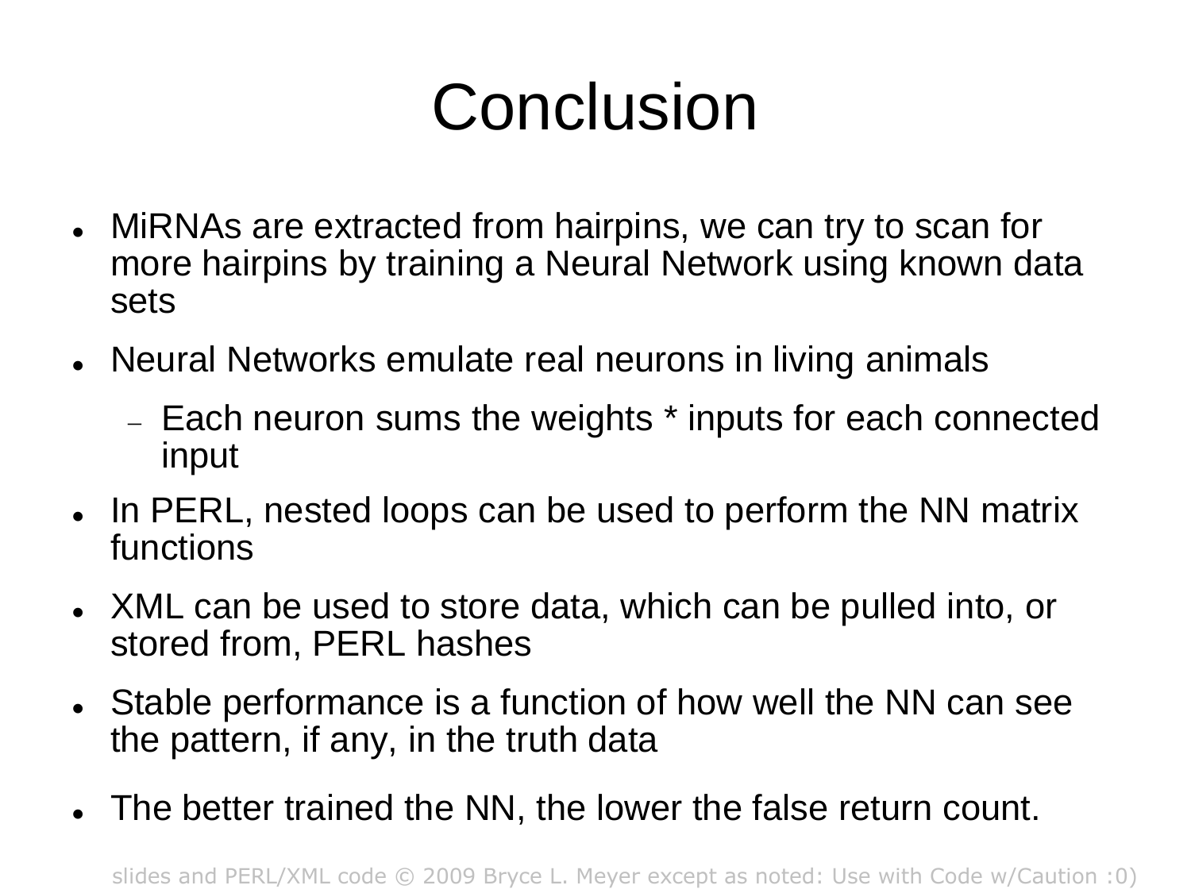# Conclusion

- MiRNAs are extracted from hairpins, we can try to scan for more hairpins by training a Neural Network using known data sets
- Neural Networks emulate real neurons in living animals
  - Each neuron sums the weights * inputs for each connected input
- In PERL, nested loops can be used to perform the NN matrix functions
- XML can be used to store data, which can be pulled into, or stored from, PERL hashes
- Stable performance is a function of how well the NN can see the pattern, if any, in the truth data
- The better trained the NN, the lower the false return count.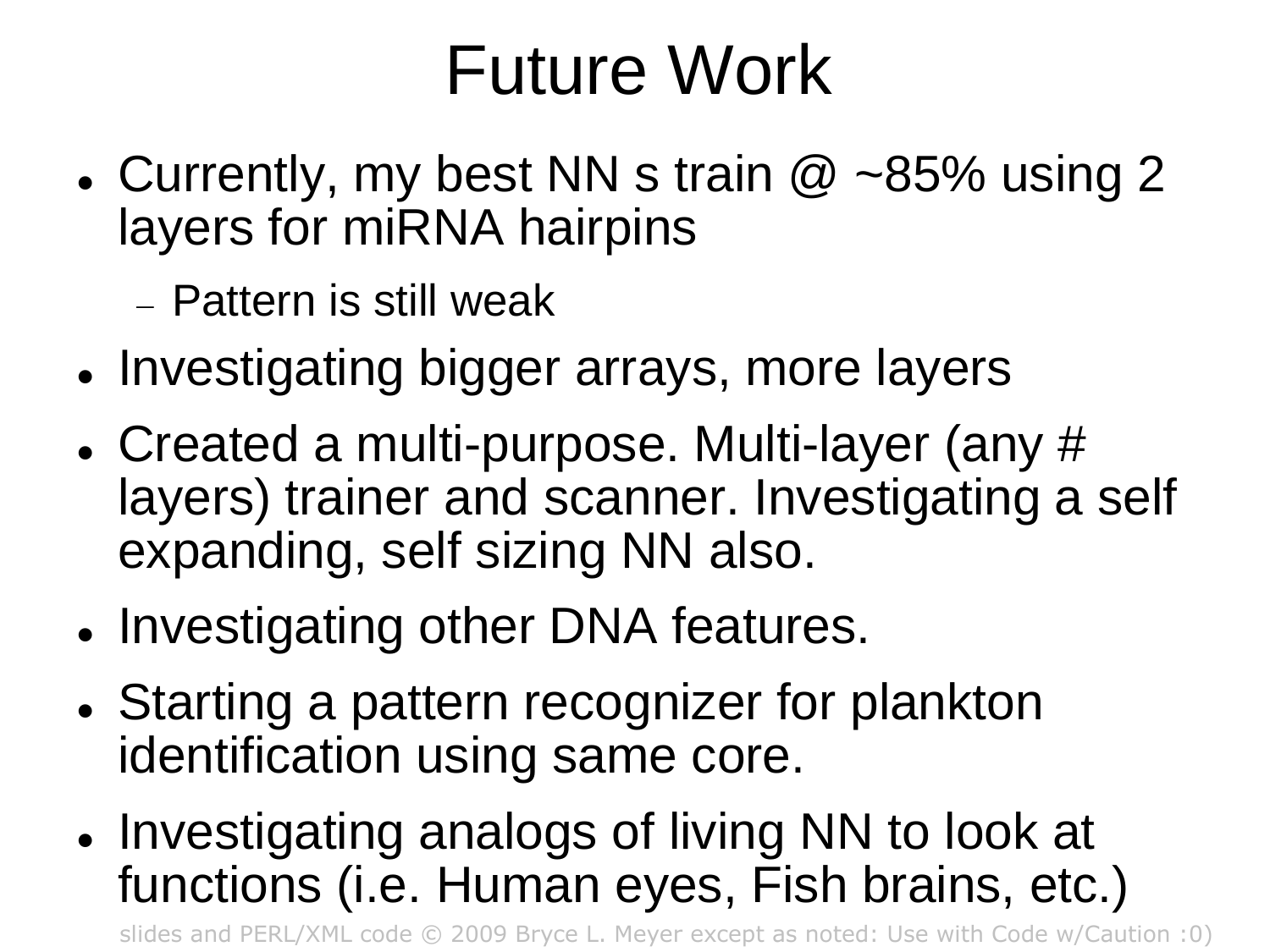# Future Work

- Currently, my best NN s train @ ~85% using 2 layers for miRNA hairpins
  - Pattern is still weak
- Investigating bigger arrays, more layers
- Created a multi-purpose. Multi-layer (any # layers) trainer and scanner. Investigating a self expanding, self sizing NN also.
- Investigating other DNA features.
- Starting a pattern recognizer for plankton identification using same core.
- Investigating analogs of living NN to look at functions (i.e. Human eyes, Fish brains, etc.)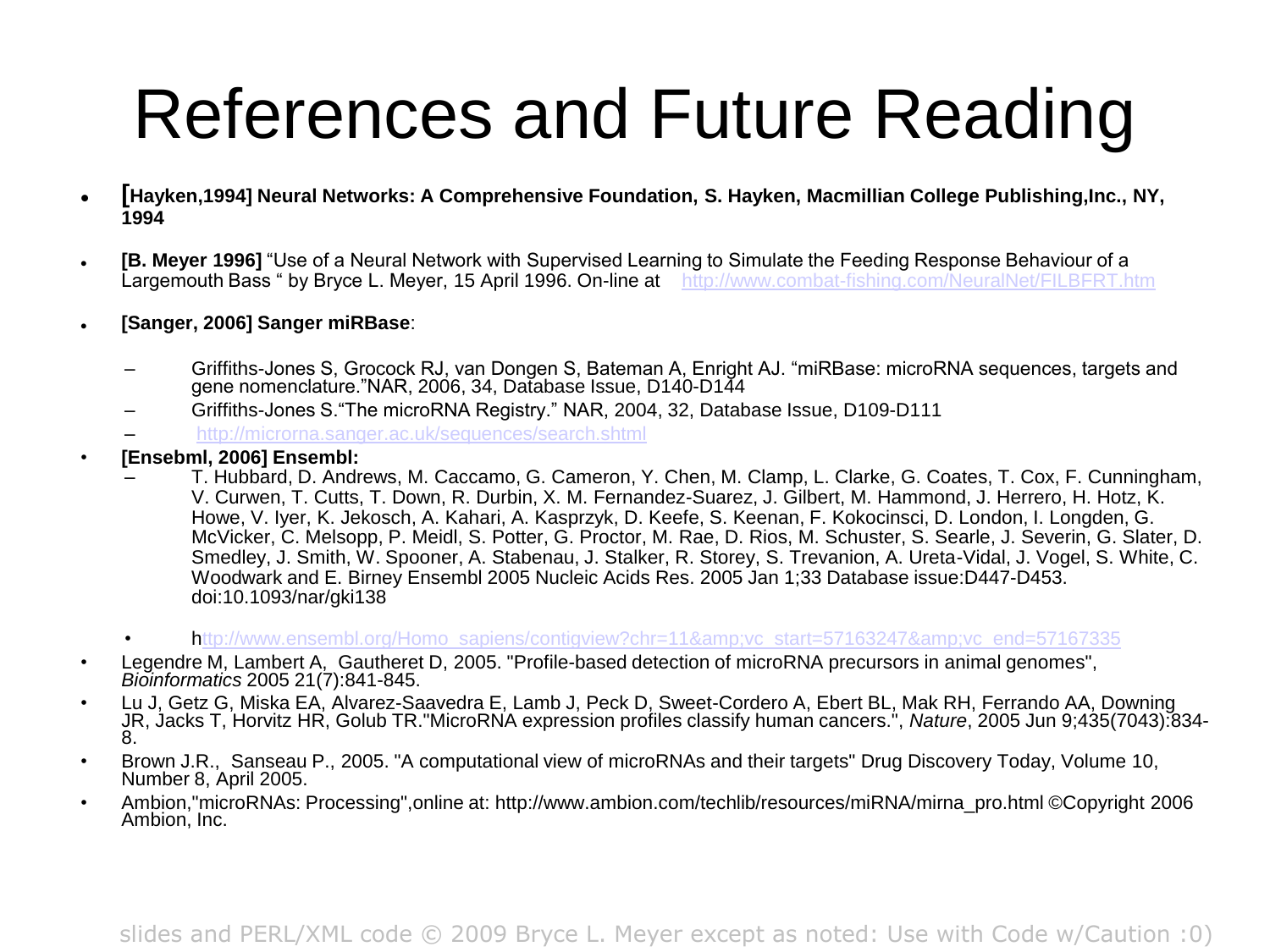# References and Future Reading

- **[Hayken,1994] Neural Networks: A Comprehensive Foundation, S. Hayken, Macmillian College Publishing,Inc., NY, 1994**
- **[B. Meyer 1996]** "Use of a Neural Network with Supervised Learning to Simulate the Feeding Response Behaviour of a Largemouth Bass " by Bryce L. Meyer, 15 April 1996. On-line at http://www.combat-fishing.com/NeuralNet/FILBFRT.htm
- **[Sanger, 2006] Sanger miRBase**:
  - Griffiths-Jones S, Grocock RJ, van Dongen S, Bateman A, Enright AJ. "miRBase: microRNA sequences, targets and gene nomenclature."NAR, 2006, 34, Database Issue, D140-D144
  - Griffiths-Jones S."The microRNA Registry." NAR, 2004, 32, Database Issue, D109-D111
  - http://microrna.sanger.ac.uk/sequences/search.shtml
- **[Ensebml, 2006] Ensembl:**
  - T. Hubbard, D. Andrews, M. Caccamo, G. Cameron, Y. Chen, M. Clamp, L. Clarke, G. Coates, T. Cox, F. Cunningham, V. Curwen, T. Cutts, T. Down, R. Durbin, X. M. Fernandez-Suarez, J. Gilbert, M. Hammond, J. Herrero, H. Hotz, K. Howe, V. Iyer, K. Jekosch, A. Kahari, A. Kasprzyk, D. Keefe, S. Keenan, F. Kokocinsci, D. London, I. Longden, G. McVicker, C. Melsopp, P. Meidl, S. Potter, G. Proctor, M. Rae, D. Rios, M. Schuster, S. Searle, J. Severin, G. Slater, D. Smedley, J. Smith, W. Spooner, A. Stabenau, J. Stalker, R. Storey, S. Trevanion, A. Ureta-Vidal, J. Vogel, S. White, C. Woodwark and E. Birney Ensembl 2005 Nucleic Acids Res. 2005 Jan 1;33 Database issue:D447-D453. doi:10.1093/nar/gki138
    - http://www.ensembl.org/Homo_sapiens/contigview?chr=11&amp;vc_start=57163247&amp;vc_end=57167335
- Legendre M, Lambert A, Gautheret D, 2005. "Profile-based detection of microRNA precursors in animal genomes", *Bioinformatics* 2005 21(7):841-845.
- Lu J, Getz G, Miska EA, Alvarez-Saavedra E, Lamb J, Peck D, Sweet-Cordero A, Ebert BL, Mak RH, Ferrando AA, Downing JR, Jacks T, Horvitz HR, Golub TR."MicroRNA expression profiles classify human cancers.", *Nature*, 2005 Jun 9;435(7043):834-8.
- Brown J.R., Sanseau P., 2005. "A computational view of microRNAs and their targets" Drug Discovery Today, Volume 10, Number 8, April 2005.
- Ambion,"microRNAs: Processing",online at: http://www.ambion.com/techlib/resources/miRNA/mirna_pro.html ©Copyright 2006 Ambion, Inc.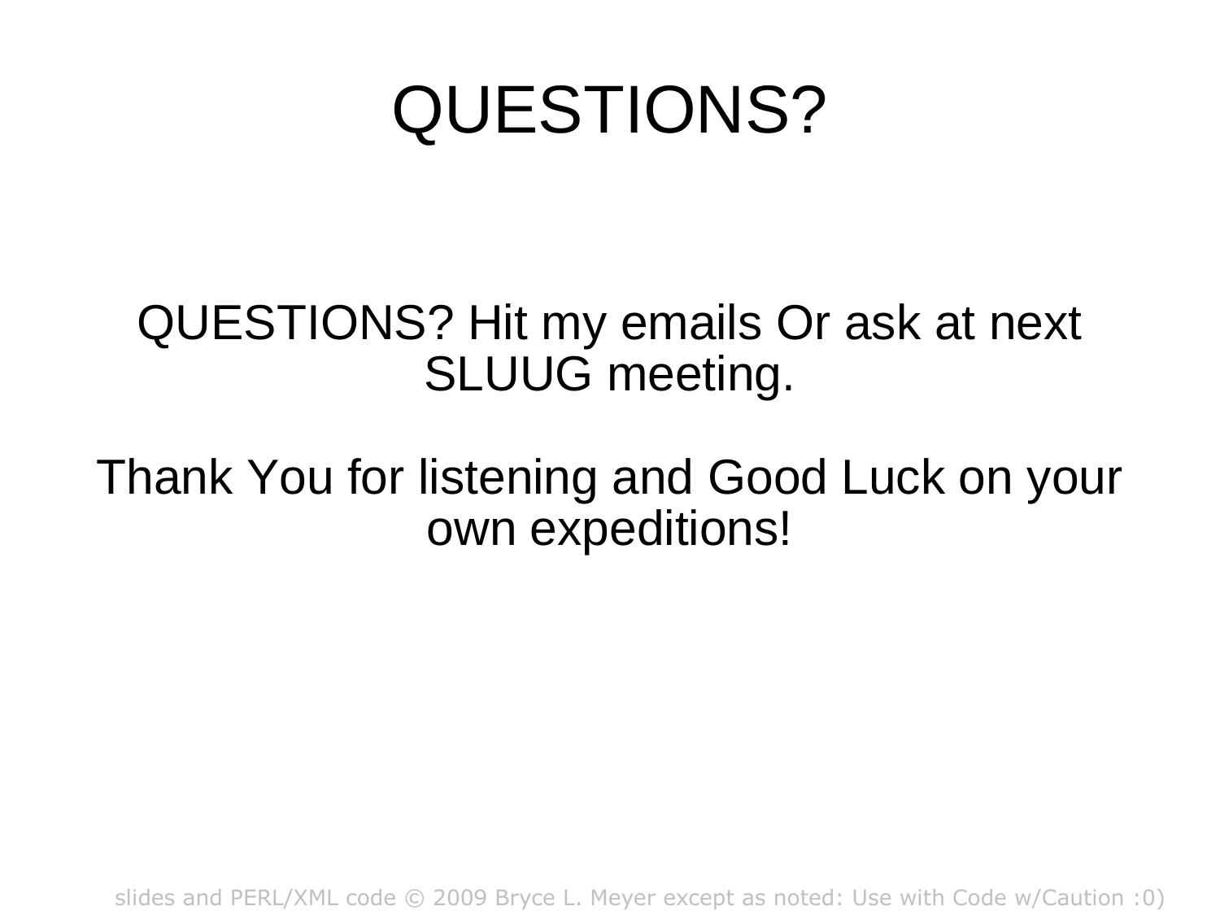# QUESTIONS?

QUESTIONS? Hit my emails Or ask at next SLUUG meeting.

Thank You for listening and Good Luck on your own expeditions!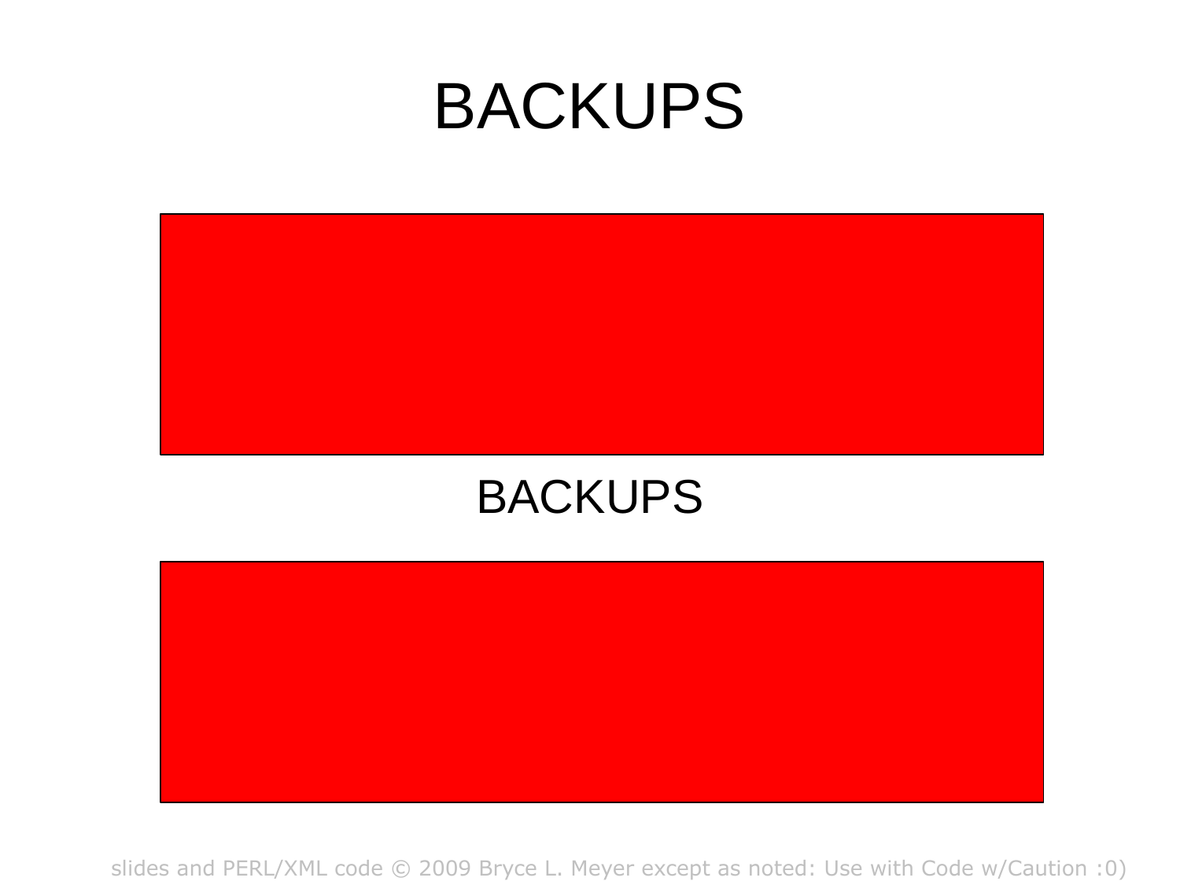# BACKUPS

BACKUPS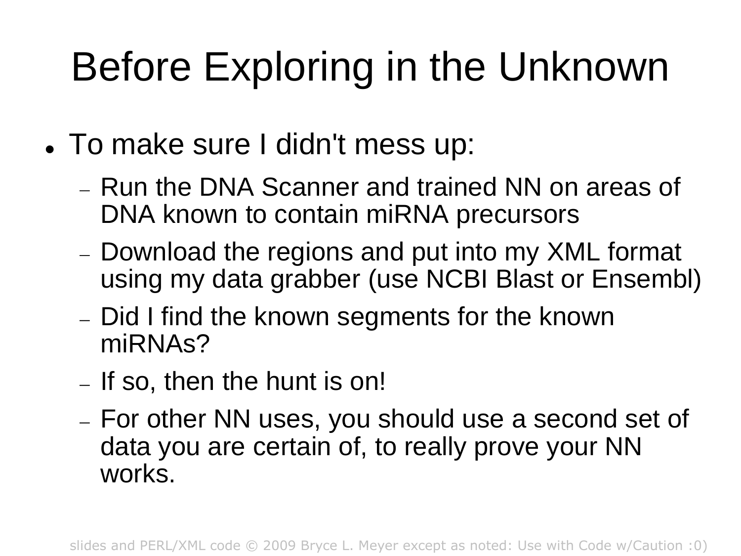# Before Exploring in the Unknown

- To make sure I didn't mess up:
  - Run the DNA Scanner and trained NN on areas of DNA known to contain miRNA precursors
  - Download the regions and put into my XML format using my data grabber (use NCBI Blast or Ensembl)
  - Did I find the known segments for the known miRNAs?
  - If so, then the hunt is on!
  - For other NN uses, you should use a second set of data you are certain of, to really prove your NN works.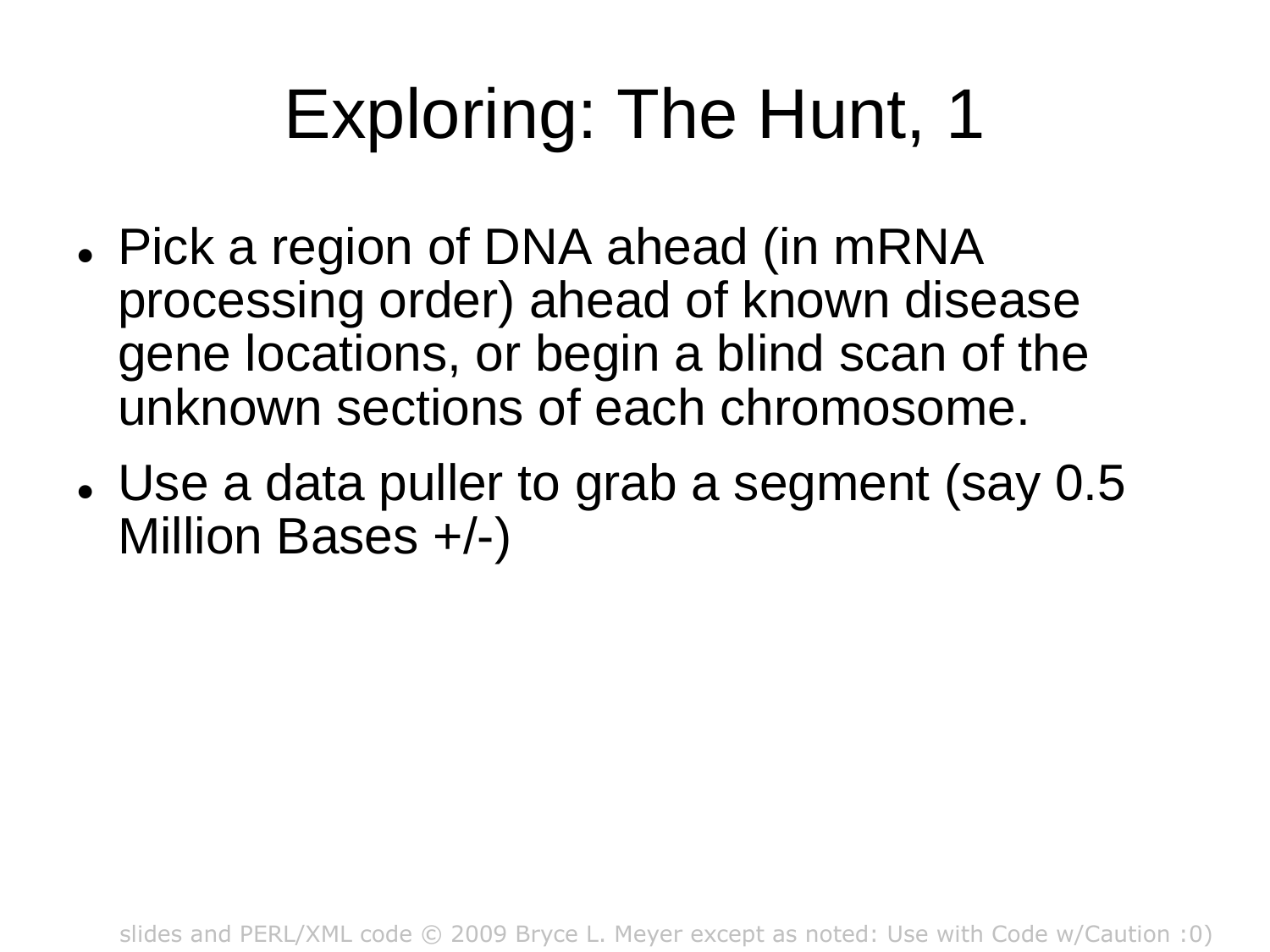# Exploring: The Hunt, 1

- Pick a region of DNA ahead (in mRNA processing order) ahead of known disease gene locations, or begin a blind scan of the unknown sections of each chromosome.
- Use a data puller to grab a segment (say 0.5 Million Bases +/-)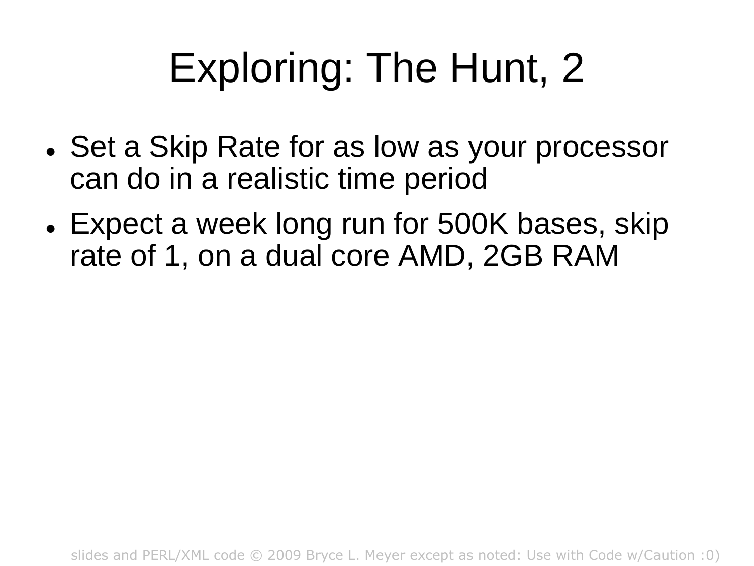# Exploring: The Hunt, 2

- Set a Skip Rate for as low as your processor can do in a realistic time period
- Expect a week long run for 500K bases, skip rate of 1, on a dual core AMD, 2GB RAM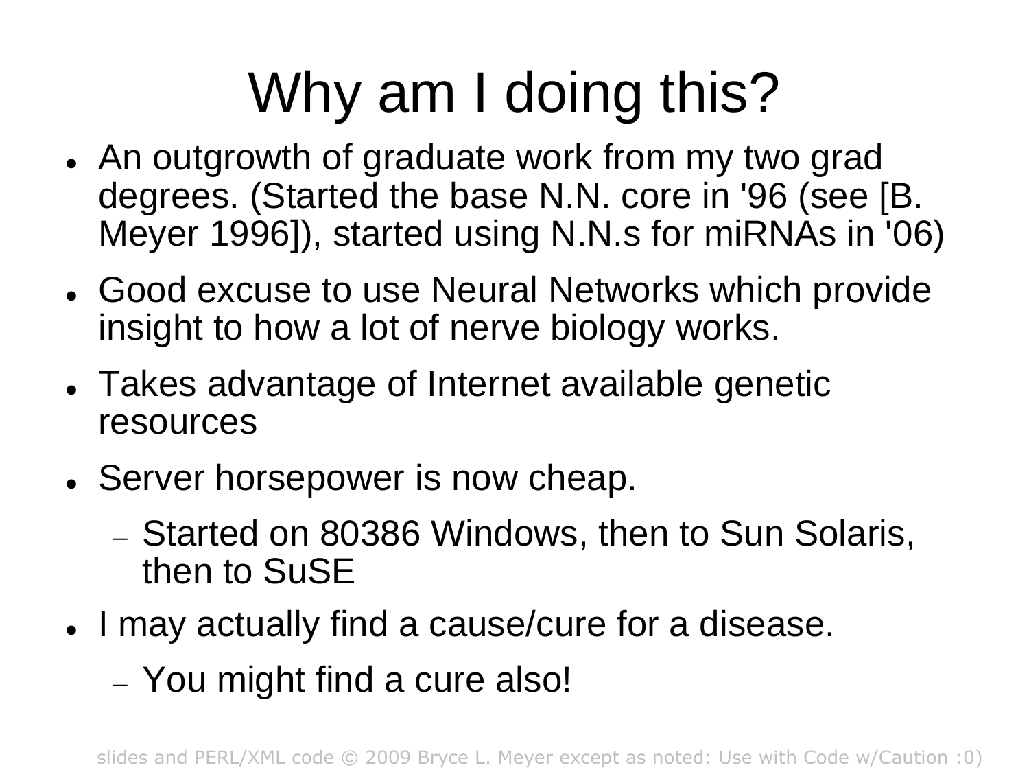# Why am I doing this?

- An outgrowth of graduate work from my two grad degrees. (Started the base N.N. core in '96 (see [B. Meyer 1996]), started using N.N.s for miRNAs in '06)
- Good excuse to use Neural Networks which provide insight to how a lot of nerve biology works.
- Takes advantage of Internet available genetic resources
- Server horsepower is now cheap.
  - Started on 80386 Windows, then to Sun Solaris, then to SuSE
- I may actually find a cause/cure for a disease.
  - You might find a cure also!

slides and PERL/XML code © 2009 Bryce L. Meyer except as noted: Use with Code w/Caution :0)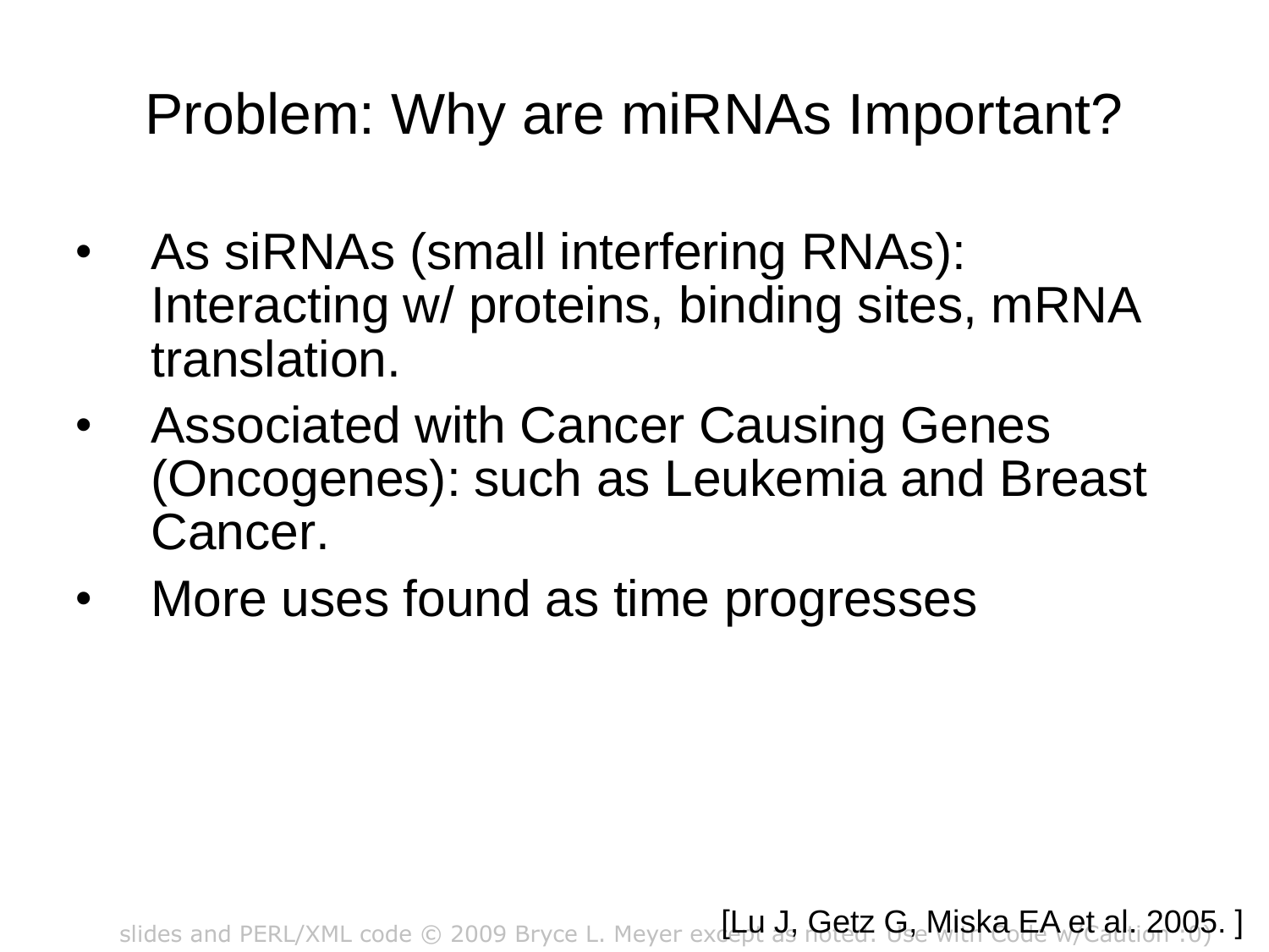# Problem: Why are miRNAs Important?

- As siRNAs (small interfering RNAs): Interacting w/ proteins, binding sites, mRNA translation.
- Associated with Cancer Causing Genes (Oncogenes): such as Leukemia and Breast Cancer.
- More uses found as time progresses

[Lu J, Getz G, Miska EA et al. 2005. ]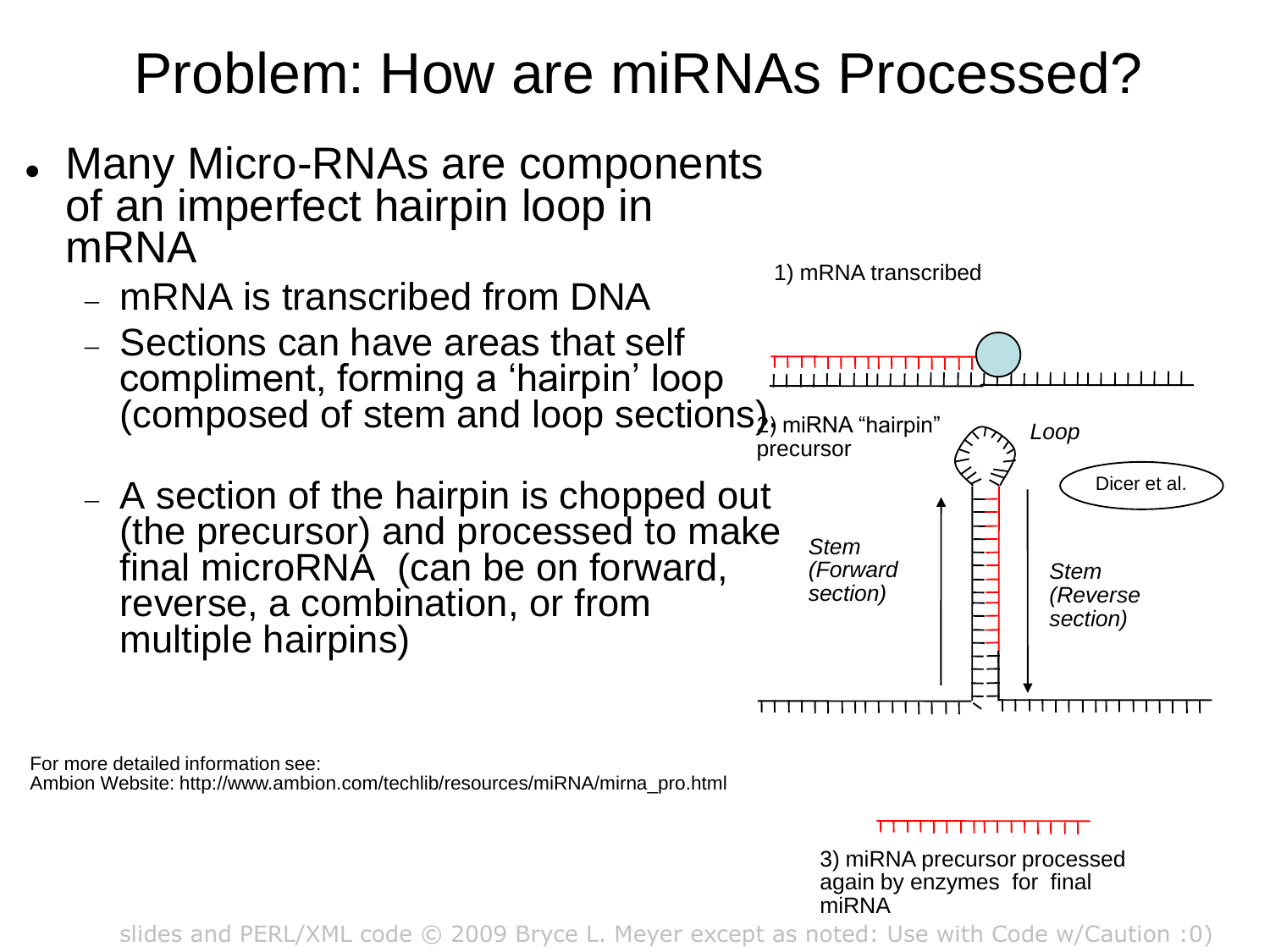# Problem: How are miRNAs Processed?

- Many Micro-RNAs are components of an imperfect hairpin loop in mRNA
  - mRNA is transcribed from DNA
  - Sections can have areas that self compliment, forming a 'hairpin' loop (composed of stem and loop sections)
  - A section of the hairpin is chopped out (the precursor) and processed to make final microRNA (can be on forward, reverse, a combination, or from multiple hairpins)

1) mRNA transcribed

2) miRNA "hairpin" precursor

*Loop*

Dicer et al.

*Stem (Forward section)*

*Stem (Reverse section)*

3) miRNA precursor processed again by enzymes for final miRNA

For more detailed information see:
Ambion Website: http://www.ambion.com/techlib/resources/miRNA/mirna_pro.html

slides and PERL/XML code © 2009 Bryce L. Meyer except as noted: Use with Code w/Caution :0)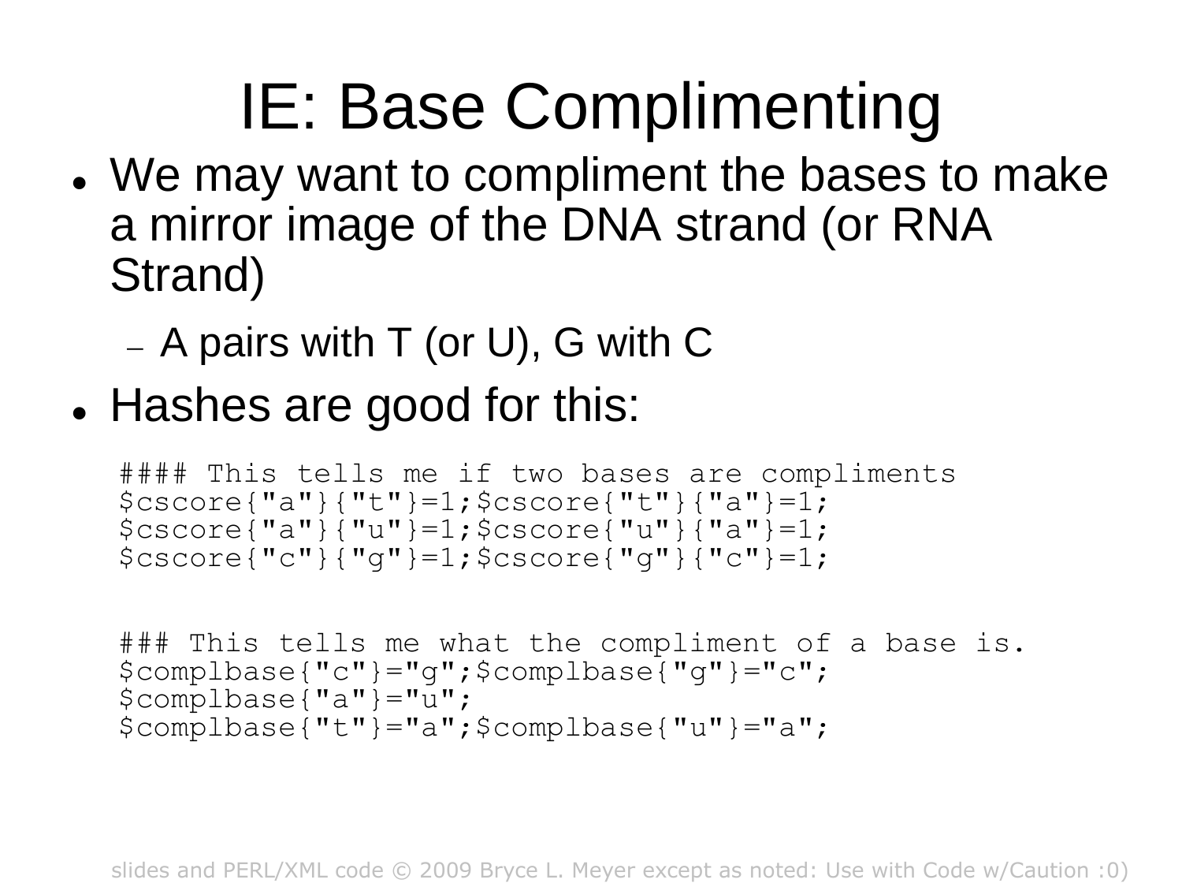# IE: Base Complimenting

- We may want to compliment the bases to make a mirror image of the DNA strand (or RNA Strand)
  - A pairs with T (or U), G with C
- Hashes are good for this:

```
#### This tells me if two bases are compliments
$cscore{"a"}{"t"}=1;$cscore{"t"}{"a"}=1;
$cscore{"a"}{"u"}=1;$cscore{"u"}{"a"}=1;
$cscore{"c"}{"g"}=1;$cscore{"g"}{"c"}=1;


### This tells me what the compliment of a base is.
$complbase{"c"}="g";$complbase{"g"}="c";
$complbase{"a"}="u";
$complbase{"t"}="a";$complbase{"u"}="a";
```

slides and PERL/XML code © 2009 Bryce L. Meyer except as noted: Use with Code w/Caution :0)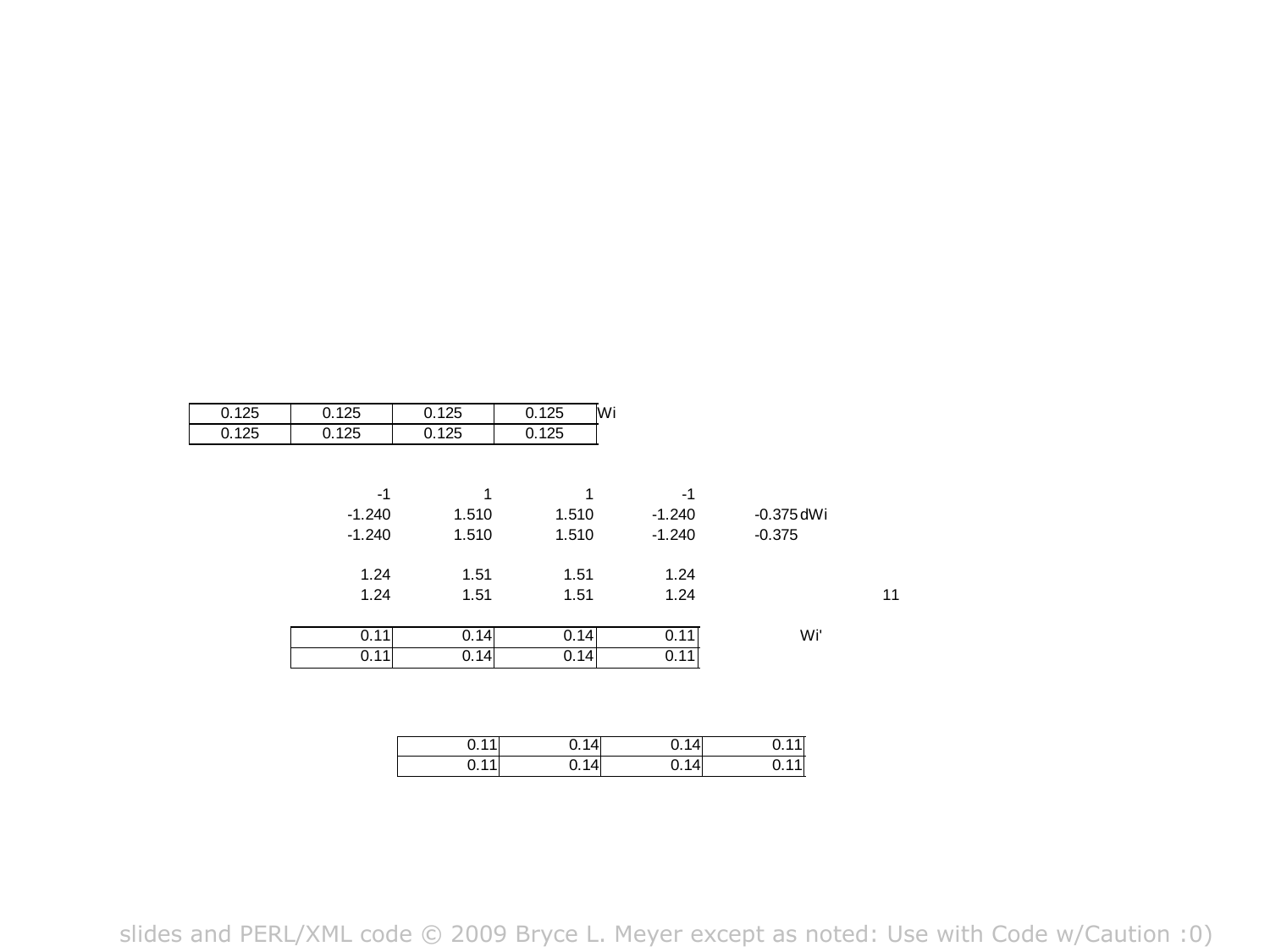| 0.125 | 0.125 | 0.125 | 0.125 | Wi |
|---|---|---|---|---|
| 0.125 | 0.125 | 0.125 | 0.125 | |

| -1 | 1 | 1 | -1 | | |
|---|---|---|---|---|---|
| -1.240 | 1.510 | 1.510 | -1.240 | -0.375 | dWi |
| -1.240 | 1.510 | 1.510 | -1.240 | -0.375 | |

| 1.24 | 1.51 | 1.51 | 1.24 | |
|---|---|---|---|---|
| 1.24 | 1.51 | 1.51 | 1.24 | 11 |

| 0.11 | 0.14 | 0.14 | 0.11 | Wi' |
|---|---|---|---|---|
| 0.11 | 0.14 | 0.14 | 0.11 | |

| 0.11 | 0.14 | 0.14 | 0.11 |
|---|---|---|---|
| 0.11 | 0.14 | 0.14 | 0.11 |

slides and PERL/XML code © 2009 Bryce L. Meyer except as noted: Use with Code w/Caution :0)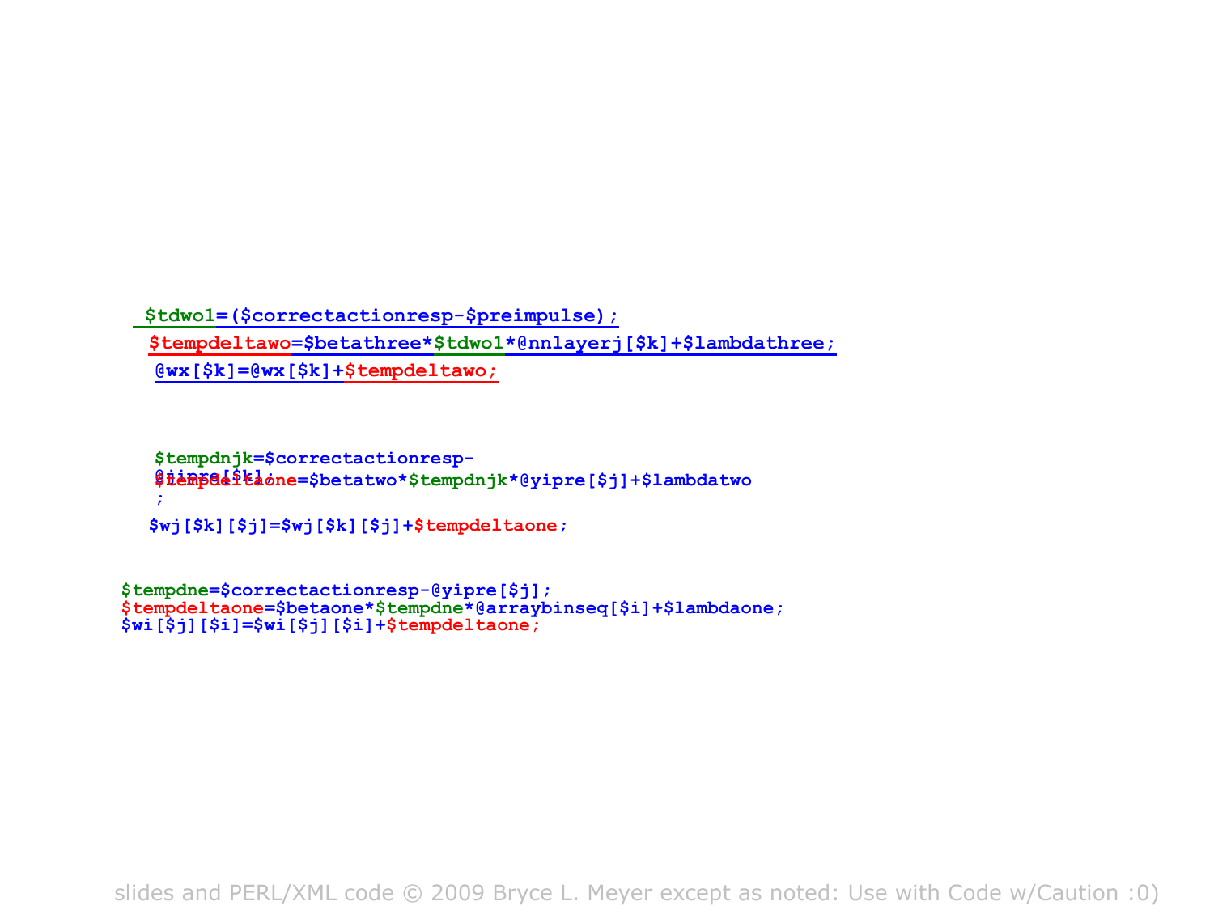```
$tdwo1=($correctactionresp-$preimpulse);
$tempdeltawo=$betathree*$tdwo1*@nnlayerj[$k]+$lambdathree;
@wx[$k]=@wx[$k]+$tempdeltawo;
```

```
$tempdnjk=$correctactionresp-@jjpre[$k];
$tempdeltaone=$betatwo*$tempdnjk*@yipre[$j]+$lambdatwo;
$wj[$k][$j]=$wj[$k][$j]+$tempdeltaone;
```

```
$tempdne=$correctactionresp-@yipre[$j];
$tempdeltaone=$betaone*$tempdne*@arraybinseq[$i]+$lambdaone;
$wi[$j][$i]=$wi[$j][$i]+$tempdeltaone;
```

slides and PERL/XML code © 2009 Bryce L. Meyer except as noted: Use with Code w/Caution :0)